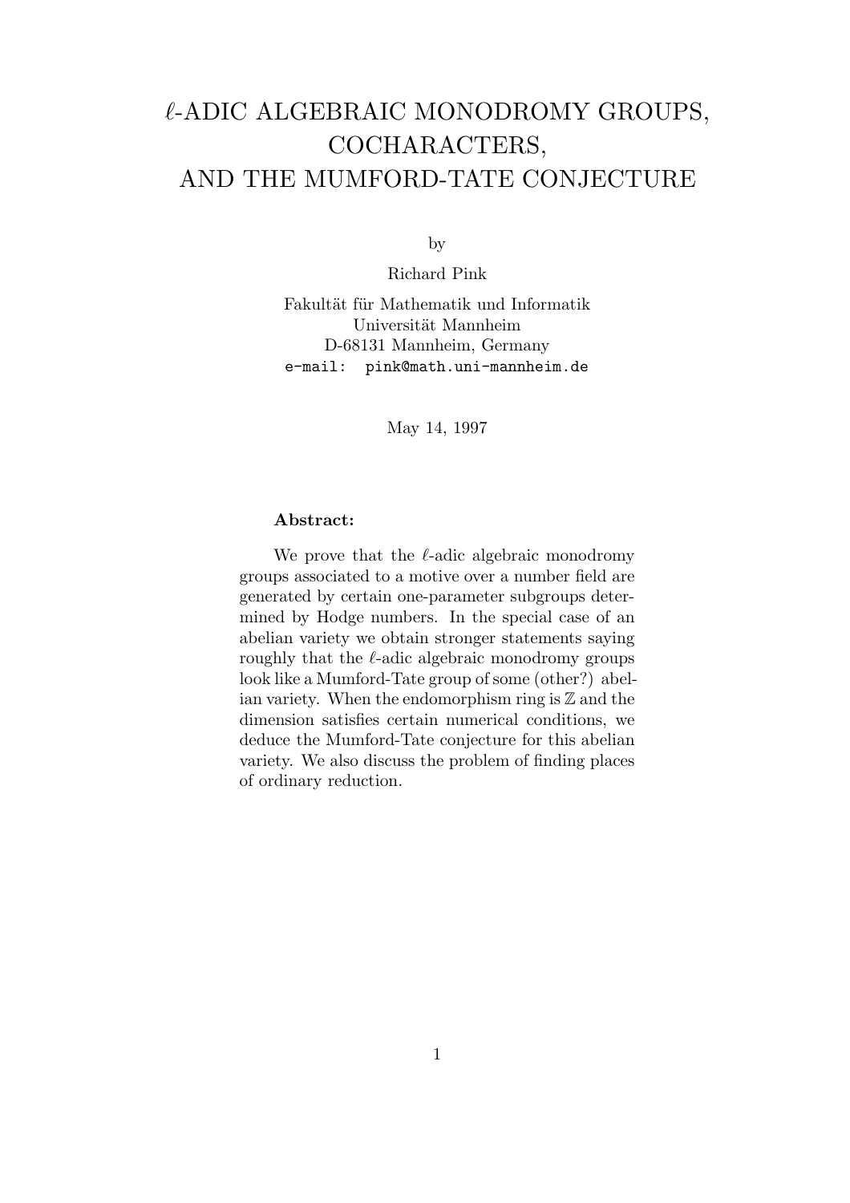# $\ell$-ADIC ALGEBRAIC MONODROMY GROUPS, COCHARACTERS, AND THE MUMFORD-TATE CONJECTURE

by

Richard Pink

Fakultät für Mathematik und Informatik
Universität Mannheim
D-68131 Mannheim, Germany
e-mail: pink@math.uni-mannheim.de

May 14, 1997

**Abstract:**

We prove that the $\ell$-adic algebraic monodromy groups associated to a motive over a number field are generated by certain one-parameter subgroups determined by Hodge numbers. In the special case of an abelian variety we obtain stronger statements saying roughly that the $\ell$-adic algebraic monodromy groups look like a Mumford-Tate group of some (other?) abelian variety. When the endomorphism ring is $\mathbb{Z}$ and the dimension satisfies certain numerical conditions, we deduce the Mumford-Tate conjecture for this abelian variety. We also discuss the problem of finding places of ordinary reduction.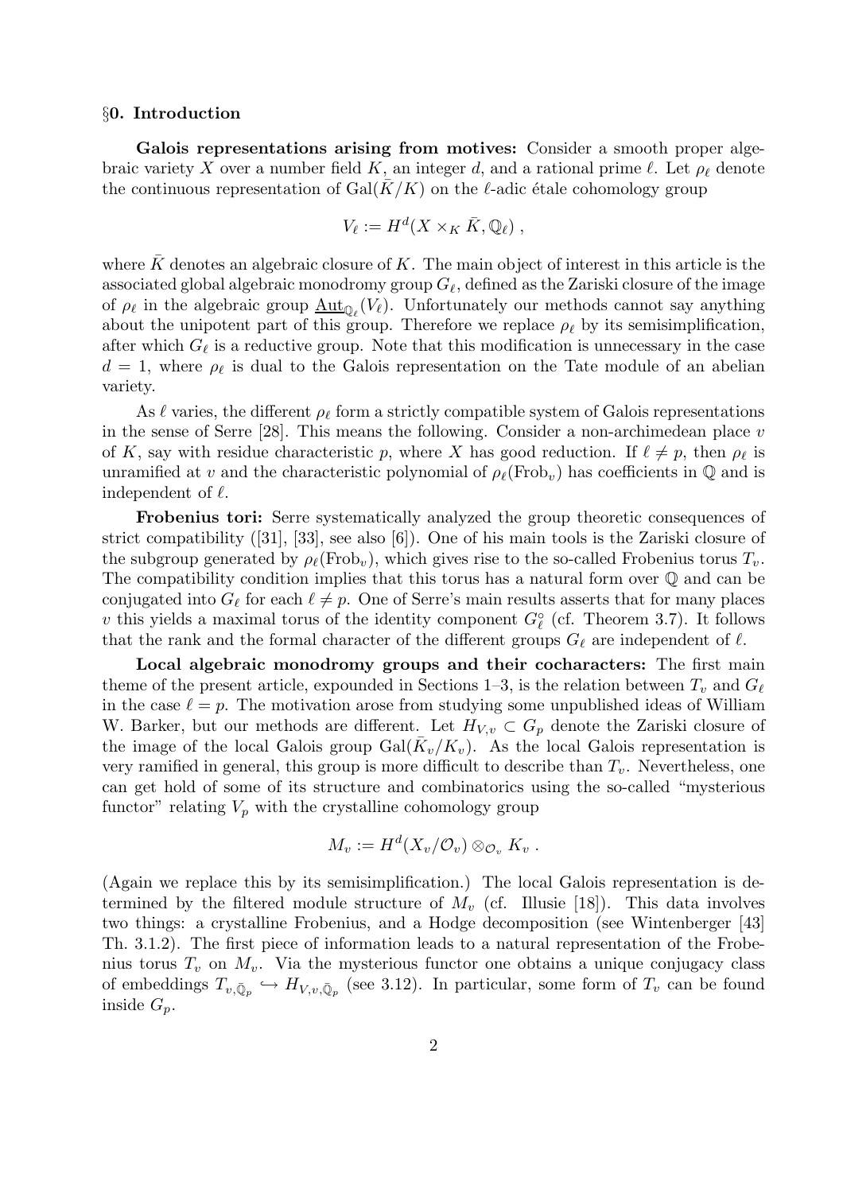## §0. Introduction

**Galois representations arising from motives:** Consider a smooth proper algebraic variety $X$ over a number field $K$, an integer $d$, and a rational prime $\ell$. Let $\rho_\ell$ denote the continuous representation of $\mathrm{Gal}(\bar{K}/K)$ on the $\ell$-adic étale cohomology group

$$V_\ell := H^d(X \times_K \bar{K}, \mathbb{Q}_\ell) ,$$

where $\bar{K}$ denotes an algebraic closure of $K$. The main object of interest in this article is the associated global algebraic monodromy group $G_\ell$, defined as the Zariski closure of the image of $\rho_\ell$ in the algebraic group $\underline{\mathrm{Aut}}_{\mathbb{Q}_\ell}(V_\ell)$. Unfortunately our methods cannot say anything about the unipotent part of this group. Therefore we replace $\rho_\ell$ by its semisimplification, after which $G_\ell$ is a reductive group. Note that this modification is unnecessary in the case $d = 1$, where $\rho_\ell$ is dual to the Galois representation on the Tate module of an abelian variety.

As $\ell$ varies, the different $\rho_\ell$ form a strictly compatible system of Galois representations in the sense of Serre [28]. This means the following. Consider a non-archimedean place $v$ of $K$, say with residue characteristic $p$, where $X$ has good reduction. If $\ell \neq p$, then $\rho_\ell$ is unramified at $v$ and the characteristic polynomial of $\rho_\ell(\mathrm{Frob}_v)$ has coefficients in $\mathbb{Q}$ and is independent of $\ell$.

**Frobenius tori:** Serre systematically analyzed the group theoretic consequences of strict compatibility ([31], [33], see also [6]). One of his main tools is the Zariski closure of the subgroup generated by $\rho_\ell(\mathrm{Frob}_v)$, which gives rise to the so-called Frobenius torus $T_v$. The compatibility condition implies that this torus has a natural form over $\mathbb{Q}$ and can be conjugated into $G_\ell$ for each $\ell \neq p$. One of Serre's main results asserts that for many places $v$ this yields a maximal torus of the identity component $G_\ell^\circ$ (cf. Theorem 3.7). It follows that the rank and the formal character of the different groups $G_\ell$ are independent of $\ell$.

**Local algebraic monodromy groups and their cocharacters:** The first main theme of the present article, expounded in Sections 1–3, is the relation between $T_v$ and $G_\ell$ in the case $\ell = p$. The motivation arose from studying some unpublished ideas of William W. Barker, but our methods are different. Let $H_{V,v} \subset G_p$ denote the Zariski closure of the image of the local Galois group $\mathrm{Gal}(\bar{K}_v/K_v)$. As the local Galois representation is very ramified in general, this group is more difficult to describe than $T_v$. Nevertheless, one can get hold of some of its structure and combinatorics using the so-called "mysterious functor" relating $V_p$ with the crystalline cohomology group

$$M_v := H^d(X_v/\mathcal{O}_v) \otimes_{\mathcal{O}_v} K_v .$$

(Again we replace this by its semisimplification.) The local Galois representation is determined by the filtered module structure of $M_v$ (cf. Illusie [18]). This data involves two things: a crystalline Frobenius, and a Hodge decomposition (see Wintenberger [43] Th. 3.1.2). The first piece of information leads to a natural representation of the Frobenius torus $T_v$ on $M_v$. Via the mysterious functor one obtains a unique conjugacy class of embeddings $T_{v,\bar{\mathbb{Q}}_p} \hookrightarrow H_{V,v,\bar{\mathbb{Q}}_p}$ (see 3.12). In particular, some form of $T_v$ can be found inside $G_p$.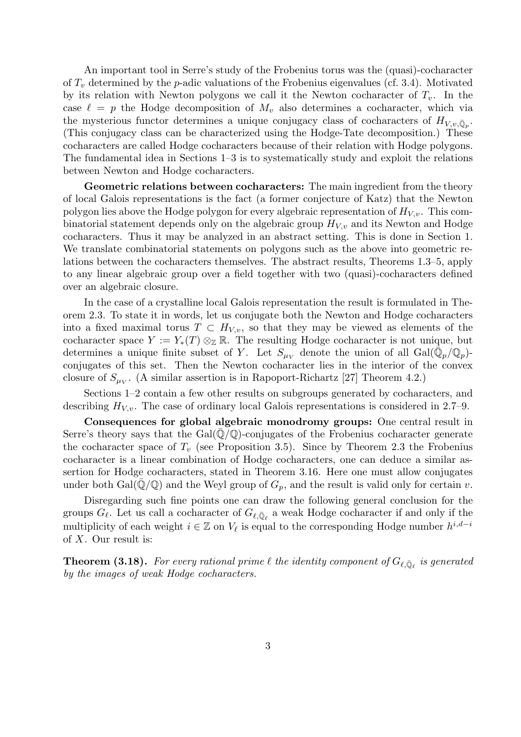An important tool in Serre's study of the Frobenius torus was the (quasi)-cocharacter of $T_v$ determined by the $p$-adic valuations of the Frobenius eigenvalues (cf. 3.4). Motivated by its relation with Newton polygons we call it the Newton cocharacter of $T_v$. In the case $\ell = p$ the Hodge decomposition of $M_v$ also determines a cocharacter, which via the mysterious functor determines a unique conjugacy class of cocharacters of $H_{V,v,\bar{\mathbb{Q}}_p}$. (This conjugacy class can be characterized using the Hodge-Tate decomposition.) These cocharacters are called Hodge cocharacters because of their relation with Hodge polygons. The fundamental idea in Sections 1–3 is to systematically study and exploit the relations between Newton and Hodge cocharacters.

**Geometric relations between cocharacters:** The main ingredient from the theory of local Galois representations is the fact (a former conjecture of Katz) that the Newton polygon lies above the Hodge polygon for every algebraic representation of $H_{V,v}$. This combinatorial statement depends only on the algebraic group $H_{V,v}$ and its Newton and Hodge cocharacters. Thus it may be analyzed in an abstract setting. This is done in Section 1. We translate combinatorial statements on polygons such as the above into geometric relations between the cocharacters themselves. The abstract results, Theorems 1.3–5, apply to any linear algebraic group over a field together with two (quasi)-cocharacters defined over an algebraic closure.

In the case of a crystalline local Galois representation the result is formulated in Theorem 2.3. To state it in words, let us conjugate both the Newton and Hodge cocharacters into a fixed maximal torus $T \subset H_{V,v}$, so that they may be viewed as elements of the cocharacter space $Y := Y_*(T) \otimes_{\mathbb{Z}} \mathbb{R}$. The resulting Hodge cocharacter is not unique, but determines a unique finite subset of $Y$. Let $S_{\mu_V}$ denote the union of all $\mathrm{Gal}(\bar{\mathbb{Q}}_p/\mathbb{Q}_p)$-conjugates of this set. Then the Newton cocharacter lies in the interior of the convex closure of $S_{\mu_V}$. (A similar assertion is in Rapoport-Richartz [27] Theorem 4.2.)

Sections 1–2 contain a few other results on subgroups generated by cocharacters, and describing $H_{V,v}$. The case of ordinary local Galois representations is considered in 2.7–9.

**Consequences for global algebraic monodromy groups:** One central result in Serre's theory says that the $\mathrm{Gal}(\bar{\mathbb{Q}}/\mathbb{Q})$-conjugates of the Frobenius cocharacter generate the cocharacter space of $T_v$ (see Proposition 3.5). Since by Theorem 2.3 the Frobenius cocharacter is a linear combination of Hodge cocharacters, one can deduce a similar assertion for Hodge cocharacters, stated in Theorem 3.16. Here one must allow conjugates under both $\mathrm{Gal}(\bar{\mathbb{Q}}/\mathbb{Q})$ and the Weyl group of $G_p$, and the result is valid only for certain $v$.

Disregarding such fine points one can draw the following general conclusion for the groups $G_\ell$. Let us call a cocharacter of $G_{\ell,\bar{\mathbb{Q}}_\ell}$ a weak Hodge cocharacter if and only if the multiplicity of each weight $i \in \mathbb{Z}$ on $V_\ell$ is equal to the corresponding Hodge number $h^{i,d-i}$ of $X$. Our result is:

**Theorem (3.18).** *For every rational prime $\ell$ the identity component of $G_{\ell,\bar{\mathbb{Q}}_\ell}$ is generated by the images of weak Hodge cocharacters.*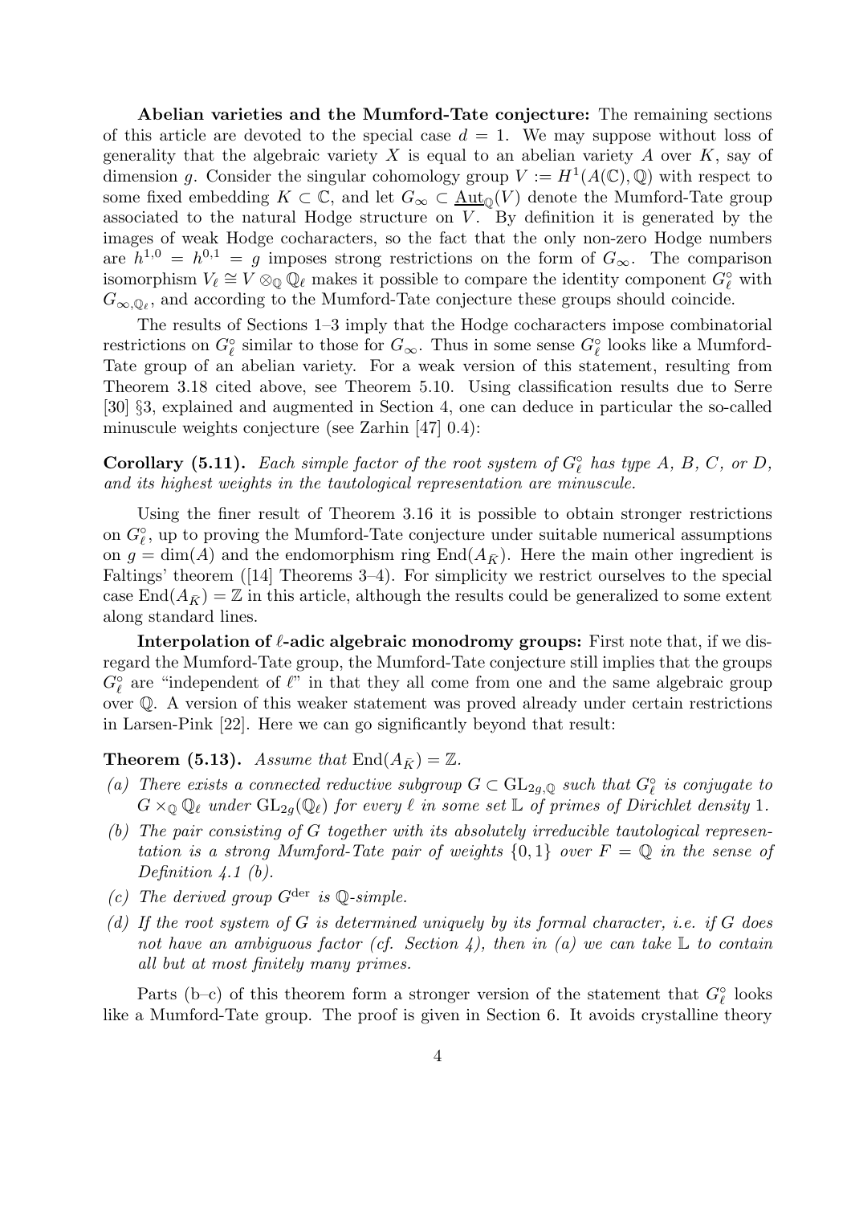**Abelian varieties and the Mumford-Tate conjecture:** The remaining sections of this article are devoted to the special case $d = 1$. We may suppose without loss of generality that the algebraic variety $X$ is equal to an abelian variety $A$ over $K$, say of dimension $g$. Consider the singular cohomology group $V := H^1(A(\mathbb{C}), \mathbb{Q})$ with respect to some fixed embedding $K \subset \mathbb{C}$, and let $G_\infty \subset \underline{\mathrm{Aut}}_{\mathbb{Q}}(V)$ denote the Mumford-Tate group associated to the natural Hodge structure on $V$. By definition it is generated by the images of weak Hodge cocharacters, so the fact that the only non-zero Hodge numbers are $h^{1,0} = h^{0,1} = g$ imposes strong restrictions on the form of $G_\infty$. The comparison isomorphism $V_\ell \cong V \otimes_{\mathbb{Q}} \mathbb{Q}_\ell$ makes it possible to compare the identity component $G_\ell^\circ$ with $G_{\infty,\mathbb{Q}_\ell}$, and according to the Mumford-Tate conjecture these groups should coincide.

The results of Sections 1–3 imply that the Hodge cocharacters impose combinatorial restrictions on $G_\ell^\circ$ similar to those for $G_\infty$. Thus in some sense $G_\ell^\circ$ looks like a Mumford-Tate group of an abelian variety. For a weak version of this statement, resulting from Theorem 3.18 cited above, see Theorem 5.10. Using classification results due to Serre [30] §3, explained and augmented in Section 4, one can deduce in particular the so-called minuscule weights conjecture (see Zarhin [47] 0.4):

**Corollary (5.11).** *Each simple factor of the root system of $G_\ell^\circ$ has type A, B, C, or D, and its highest weights in the tautological representation are minuscule.*

Using the finer result of Theorem 3.16 it is possible to obtain stronger restrictions on $G_\ell^\circ$, up to proving the Mumford-Tate conjecture under suitable numerical assumptions on $g = \dim(A)$ and the endomorphism ring $\mathrm{End}(A_{\bar{K}})$. Here the main other ingredient is Faltings' theorem ([14] Theorems 3–4). For simplicity we restrict ourselves to the special case $\mathrm{End}(A_{\bar{K}}) = \mathbb{Z}$ in this article, although the results could be generalized to some extent along standard lines.

**Interpolation of $\ell$-adic algebraic monodromy groups:** First note that, if we disregard the Mumford-Tate group, the Mumford-Tate conjecture still implies that the groups $G_\ell^\circ$ are "independent of $\ell$" in that they all come from one and the same algebraic group over $\mathbb{Q}$. A version of this weaker statement was proved already under certain restrictions in Larsen-Pink [22]. Here we can go significantly beyond that result:

**Theorem (5.13).** *Assume that $\mathrm{End}(A_{\bar{K}}) = \mathbb{Z}$.*

*(a) There exists a connected reductive subgroup $G \subset \mathrm{GL}_{2g,\mathbb{Q}}$ such that $G_\ell^\circ$ is conjugate to $G \times_{\mathbb{Q}} \mathbb{Q}_\ell$ under $\mathrm{GL}_{2g}(\mathbb{Q}_\ell)$ for every $\ell$ in some set $\mathbb{L}$ of primes of Dirichlet density 1.*

*(b) The pair consisting of $G$ together with its absolutely irreducible tautological representation is a strong Mumford-Tate pair of weights $\{0, 1\}$ over $F = \mathbb{Q}$ in the sense of Definition 4.1 (b).*

*(c) The derived group $G^{\mathrm{der}}$ is $\mathbb{Q}$-simple.*

*(d) If the root system of $G$ is determined uniquely by its formal character, i.e. if $G$ does not have an ambiguous factor (cf. Section 4), then in (a) we can take $\mathbb{L}$ to contain all but at most finitely many primes.*

Parts (b–c) of this theorem form a stronger version of the statement that $G_\ell^\circ$ looks like a Mumford-Tate group. The proof is given in Section 6. It avoids crystalline theory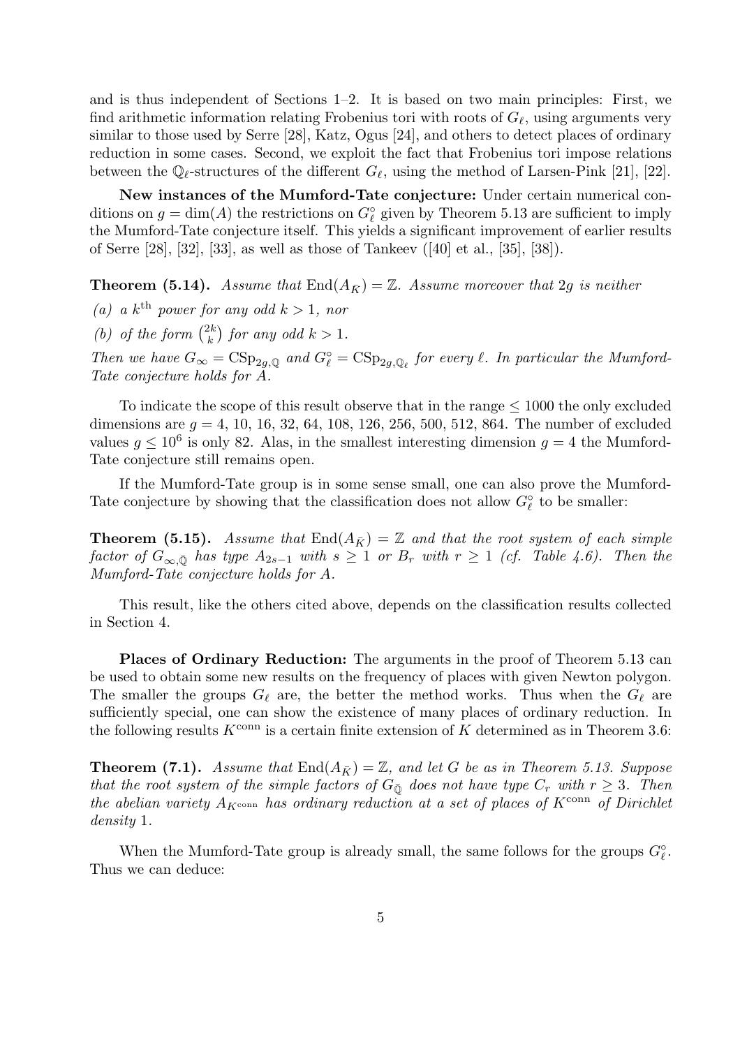and is thus independent of Sections 1–2. It is based on two main principles: First, we find arithmetic information relating Frobenius tori with roots of $G_\ell$, using arguments very similar to those used by Serre [28], Katz, Ogus [24], and others to detect places of ordinary reduction in some cases. Second, we exploit the fact that Frobenius tori impose relations between the $\mathbb{Q}_\ell$-structures of the different $G_\ell$, using the method of Larsen-Pink [21], [22].

**New instances of the Mumford-Tate conjecture:** Under certain numerical conditions on $g = \dim(A)$ the restrictions on $G_\ell^\circ$ given by Theorem 5.13 are sufficient to imply the Mumford-Tate conjecture itself. This yields a significant improvement of earlier results of Serre [28], [32], [33], as well as those of Tankeev ([40] et al., [35], [38]).

**Theorem (5.14).** *Assume that* $\mathrm{End}(A_{\bar{K}}) = \mathbb{Z}$. *Assume moreover that* $2g$ *is neither*

*(a) a* $k^{\text{th}}$ *power for any odd* $k > 1$, *nor*

*(b) of the form* $\binom{2k}{k}$ *for any odd* $k > 1$.

*Then we have* $G_\infty = \mathrm{CSp}_{2g,\mathbb{Q}}$ *and* $G_\ell^\circ = \mathrm{CSp}_{2g,\mathbb{Q}_\ell}$ *for every* $\ell$. *In particular the Mumford-Tate conjecture holds for* $A$.

To indicate the scope of this result observe that in the range $\leq 1000$ the only excluded dimensions are $g = 4$, 10, 16, 32, 64, 108, 126, 256, 500, 512, 864. The number of excluded values $g \leq 10^6$ is only 82. Alas, in the smallest interesting dimension $g = 4$ the Mumford-Tate conjecture still remains open.

If the Mumford-Tate group is in some sense small, one can also prove the Mumford-Tate conjecture by showing that the classification does not allow $G_\ell^\circ$ to be smaller:

**Theorem (5.15).** *Assume that* $\mathrm{End}(A_{\bar{K}}) = \mathbb{Z}$ *and that the root system of each simple factor of* $G_{\infty,\bar{\mathbb{Q}}}$ *has type* $A_{2s-1}$ *with* $s \geq 1$ *or* $B_r$ *with* $r \geq 1$ *(cf. Table 4.6). Then the Mumford-Tate conjecture holds for* $A$.

This result, like the others cited above, depends on the classification results collected in Section 4.

**Places of Ordinary Reduction:** The arguments in the proof of Theorem 5.13 can be used to obtain some new results on the frequency of places with given Newton polygon. The smaller the groups $G_\ell$ are, the better the method works. Thus when the $G_\ell$ are sufficiently special, one can show the existence of many places of ordinary reduction. In the following results $K^{\text{conn}}$ is a certain finite extension of $K$ determined as in Theorem 3.6:

**Theorem (7.1).** *Assume that* $\mathrm{End}(A_{\bar{K}}) = \mathbb{Z}$, *and let* $G$ *be as in Theorem 5.13. Suppose that the root system of the simple factors of* $G_{\bar{\mathbb{Q}}}$ *does not have type* $C_r$ *with* $r \geq 3$. *Then the abelian variety* $A_{K^{\text{conn}}}$ *has ordinary reduction at a set of places of* $K^{\text{conn}}$ *of Dirichlet density* 1.

When the Mumford-Tate group is already small, the same follows for the groups $G_\ell^\circ$. Thus we can deduce: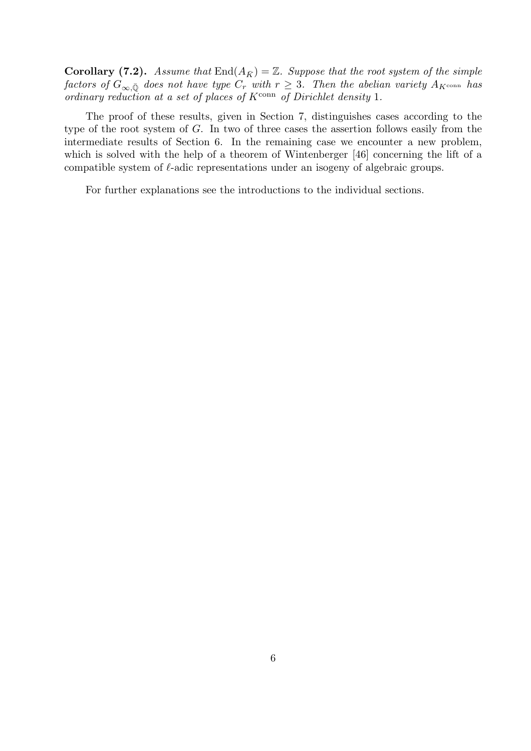**Corollary (7.2).** *Assume that* $\operatorname{End}(A_{\bar{K}}) = \mathbb{Z}$*. Suppose that the root system of the simple factors of* $G_{\infty,\bar{\mathbb{Q}}}$ *does not have type* $C_r$ *with* $r \geq 3$*. Then the abelian variety* $A_{K^{\text{conn}}}$ *has ordinary reduction at a set of places of* $K^{\text{conn}}$ *of Dirichlet density* 1*.*

The proof of these results, given in Section 7, distinguishes cases according to the type of the root system of $G$. In two of three cases the assertion follows easily from the intermediate results of Section 6. In the remaining case we encounter a new problem, which is solved with the help of a theorem of Wintenberger [46] concerning the lift of a compatible system of $\ell$-adic representations under an isogeny of algebraic groups.

For further explanations see the introductions to the individual sections.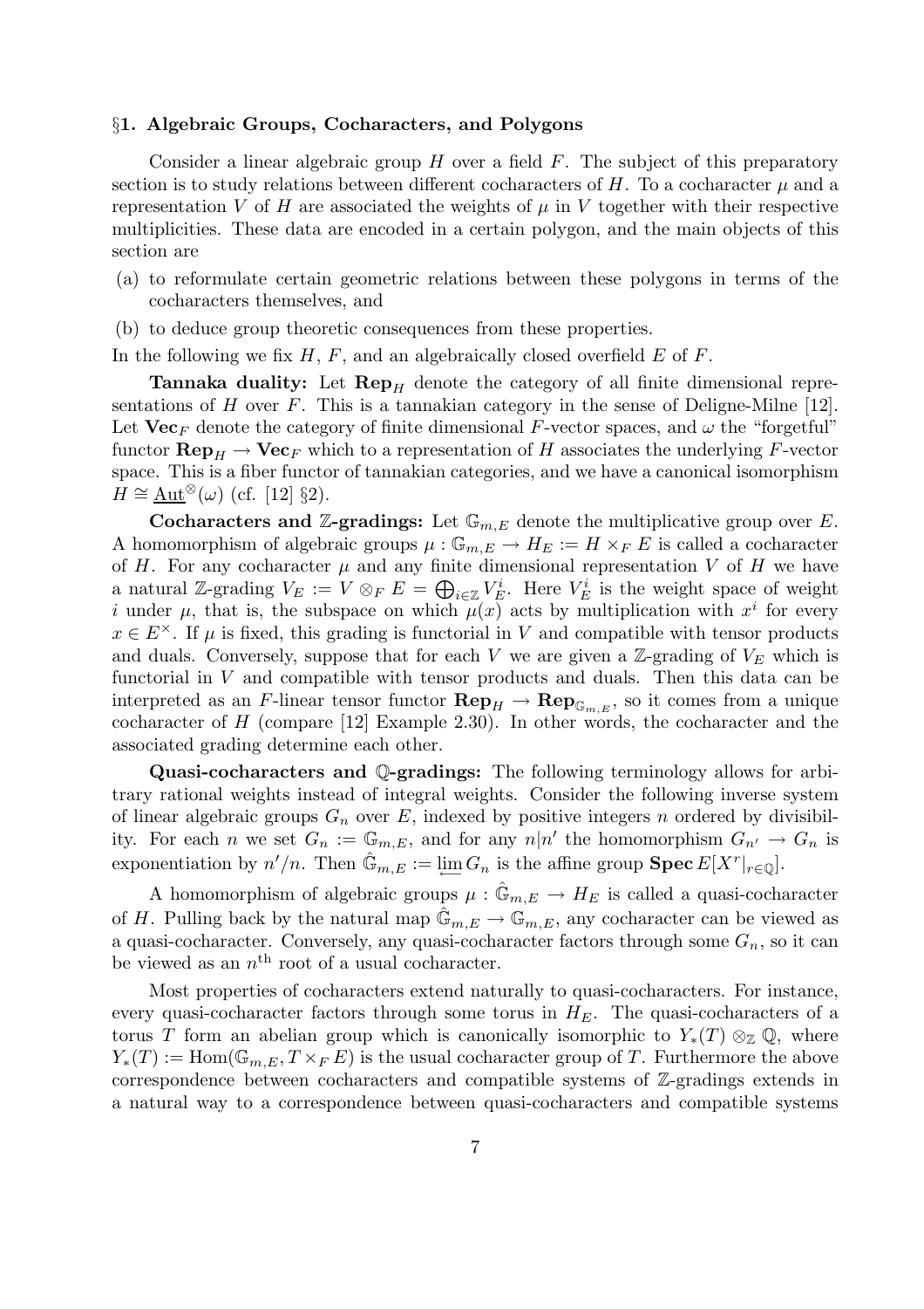## §1. Algebraic Groups, Cocharacters, and Polygons

Consider a linear algebraic group $H$ over a field $F$. The subject of this preparatory section is to study relations between different cocharacters of $H$. To a cocharacter $\mu$ and a representation $V$ of $H$ are associated the weights of $\mu$ in $V$ together with their respective multiplicities. These data are encoded in a certain polygon, and the main objects of this section are

(a) to reformulate certain geometric relations between these polygons in terms of the cocharacters themselves, and

(b) to deduce group theoretic consequences from these properties.

In the following we fix $H$, $F$, and an algebraically closed overfield $E$ of $F$.

**Tannaka duality:** Let $\mathbf{Rep}_H$ denote the category of all finite dimensional representations of $H$ over $F$. This is a tannakian category in the sense of Deligne-Milne [12]. Let $\mathbf{Vec}_F$ denote the category of finite dimensional $F$-vector spaces, and $\omega$ the "forgetful" functor $\mathbf{Rep}_H \to \mathbf{Vec}_F$ which to a representation of $H$ associates the underlying $F$-vector space. This is a fiber functor of tannakian categories, and we have a canonical isomorphism $H \cong \underline{\mathrm{Aut}}^{\otimes}(\omega)$ (cf. [12] §2).

**Cocharacters and $\mathbb{Z}$-gradings:** Let $\mathbb{G}_{m,E}$ denote the multiplicative group over $E$. A homomorphism of algebraic groups $\mu : \mathbb{G}_{m,E} \to H_E := H \times_F E$ is called a cocharacter of $H$. For any cocharacter $\mu$ and any finite dimensional representation $V$ of $H$ we have a natural $\mathbb{Z}$-grading $V_E := V \otimes_F E = \bigoplus_{i \in \mathbb{Z}} V_E^i$. Here $V_E^i$ is the weight space of weight $i$ under $\mu$, that is, the subspace on which $\mu(x)$ acts by multiplication with $x^i$ for every $x \in E^\times$. If $\mu$ is fixed, this grading is functorial in $V$ and compatible with tensor products and duals. Conversely, suppose that for each $V$ we are given a $\mathbb{Z}$-grading of $V_E$ which is functorial in $V$ and compatible with tensor products and duals. Then this data can be interpreted as an $F$-linear tensor functor $\mathbf{Rep}_H \to \mathbf{Rep}_{\mathbb{G}_{m,E}}$, so it comes from a unique cocharacter of $H$ (compare [12] Example 2.30). In other words, the cocharacter and the associated grading determine each other.

**Quasi-cocharacters and $\mathbb{Q}$-gradings:** The following terminology allows for arbitrary rational weights instead of integral weights. Consider the following inverse system of linear algebraic groups $G_n$ over $E$, indexed by positive integers $n$ ordered by divisibility. For each $n$ we set $G_n := \mathbb{G}_{m,E}$, and for any $n|n'$ the homomorphism $G_{n'} \to G_n$ is exponentiation by $n'/n$. Then $\hat{\mathbb{G}}_{m,E} := \varprojlim G_n$ is the affine group $\mathbf{Spec}\, E[X^r|_{r \in \mathbb{Q}}]$.

A homomorphism of algebraic groups $\mu : \hat{\mathbb{G}}_{m,E} \to H_E$ is called a quasi-cocharacter of $H$. Pulling back by the natural map $\hat{\mathbb{G}}_{m,E} \to \mathbb{G}_{m,E}$, any cocharacter can be viewed as a quasi-cocharacter. Conversely, any quasi-cocharacter factors through some $G_n$, so it can be viewed as an $n^{\text{th}}$ root of a usual cocharacter.

Most properties of cocharacters extend naturally to quasi-cocharacters. For instance, every quasi-cocharacter factors through some torus in $H_E$. The quasi-cocharacters of a torus $T$ form an abelian group which is canonically isomorphic to $Y_*(T) \otimes_{\mathbb{Z}} \mathbb{Q}$, where $Y_*(T) := \mathrm{Hom}(\mathbb{G}_{m,E}, T \times_F E)$ is the usual cocharacter group of $T$. Furthermore the above correspondence between cocharacters and compatible systems of $\mathbb{Z}$-gradings extends in a natural way to a correspondence between quasi-cocharacters and compatible systems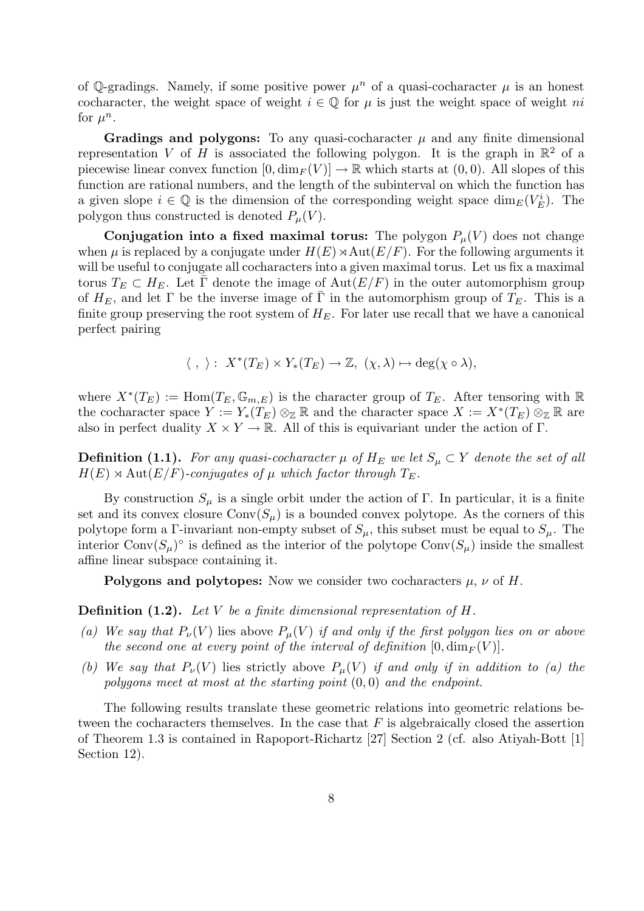of $\mathbb{Q}$-gradings. Namely, if some positive power $\mu^n$ of a quasi-cocharacter $\mu$ is an honest cocharacter, the weight space of weight $i \in \mathbb{Q}$ for $\mu$ is just the weight space of weight $ni$ for $\mu^n$.

**Gradings and polygons:** To any quasi-cocharacter $\mu$ and any finite dimensional representation $V$ of $H$ is associated the following polygon. It is the graph in $\mathbb{R}^2$ of a piecewise linear convex function $[0, \dim_F(V)] \to \mathbb{R}$ which starts at $(0,0)$. All slopes of this function are rational numbers, and the length of the subinterval on which the function has a given slope $i \in \mathbb{Q}$ is the dimension of the corresponding weight space $\dim_E(V_E^i)$. The polygon thus constructed is denoted $P_\mu(V)$.

**Conjugation into a fixed maximal torus:** The polygon $P_\mu(V)$ does not change when $\mu$ is replaced by a conjugate under $H(E) \rtimes \mathrm{Aut}(E/F)$. For the following arguments it will be useful to conjugate all cocharacters into a given maximal torus. Let us fix a maximal torus $T_E \subset H_E$. Let $\bar{\Gamma}$ denote the image of $\mathrm{Aut}(E/F)$ in the outer automorphism group of $H_E$, and let $\Gamma$ be the inverse image of $\bar{\Gamma}$ in the automorphism group of $T_E$. This is a finite group preserving the root system of $H_E$. For later use recall that we have a canonical perfect pairing

$$\langle\ ,\ \rangle :\ X^*(T_E) \times Y_*(T_E) \to \mathbb{Z},\ (\chi, \lambda) \mapsto \deg(\chi \circ \lambda),$$

where $X^*(T_E) := \mathrm{Hom}(T_E, \mathbb{G}_{m,E})$ is the character group of $T_E$. After tensoring with $\mathbb{R}$ the cocharacter space $Y := Y_*(T_E) \otimes_{\mathbb{Z}} \mathbb{R}$ and the character space $X := X^*(T_E) \otimes_{\mathbb{Z}} \mathbb{R}$ are also in perfect duality $X \times Y \to \mathbb{R}$. All of this is equivariant under the action of $\Gamma$.

**Definition (1.1).** *For any quasi-cocharacter $\mu$ of $H_E$ we let $S_\mu \subset Y$ denote the set of all $H(E) \rtimes \mathrm{Aut}(E/F)$-conjugates of $\mu$ which factor through $T_E$.*

By construction $S_\mu$ is a single orbit under the action of $\Gamma$. In particular, it is a finite set and its convex closure $\mathrm{Conv}(S_\mu)$ is a bounded convex polytope. As the corners of this polytope form a $\Gamma$-invariant non-empty subset of $S_\mu$, this subset must be equal to $S_\mu$. The interior $\mathrm{Conv}(S_\mu)^\circ$ is defined as the interior of the polytope $\mathrm{Conv}(S_\mu)$ inside the smallest affine linear subspace containing it.

**Polygons and polytopes:** Now we consider two cocharacters $\mu$, $\nu$ of $H$.

**Definition (1.2).** *Let $V$ be a finite dimensional representation of $H$.*

*(a) We say that $P_\nu(V)$* lies above *$P_\mu(V)$ if and only if the first polygon lies on or above the second one at every point of the interval of definition $[0, \dim_F(V)]$.*

*(b) We say that $P_\nu(V)$* lies strictly above *$P_\mu(V)$ if and only if in addition to (a) the polygons meet at most at the starting point $(0,0)$ and the endpoint.*

The following results translate these geometric relations into geometric relations between the cocharacters themselves. In the case that $F$ is algebraically closed the assertion of Theorem 1.3 is contained in Rapoport-Richartz [27] Section 2 (cf. also Atiyah-Bott [1] Section 12).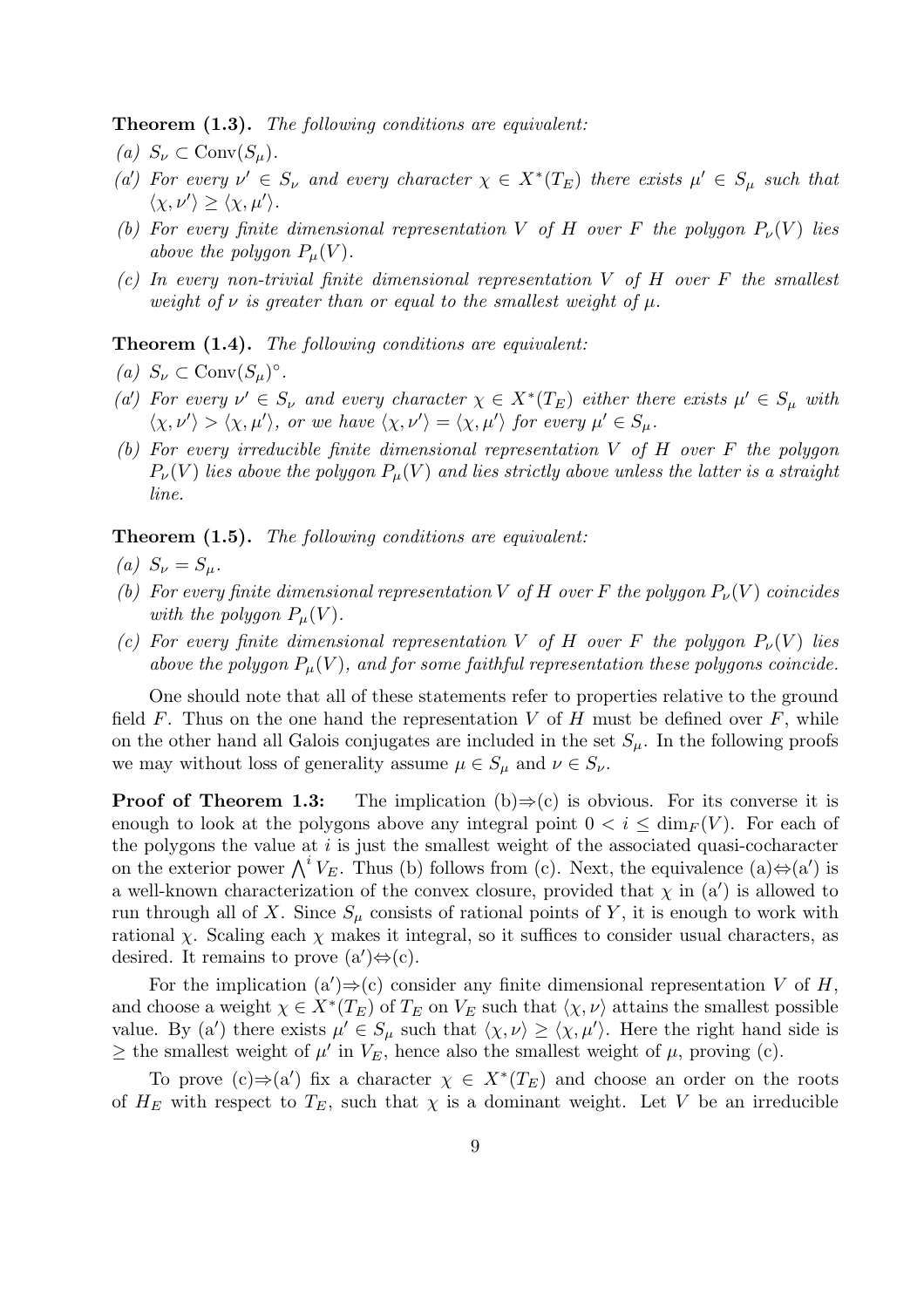**Theorem (1.3).** *The following conditions are equivalent:*

*(a)* $S_\nu \subset \mathrm{Conv}(S_\mu)$.

*(a′) For every* $\nu' \in S_\nu$ *and every character* $\chi \in X^*(T_E)$ *there exists* $\mu' \in S_\mu$ *such that* $\langle \chi, \nu' \rangle \geq \langle \chi, \mu' \rangle$.

*(b) For every finite dimensional representation* $V$ *of* $H$ *over* $F$ *the polygon* $P_\nu(V)$ *lies above the polygon* $P_\mu(V)$.

*(c) In every non-trivial finite dimensional representation* $V$ *of* $H$ *over* $F$ *the smallest weight of* $\nu$ *is greater than or equal to the smallest weight of* $\mu$.

**Theorem (1.4).** *The following conditions are equivalent:*

*(a)* $S_\nu \subset \mathrm{Conv}(S_\mu)^\circ$.

*(a′) For every* $\nu' \in S_\nu$ *and every character* $\chi \in X^*(T_E)$ *either there exists* $\mu' \in S_\mu$ *with* $\langle \chi, \nu' \rangle > \langle \chi, \mu' \rangle$*, or we have* $\langle \chi, \nu' \rangle = \langle \chi, \mu' \rangle$ *for every* $\mu' \in S_\mu$.

*(b) For every irreducible finite dimensional representation* $V$ *of* $H$ *over* $F$ *the polygon* $P_\nu(V)$ *lies above the polygon* $P_\mu(V)$ *and lies strictly above unless the latter is a straight line.*

**Theorem (1.5).** *The following conditions are equivalent:*

*(a)* $S_\nu = S_\mu$.

*(b) For every finite dimensional representation* $V$ *of* $H$ *over* $F$ *the polygon* $P_\nu(V)$ *coincides with the polygon* $P_\mu(V)$.

*(c) For every finite dimensional representation* $V$ *of* $H$ *over* $F$ *the polygon* $P_\nu(V)$ *lies above the polygon* $P_\mu(V)$*, and for some faithful representation these polygons coincide.*

One should note that all of these statements refer to properties relative to the ground field $F$. Thus on the one hand the representation $V$ of $H$ must be defined over $F$, while on the other hand all Galois conjugates are included in the set $S_\mu$. In the following proofs we may without loss of generality assume $\mu \in S_\mu$ and $\nu \in S_\nu$.

**Proof of Theorem 1.3:** The implication (b)⇒(c) is obvious. For its converse it is enough to look at the polygons above any integral point $0 < i \leq \dim_F(V)$. For each of the polygons the value at $i$ is just the smallest weight of the associated quasi-cocharacter on the exterior power $\bigwedge^i V_E$. Thus (b) follows from (c). Next, the equivalence (a)⇔(a′) is a well-known characterization of the convex closure, provided that $\chi$ in (a′) is allowed to run through all of $X$. Since $S_\mu$ consists of rational points of $Y$, it is enough to work with rational $\chi$. Scaling each $\chi$ makes it integral, so it suffices to consider usual characters, as desired. It remains to prove (a′)⇔(c).

For the implication (a′)⇒(c) consider any finite dimensional representation $V$ of $H$, and choose a weight $\chi \in X^*(T_E)$ of $T_E$ on $V_E$ such that $\langle \chi, \nu \rangle$ attains the smallest possible value. By (a′) there exists $\mu' \in S_\mu$ such that $\langle \chi, \nu \rangle \geq \langle \chi, \mu' \rangle$. Here the right hand side is $\geq$ the smallest weight of $\mu'$ in $V_E$, hence also the smallest weight of $\mu$, proving (c).

To prove (c)⇒(a′) fix a character $\chi \in X^*(T_E)$ and choose an order on the roots of $H_E$ with respect to $T_E$, such that $\chi$ is a dominant weight. Let $V$ be an irreducible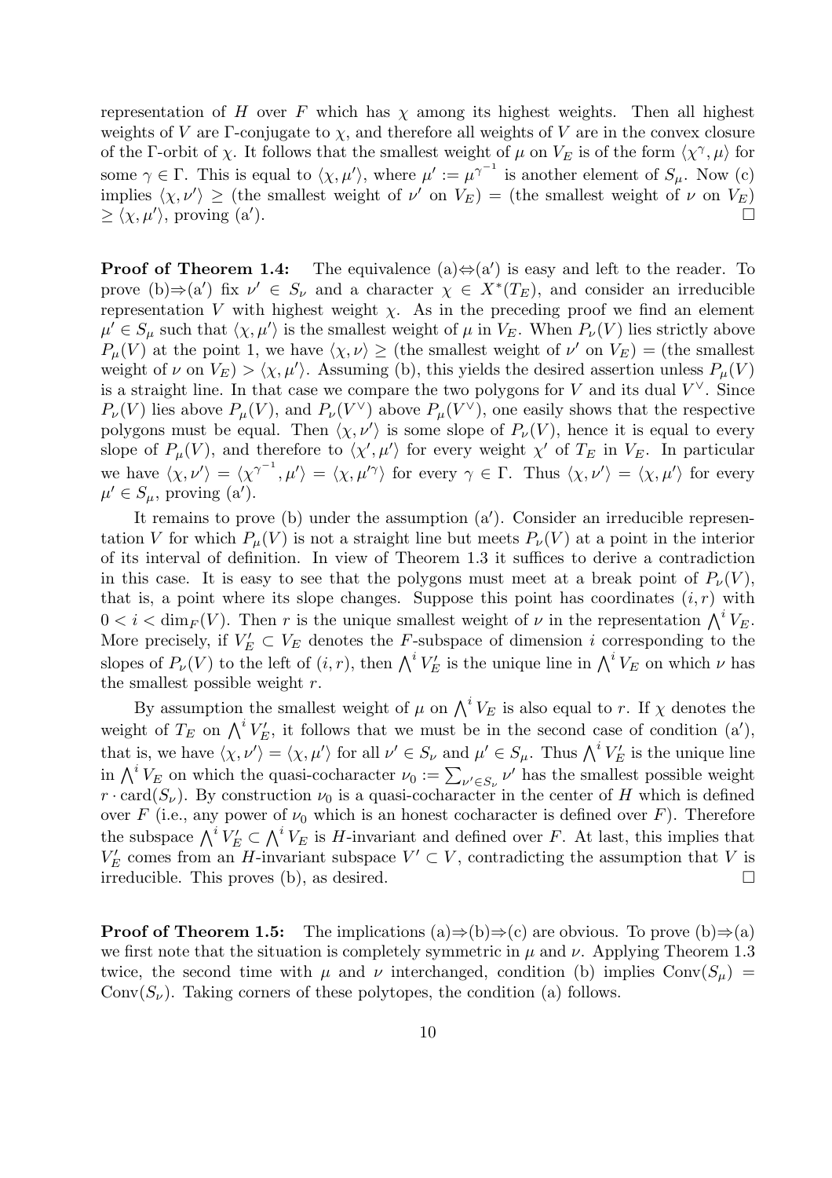representation of $H$ over $F$ which has $\chi$ among its highest weights. Then all highest weights of $V$ are $\Gamma$-conjugate to $\chi$, and therefore all weights of $V$ are in the convex closure of the $\Gamma$-orbit of $\chi$. It follows that the smallest weight of $\mu$ on $V_E$ is of the form $\langle \chi^\gamma, \mu \rangle$ for some $\gamma \in \Gamma$. This is equal to $\langle \chi, \mu' \rangle$, where $\mu' := \mu^{\gamma^{-1}}$ is another element of $S_\mu$. Now (c) implies $\langle \chi, \nu' \rangle \geq$ (the smallest weight of $\nu'$ on $V_E$) = (the smallest weight of $\nu$ on $V_E$) $\geq \langle \chi, \mu' \rangle$, proving (a′). ◻

**Proof of Theorem 1.4:** The equivalence (a)⇔(a′) is easy and left to the reader. To prove (b)⇒(a′) fix $\nu' \in S_\nu$ and a character $\chi \in X^*(T_E)$, and consider an irreducible representation $V$ with highest weight $\chi$. As in the preceding proof we find an element $\mu' \in S_\mu$ such that $\langle \chi, \mu' \rangle$ is the smallest weight of $\mu$ in $V_E$. When $P_\nu(V)$ lies strictly above $P_\mu(V)$ at the point 1, we have $\langle \chi, \nu \rangle \geq$ (the smallest weight of $\nu'$ on $V_E$) = (the smallest weight of $\nu$ on $V_E$) $> \langle \chi, \mu' \rangle$. Assuming (b), this yields the desired assertion unless $P_\mu(V)$ is a straight line. In that case we compare the two polygons for $V$ and its dual $V^\vee$. Since $P_\nu(V)$ lies above $P_\mu(V)$, and $P_\nu(V^\vee)$ above $P_\mu(V^\vee)$, one easily shows that the respective polygons must be equal. Then $\langle \chi, \nu' \rangle$ is some slope of $P_\nu(V)$, hence it is equal to every slope of $P_\mu(V)$, and therefore to $\langle \chi', \mu' \rangle$ for every weight $\chi'$ of $T_E$ in $V_E$. In particular we have $\langle \chi, \nu' \rangle = \langle \chi^{\gamma^{-1}}, \mu' \rangle = \langle \chi, \mu'^\gamma \rangle$ for every $\gamma \in \Gamma$. Thus $\langle \chi, \nu' \rangle = \langle \chi, \mu' \rangle$ for every $\mu' \in S_\mu$, proving (a′).

It remains to prove (b) under the assumption (a′). Consider an irreducible representation $V$ for which $P_\mu(V)$ is not a straight line but meets $P_\nu(V)$ at a point in the interior of its interval of definition. In view of Theorem 1.3 it suffices to derive a contradiction in this case. It is easy to see that the polygons must meet at a break point of $P_\nu(V)$, that is, a point where its slope changes. Suppose this point has coordinates $(i, r)$ with $0 < i < \dim_F(V)$. Then $r$ is the unique smallest weight of $\nu$ in the representation $\bigwedge^i V_E$. More precisely, if $V'_E \subset V_E$ denotes the $F$-subspace of dimension $i$ corresponding to the slopes of $P_\nu(V)$ to the left of $(i, r)$, then $\bigwedge^i V'_E$ is the unique line in $\bigwedge^i V_E$ on which $\nu$ has the smallest possible weight $r$.

By assumption the smallest weight of $\mu$ on $\bigwedge^i V_E$ is also equal to $r$. If $\chi$ denotes the weight of $T_E$ on $\bigwedge^i V'_E$, it follows that we must be in the second case of condition (a′), that is, we have $\langle \chi, \nu' \rangle = \langle \chi, \mu' \rangle$ for all $\nu' \in S_\nu$ and $\mu' \in S_\mu$. Thus $\bigwedge^i V'_E$ is the unique line in $\bigwedge^i V_E$ on which the quasi-cocharacter $\nu_0 := \sum_{\nu' \in S_\nu} \nu'$ has the smallest possible weight $r \cdot \mathrm{card}(S_\nu)$. By construction $\nu_0$ is a quasi-cocharacter in the center of $H$ which is defined over $F$ (i.e., any power of $\nu_0$ which is an honest cocharacter is defined over $F$). Therefore the subspace $\bigwedge^i V'_E \subset \bigwedge^i V_E$ is $H$-invariant and defined over $F$. At last, this implies that $V'_E$ comes from an $H$-invariant subspace $V' \subset V$, contradicting the assumption that $V$ is irreducible. This proves (b), as desired. ◻

**Proof of Theorem 1.5:** The implications (a)⇒(b)⇒(c) are obvious. To prove (b)⇒(a) we first note that the situation is completely symmetric in $\mu$ and $\nu$. Applying Theorem 1.3 twice, the second time with $\mu$ and $\nu$ interchanged, condition (b) implies $\mathrm{Conv}(S_\mu) = \mathrm{Conv}(S_\nu)$. Taking corners of these polytopes, the condition (a) follows.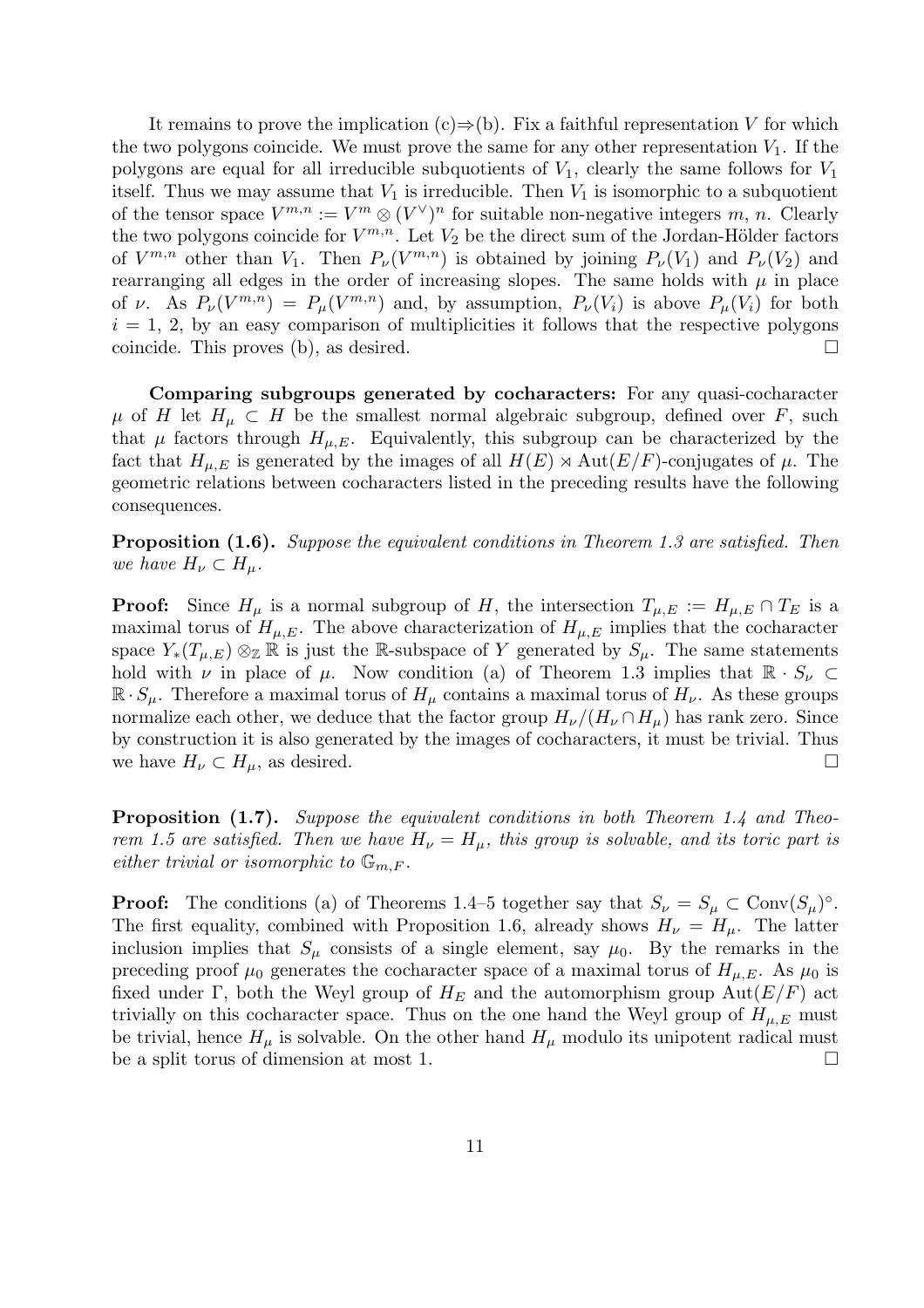It remains to prove the implication (c)$\Rightarrow$(b). Fix a faithful representation $V$ for which the two polygons coincide. We must prove the same for any other representation $V_1$. If the polygons are equal for all irreducible subquotients of $V_1$, clearly the same follows for $V_1$ itself. Thus we may assume that $V_1$ is irreducible. Then $V_1$ is isomorphic to a subquotient of the tensor space $V^{m,n} := V^m \otimes (V^\vee)^n$ for suitable non-negative integers $m$, $n$. Clearly the two polygons coincide for $V^{m,n}$. Let $V_2$ be the direct sum of the Jordan-Hölder factors of $V^{m,n}$ other than $V_1$. Then $P_\nu(V^{m,n})$ is obtained by joining $P_\nu(V_1)$ and $P_\nu(V_2)$ and rearranging all edges in the order of increasing slopes. The same holds with $\mu$ in place of $\nu$. As $P_\nu(V^{m,n}) = P_\mu(V^{m,n})$ and, by assumption, $P_\nu(V_i)$ is above $P_\mu(V_i)$ for both $i = 1$, 2, by an easy comparison of multiplicities it follows that the respective polygons coincide. This proves (b), as desired. $\square$

**Comparing subgroups generated by cocharacters:** For any quasi-cocharacter $\mu$ of $H$ let $H_\mu \subset H$ be the smallest normal algebraic subgroup, defined over $F$, such that $\mu$ factors through $H_{\mu,E}$. Equivalently, this subgroup can be characterized by the fact that $H_{\mu,E}$ is generated by the images of all $H(E) \rtimes \mathrm{Aut}(E/F)$-conjugates of $\mu$. The geometric relations between cocharacters listed in the preceding results have the following consequences.

**Proposition (1.6).** *Suppose the equivalent conditions in Theorem 1.3 are satisfied. Then we have $H_\nu \subset H_\mu$.*

**Proof:** Since $H_\mu$ is a normal subgroup of $H$, the intersection $T_{\mu,E} := H_{\mu,E} \cap T_E$ is a maximal torus of $H_{\mu,E}$. The above characterization of $H_{\mu,E}$ implies that the cocharacter space $Y_*(T_{\mu,E}) \otimes_{\mathbb{Z}} \mathbb{R}$ is just the $\mathbb{R}$-subspace of $Y$ generated by $S_\mu$. The same statements hold with $\nu$ in place of $\mu$. Now condition (a) of Theorem 1.3 implies that $\mathbb{R} \cdot S_\nu \subset \mathbb{R} \cdot S_\mu$. Therefore a maximal torus of $H_\mu$ contains a maximal torus of $H_\nu$. As these groups normalize each other, we deduce that the factor group $H_\nu/(H_\nu \cap H_\mu)$ has rank zero. Since by construction it is also generated by the images of cocharacters, it must be trivial. Thus we have $H_\nu \subset H_\mu$, as desired. $\square$

**Proposition (1.7).** *Suppose the equivalent conditions in both Theorem 1.4 and Theorem 1.5 are satisfied. Then we have $H_\nu = H_\mu$, this group is solvable, and its toric part is either trivial or isomorphic to $\mathbb{G}_{m,F}$.*

**Proof:** The conditions (a) of Theorems 1.4–5 together say that $S_\nu = S_\mu \subset \mathrm{Conv}(S_\mu)^\circ$. The first equality, combined with Proposition 1.6, already shows $H_\nu = H_\mu$. The latter inclusion implies that $S_\mu$ consists of a single element, say $\mu_0$. By the remarks in the preceding proof $\mu_0$ generates the cocharacter space of a maximal torus of $H_{\mu,E}$. As $\mu_0$ is fixed under $\Gamma$, both the Weyl group of $H_E$ and the automorphism group $\mathrm{Aut}(E/F)$ act trivially on this cocharacter space. Thus on the one hand the Weyl group of $H_{\mu,E}$ must be trivial, hence $H_\mu$ is solvable. On the other hand $H_\mu$ modulo its unipotent radical must be a split torus of dimension at most 1. $\square$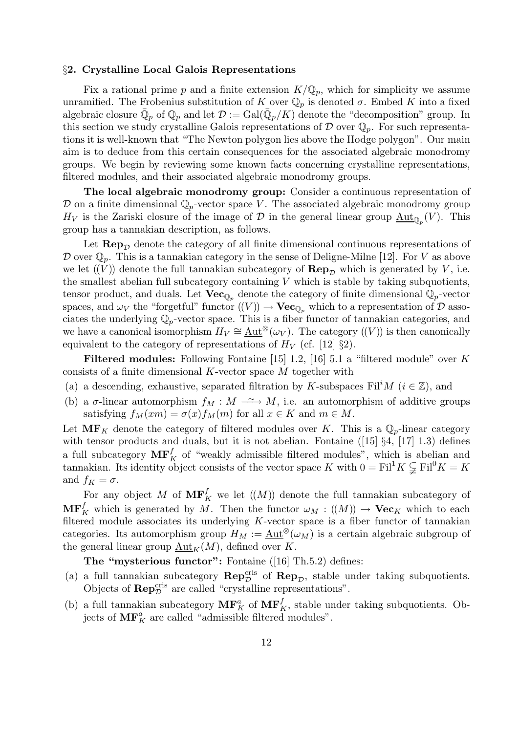## §2. Crystalline Local Galois Representations

Fix a rational prime $p$ and a finite extension $K/\mathbb{Q}_p$, which for simplicity we assume unramified. The Frobenius substitution of $K$ over $\mathbb{Q}_p$ is denoted $\sigma$. Embed $K$ into a fixed algebraic closure $\bar{\mathbb{Q}}_p$ of $\mathbb{Q}_p$ and let $\mathcal{D} := \mathrm{Gal}(\bar{\mathbb{Q}}_p/K)$ denote the "decomposition" group. In this section we study crystalline Galois representations of $\mathcal{D}$ over $\mathbb{Q}_p$. For such representations it is well-known that "The Newton polygon lies above the Hodge polygon". Our main aim is to deduce from this certain consequences for the associated algebraic monodromy groups. We begin by reviewing some known facts concerning crystalline representations, filtered modules, and their associated algebraic monodromy groups.

**The local algebraic monodromy group:** Consider a continuous representation of $\mathcal{D}$ on a finite dimensional $\mathbb{Q}_p$-vector space $V$. The associated algebraic monodromy group $H_V$ is the Zariski closure of the image of $\mathcal{D}$ in the general linear group $\underline{\mathrm{Aut}}_{\mathbb{Q}_p}(V)$. This group has a tannakian description, as follows.

Let $\mathbf{Rep}_{\mathcal{D}}$ denote the category of all finite dimensional continuous representations of $\mathcal{D}$ over $\mathbb{Q}_p$. This is a tannakian category in the sense of Deligne-Milne [12]. For $V$ as above we let $((V))$ denote the full tannakian subcategory of $\mathbf{Rep}_{\mathcal{D}}$ which is generated by $V$, i.e. the smallest abelian full subcategory containing $V$ which is stable by taking subquotients, tensor product, and duals. Let $\mathbf{Vec}_{\mathbb{Q}_p}$ denote the category of finite dimensional $\mathbb{Q}_p$-vector spaces, and $\omega_V$ the "forgetful" functor $((V)) \to \mathbf{Vec}_{\mathbb{Q}_p}$ which to a representation of $\mathcal{D}$ associates the underlying $\mathbb{Q}_p$-vector space. This is a fiber functor of tannakian categories, and we have a canonical isomorphism $H_V \cong \underline{\mathrm{Aut}}^{\otimes}(\omega_V)$. The category $((V))$ is then canonically equivalent to the category of representations of $H_V$ (cf. [12] §2).

**Filtered modules:** Following Fontaine [15] 1.2, [16] 5.1 a "filtered module" over $K$ consists of a finite dimensional $K$-vector space $M$ together with

(a) a descending, exhaustive, separated filtration by $K$-subspaces $\mathrm{Fil}^i M$ $(i \in \mathbb{Z})$, and

(b) a $\sigma$-linear automorphism $f_M : M \xrightarrow{\sim} M$, i.e. an automorphism of additive groups satisfying $f_M(xm) = \sigma(x) f_M(m)$ for all $x \in K$ and $m \in M$.

Let $\mathbf{MF}_K$ denote the category of filtered modules over $K$. This is a $\mathbb{Q}_p$-linear category with tensor products and duals, but it is not abelian. Fontaine ([15] §4, [17] 1.3) defines a full subcategory $\mathbf{MF}_K^f$ of "weakly admissible filtered modules", which is abelian and tannakian. Its identity object consists of the vector space $K$ with $0 = \mathrm{Fil}^1 K \subsetneqq \mathrm{Fil}^0 K = K$ and $f_K = \sigma$.

For any object $M$ of $\mathbf{MF}_K^f$ we let $((M))$ denote the full tannakian subcategory of $\mathbf{MF}_K^f$ which is generated by $M$. Then the functor $\omega_M : ((M)) \to \mathbf{Vec}_K$ which to each filtered module associates its underlying $K$-vector space is a fiber functor of tannakian categories. Its automorphism group $H_M := \underline{\mathrm{Aut}}^{\otimes}(\omega_M)$ is a certain algebraic subgroup of the general linear group $\underline{\mathrm{Aut}}_K(M)$, defined over $K$.

**The "mysterious functor":** Fontaine ([16] Th.5.2) defines:

(a) a full tannakian subcategory $\mathbf{Rep}_{\mathcal{D}}^{\mathrm{cris}}$ of $\mathbf{Rep}_{\mathcal{D}}$, stable under taking subquotients. Objects of $\mathbf{Rep}_{\mathcal{D}}^{\mathrm{cris}}$ are called "crystalline representations".

(b) a full tannakian subcategory $\mathbf{MF}_K^a$ of $\mathbf{MF}_K^f$, stable under taking subquotients. Objects of $\mathbf{MF}_K^a$ are called "admissible filtered modules".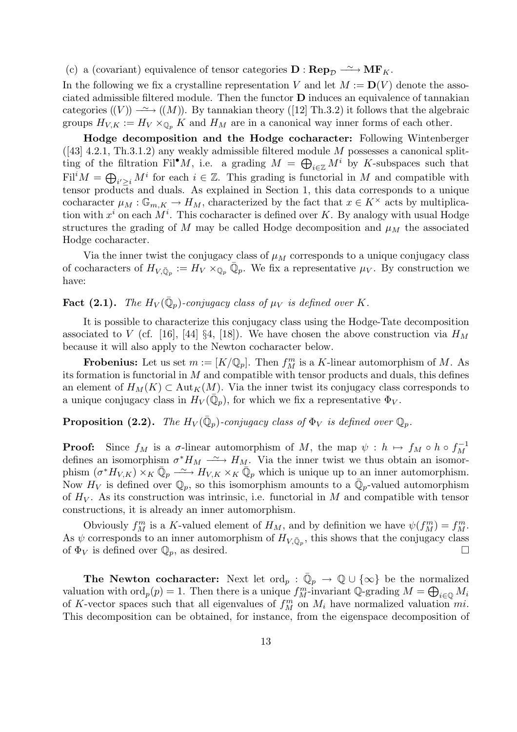(c) a (covariant) equivalence of tensor categories $\mathbf{D} : \mathbf{Rep}_{\mathcal{D}} \xrightarrow{\sim} \mathbf{MF}_K$.

In the following we fix a crystalline representation $V$ and let $M := \mathbf{D}(V)$ denote the associated admissible filtered module. Then the functor $\mathbf{D}$ induces an equivalence of tannakian categories $((V)) \xrightarrow{\sim} ((M))$. By tannakian theory ([12] Th.3.2) it follows that the algebraic groups $H_{V,K} := H_V \times_{\mathbb{Q}_p} K$ and $H_M$ are in a canonical way inner forms of each other.

**Hodge decomposition and the Hodge cocharacter:** Following Wintenberger ([43] 4.2.1, Th.3.1.2) any weakly admissible filtered module $M$ possesses a canonical splitting of the filtration $\mathrm{Fil}^\bullet M$, i.e. a grading $M = \bigoplus_{i \in \mathbb{Z}} M^i$ by $K$-subspaces such that $\mathrm{Fil}^i M = \bigoplus_{i' \geq i} M^i$ for each $i \in \mathbb{Z}$. This grading is functorial in $M$ and compatible with tensor products and duals. As explained in Section 1, this data corresponds to a unique cocharacter $\mu_M : \mathbb{G}_{m,K} \to H_M$, characterized by the fact that $x \in K^\times$ acts by multiplication with $x^i$ on each $M^i$. This cocharacter is defined over $K$. By analogy with usual Hodge structures the grading of $M$ may be called Hodge decomposition and $\mu_M$ the associated Hodge cocharacter.

Via the inner twist the conjugacy class of $\mu_M$ corresponds to a unique conjugacy class of cocharacters of $H_{V,\bar{\mathbb{Q}}_p} := H_V \times_{\mathbb{Q}_p} \bar{\mathbb{Q}}_p$. We fix a representative $\mu_V$. By construction we have:

**Fact (2.1).** *The $H_V(\bar{\mathbb{Q}}_p)$-conjugacy class of $\mu_V$ is defined over $K$.*

It is possible to characterize this conjugacy class using the Hodge-Tate decomposition associated to $V$ (cf. [16], [44] §4, [18]). We have chosen the above construction via $H_M$ because it will also apply to the Newton cocharacter below.

**Frobenius:** Let us set $m := [K/\mathbb{Q}_p]$. Then $f_M^m$ is a $K$-linear automorphism of $M$. As its formation is functorial in $M$ and compatible with tensor products and duals, this defines an element of $H_M(K) \subset \mathrm{Aut}_K(M)$. Via the inner twist its conjugacy class corresponds to a unique conjugacy class in $H_V(\bar{\mathbb{Q}}_p)$, for which we fix a representative $\Phi_V$.

**Proposition (2.2).** *The $H_V(\bar{\mathbb{Q}}_p)$-conjugacy class of $\Phi_V$ is defined over $\mathbb{Q}_p$.*

**Proof:** Since $f_M$ is a $\sigma$-linear automorphism of $M$, the map $\psi : h \mapsto f_M \circ h \circ f_M^{-1}$ defines an isomorphism $\sigma^* H_M \xrightarrow{\sim} H_M$. Via the inner twist we thus obtain an isomorphism $(\sigma^* H_{V,K}) \times_K \bar{\mathbb{Q}}_p \xrightarrow{\sim} H_{V,K} \times_K \bar{\mathbb{Q}}_p$ which is unique up to an inner automorphism. Now $H_V$ is defined over $\mathbb{Q}_p$, so this isomorphism amounts to a $\bar{\mathbb{Q}}_p$-valued automorphism of $H_V$. As its construction was intrinsic, i.e. functorial in $M$ and compatible with tensor constructions, it is already an inner automorphism.

Obviously $f_M^m$ is a $K$-valued element of $H_M$, and by definition we have $\psi(f_M^m) = f_M^m$. As $\psi$ corresponds to an inner automorphism of $H_{V,\bar{\mathbb{Q}}_p}$, this shows that the conjugacy class of $\Phi_V$ is defined over $\mathbb{Q}_p$, as desired. $\square$

**The Newton cocharacter:** Next let $\mathrm{ord}_p : \bar{\mathbb{Q}}_p \to \mathbb{Q} \cup \{\infty\}$ be the normalized valuation with $\mathrm{ord}_p(p) = 1$. Then there is a unique $f_M^m$-invariant $\mathbb{Q}$-grading $M = \bigoplus_{i \in \mathbb{Q}} M_i$ of $K$-vector spaces such that all eigenvalues of $f_M^m$ on $M_i$ have normalized valuation $mi$. This decomposition can be obtained, for instance, from the eigenspace decomposition of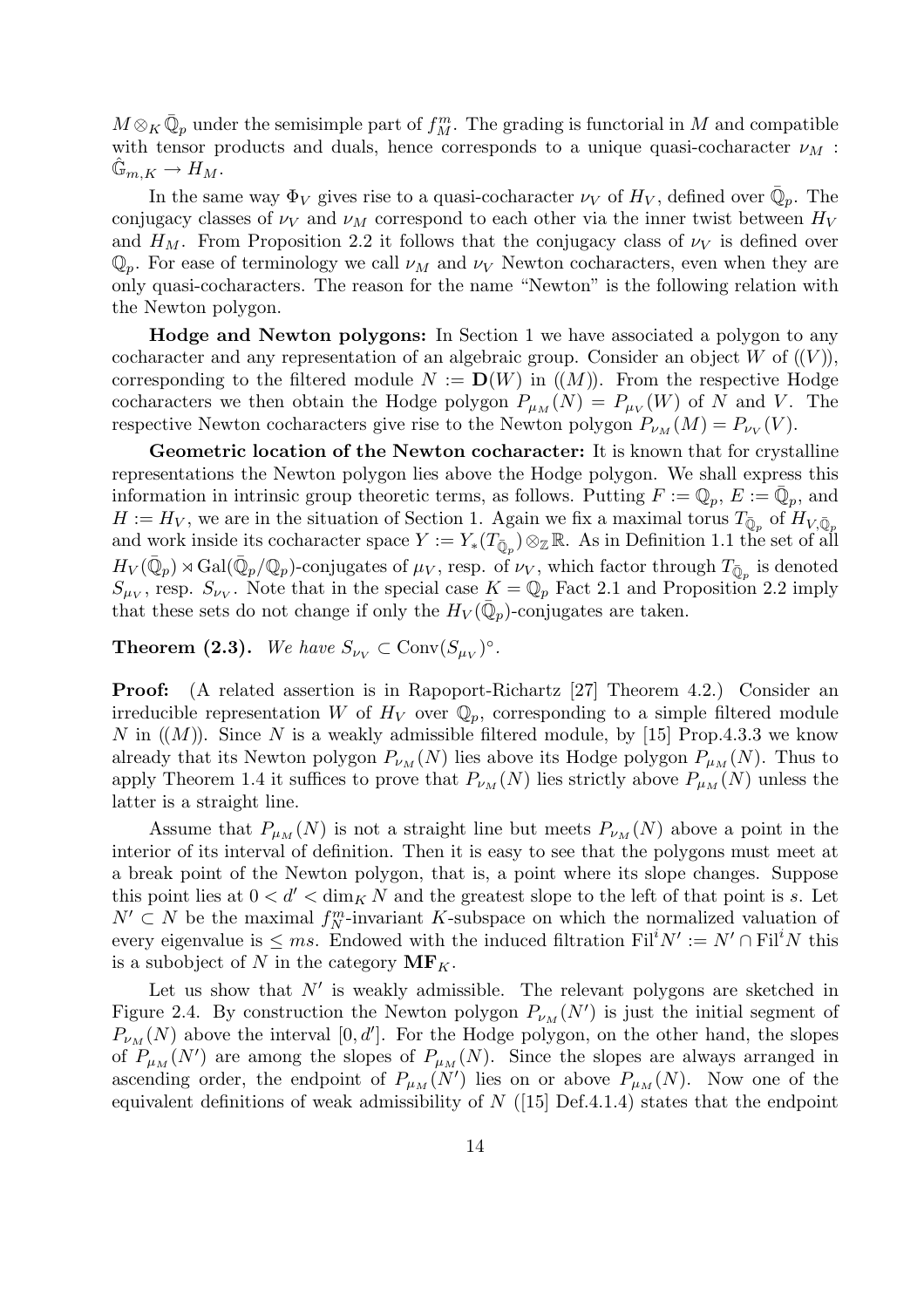$M \otimes_K \bar{\mathbb{Q}}_p$ under the semisimple part of $f_M^m$. The grading is functorial in $M$ and compatible with tensor products and duals, hence corresponds to a unique quasi-cocharacter $\nu_M : \hat{\mathbb{G}}_{m,K} \to H_M$.

In the same way $\Phi_V$ gives rise to a quasi-cocharacter $\nu_V$ of $H_V$, defined over $\bar{\mathbb{Q}}_p$. The conjugacy classes of $\nu_V$ and $\nu_M$ correspond to each other via the inner twist between $H_V$ and $H_M$. From Proposition 2.2 it follows that the conjugacy class of $\nu_V$ is defined over $\mathbb{Q}_p$. For ease of terminology we call $\nu_M$ and $\nu_V$ Newton cocharacters, even when they are only quasi-cocharacters. The reason for the name "Newton" is the following relation with the Newton polygon.

**Hodge and Newton polygons:** In Section 1 we have associated a polygon to any cocharacter and any representation of an algebraic group. Consider an object $W$ of $((V))$, corresponding to the filtered module $N := \mathbf{D}(W)$ in $((M))$. From the respective Hodge cocharacters we then obtain the Hodge polygon $P_{\mu_M}(N) = P_{\mu_V}(W)$ of $N$ and $V$. The respective Newton cocharacters give rise to the Newton polygon $P_{\nu_M}(M) = P_{\nu_V}(V)$.

**Geometric location of the Newton cocharacter:** It is known that for crystalline representations the Newton polygon lies above the Hodge polygon. We shall express this information in intrinsic group theoretic terms, as follows. Putting $F := \mathbb{Q}_p$, $E := \bar{\mathbb{Q}}_p$, and $H := H_V$, we are in the situation of Section 1. Again we fix a maximal torus $T_{\bar{\mathbb{Q}}_p}$ of $H_{V,\bar{\mathbb{Q}}_p}$ and work inside its cocharacter space $Y := Y_*(T_{\bar{\mathbb{Q}}_p}) \otimes_{\mathbb{Z}} \mathbb{R}$. As in Definition 1.1 the set of all $H_V(\bar{\mathbb{Q}}_p) \rtimes \mathrm{Gal}(\bar{\mathbb{Q}}_p/\mathbb{Q}_p)$-conjugates of $\mu_V$, resp. of $\nu_V$, which factor through $T_{\bar{\mathbb{Q}}_p}$ is denoted $S_{\mu_V}$, resp. $S_{\nu_V}$. Note that in the special case $K = \mathbb{Q}_p$ Fact 2.1 and Proposition 2.2 imply that these sets do not change if only the $H_V(\bar{\mathbb{Q}}_p)$-conjugates are taken.

**Theorem (2.3).** *We have $S_{\nu_V} \subset \mathrm{Conv}(S_{\mu_V})^\circ$.*

**Proof:** (A related assertion is in Rapoport-Richartz [27] Theorem 4.2.) Consider an irreducible representation $W$ of $H_V$ over $\mathbb{Q}_p$, corresponding to a simple filtered module $N$ in $((M))$. Since $N$ is a weakly admissible filtered module, by [15] Prop.4.3.3 we know already that its Newton polygon $P_{\nu_M}(N)$ lies above its Hodge polygon $P_{\mu_M}(N)$. Thus to apply Theorem 1.4 it suffices to prove that $P_{\nu_M}(N)$ lies strictly above $P_{\mu_M}(N)$ unless the latter is a straight line.

Assume that $P_{\mu_M}(N)$ is not a straight line but meets $P_{\nu_M}(N)$ above a point in the interior of its interval of definition. Then it is easy to see that the polygons must meet at a break point of the Newton polygon, that is, a point where its slope changes. Suppose this point lies at $0 < d' < \dim_K N$ and the greatest slope to the left of that point is $s$. Let $N' \subset N$ be the maximal $f_N^m$-invariant $K$-subspace on which the normalized valuation of every eigenvalue is $\leq ms$. Endowed with the induced filtration $\mathrm{Fil}^i N' := N' \cap \mathrm{Fil}^i N$ this is a subobject of $N$ in the category $\mathbf{MF}_K$.

Let us show that $N'$ is weakly admissible. The relevant polygons are sketched in Figure 2.4. By construction the Newton polygon $P_{\nu_M}(N')$ is just the initial segment of $P_{\nu_M}(N)$ above the interval $[0, d']$. For the Hodge polygon, on the other hand, the slopes of $P_{\mu_M}(N')$ are among the slopes of $P_{\mu_M}(N)$. Since the slopes are always arranged in ascending order, the endpoint of $P_{\mu_M}(N')$ lies on or above $P_{\mu_M}(N)$. Now one of the equivalent definitions of weak admissibility of $N$ ([15] Def.4.1.4) states that the endpoint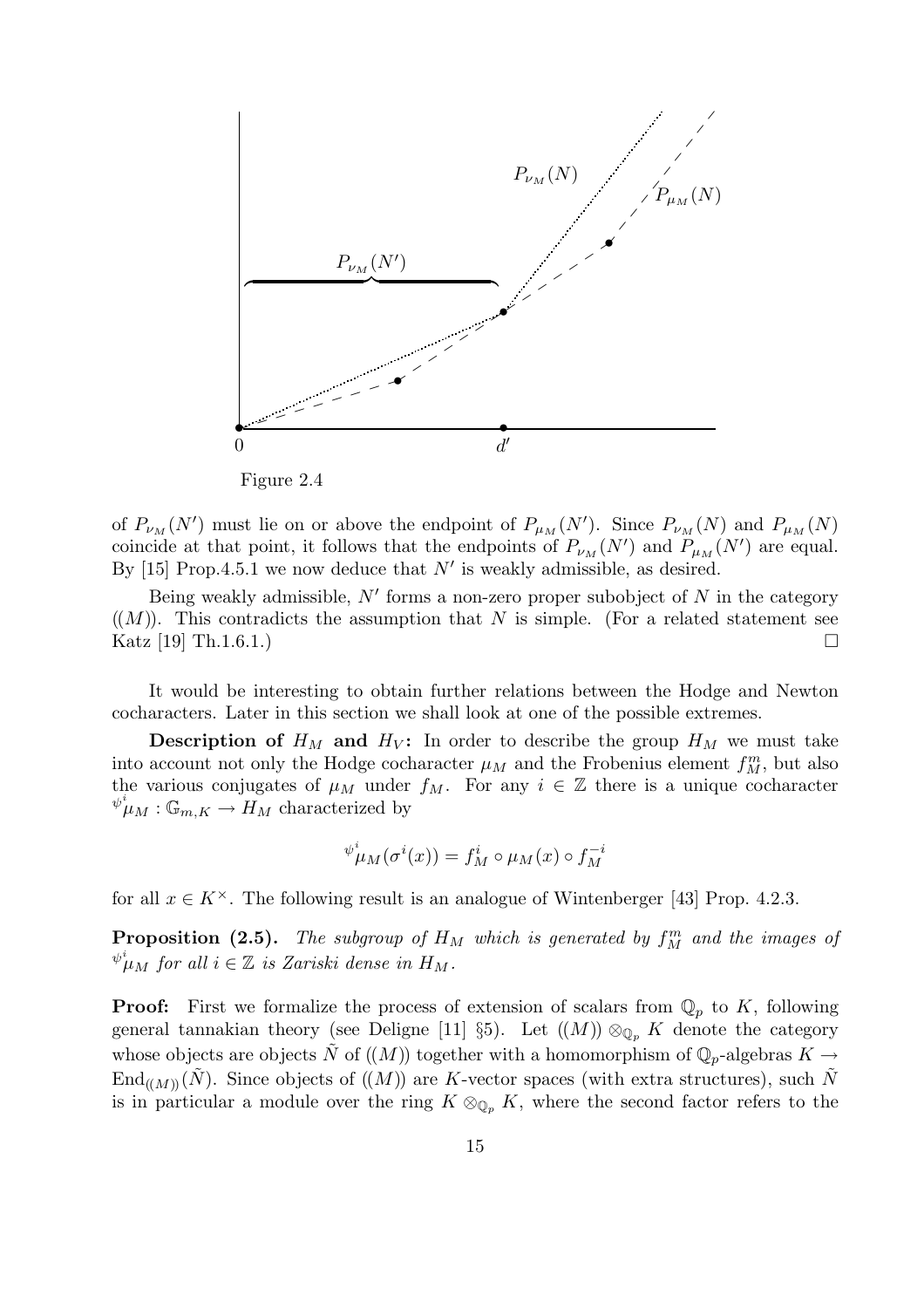Figure 2.4

of $P_{\nu_M}(N')$ must lie on or above the endpoint of $P_{\mu_M}(N')$. Since $P_{\nu_M}(N)$ and $P_{\mu_M}(N)$ coincide at that point, it follows that the endpoints of $P_{\nu_M}(N')$ and $P_{\mu_M}(N')$ are equal. By [15] Prop.4.5.1 we now deduce that $N'$ is weakly admissible, as desired.

Being weakly admissible, $N'$ forms a non-zero proper subobject of $N$ in the category $((M))$. This contradicts the assumption that $N$ is simple. (For a related statement see Katz [19] Th.1.6.1.) $\square$

It would be interesting to obtain further relations between the Hodge and Newton cocharacters. Later in this section we shall look at one of the possible extremes.

**Description of $H_M$ and $H_V$:** In order to describe the group $H_M$ we must take into account not only the Hodge cocharacter $\mu_M$ and the Frobenius element $f_M^m$, but also the various conjugates of $\mu_M$ under $f_M$. For any $i \in \mathbb{Z}$ there is a unique cocharacter ${}^{\psi^i}\!\mu_M : \mathbb{G}_{m,K} \to H_M$ characterized by

$$ {}^{\psi^i}\!\mu_M(\sigma^i(x)) = f_M^i \circ \mu_M(x) \circ f_M^{-i} $$

for all $x \in K^\times$. The following result is an analogue of Wintenberger [43] Prop. 4.2.3.

**Proposition (2.5).** *The subgroup of $H_M$ which is generated by $f_M^m$ and the images of ${}^{\psi^i}\!\mu_M$ for all $i \in \mathbb{Z}$ is Zariski dense in $H_M$.*

**Proof:** First we formalize the process of extension of scalars from $\mathbb{Q}_p$ to $K$, following general tannakian theory (see Deligne [11] §5). Let $((M)) \otimes_{\mathbb{Q}_p} K$ denote the category whose objects are objects $\tilde{N}$ of $((M))$ together with a homomorphism of $\mathbb{Q}_p$-algebras $K \to \mathrm{End}_{((M))}(\tilde{N})$. Since objects of $((M))$ are $K$-vector spaces (with extra structures), such $\tilde{N}$ is in particular a module over the ring $K \otimes_{\mathbb{Q}_p} K$, where the second factor refers to the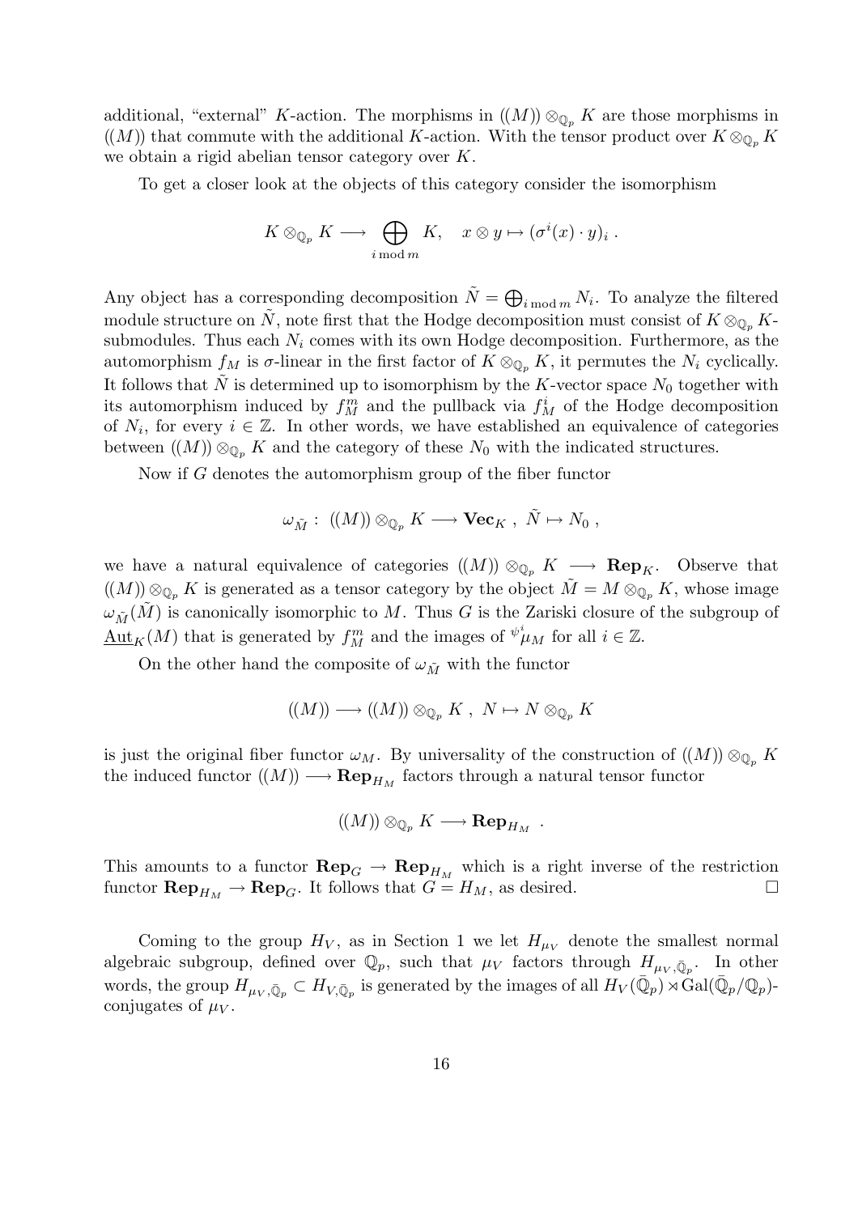additional, "external" $K$-action. The morphisms in $((M)) \otimes_{\mathbb{Q}_p} K$ are those morphisms in $((M))$ that commute with the additional $K$-action. With the tensor product over $K \otimes_{\mathbb{Q}_p} K$ we obtain a rigid abelian tensor category over $K$.

To get a closer look at the objects of this category consider the isomorphism

$$K \otimes_{\mathbb{Q}_p} K \longrightarrow \bigoplus_{i \bmod m} K, \quad x \otimes y \mapsto (\sigma^i(x) \cdot y)_i \, .$$

Any object has a corresponding decomposition $\tilde{N} = \bigoplus_{i \bmod m} N_i$. To analyze the filtered module structure on $\tilde{N}$, note first that the Hodge decomposition must consist of $K \otimes_{\mathbb{Q}_p} K$-submodules. Thus each $N_i$ comes with its own Hodge decomposition. Furthermore, as the automorphism $f_M$ is $\sigma$-linear in the first factor of $K \otimes_{\mathbb{Q}_p} K$, it permutes the $N_i$ cyclically. It follows that $\tilde{N}$ is determined up to isomorphism by the $K$-vector space $N_0$ together with its automorphism induced by $f_M^m$ and the pullback via $f_M^i$ of the Hodge decomposition of $N_i$, for every $i \in \mathbb{Z}$. In other words, we have established an equivalence of categories between $((M)) \otimes_{\mathbb{Q}_p} K$ and the category of these $N_0$ with the indicated structures.

Now if $G$ denotes the automorphism group of the fiber functor

$$\omega_{\tilde{M}} : \; ((M)) \otimes_{\mathbb{Q}_p} K \longrightarrow \mathbf{Vec}_K \, , \; \tilde{N} \mapsto N_0 \, ,$$

we have a natural equivalence of categories $((M)) \otimes_{\mathbb{Q}_p} K \longrightarrow \mathbf{Rep}_K$. Observe that $((M)) \otimes_{\mathbb{Q}_p} K$ is generated as a tensor category by the object $\tilde{M} = M \otimes_{\mathbb{Q}_p} K$, whose image $\omega_{\tilde{M}}(\tilde{M})$ is canonically isomorphic to $M$. Thus $G$ is the Zariski closure of the subgroup of $\underline{\mathrm{Aut}}_K(M)$ that is generated by $f_M^m$ and the images of ${}^{\psi^i}\!\mu_M$ for all $i \in \mathbb{Z}$.

On the other hand the composite of $\omega_{\tilde{M}}$ with the functor

$$((M)) \longrightarrow ((M)) \otimes_{\mathbb{Q}_p} K \, , \; N \mapsto N \otimes_{\mathbb{Q}_p} K$$

is just the original fiber functor $\omega_M$. By universality of the construction of $((M)) \otimes_{\mathbb{Q}_p} K$ the induced functor $((M)) \longrightarrow \mathbf{Rep}_{H_M}$ factors through a natural tensor functor

$$((M)) \otimes_{\mathbb{Q}_p} K \longrightarrow \mathbf{Rep}_{H_M} \; .$$

This amounts to a functor $\mathbf{Rep}_G \to \mathbf{Rep}_{H_M}$ which is a right inverse of the restriction functor $\mathbf{Rep}_{H_M} \to \mathbf{Rep}_G$. It follows that $G = H_M$, as desired. $\square$

Coming to the group $H_V$, as in Section 1 we let $H_{\mu_V}$ denote the smallest normal algebraic subgroup, defined over $\mathbb{Q}_p$, such that $\mu_V$ factors through $H_{\mu_V, \bar{\mathbb{Q}}_p}$. In other words, the group $H_{\mu_V, \bar{\mathbb{Q}}_p} \subset H_{V, \bar{\mathbb{Q}}_p}$ is generated by the images of all $H_V(\bar{\mathbb{Q}}_p) \rtimes \mathrm{Gal}(\bar{\mathbb{Q}}_p/\mathbb{Q}_p)$-conjugates of $\mu_V$.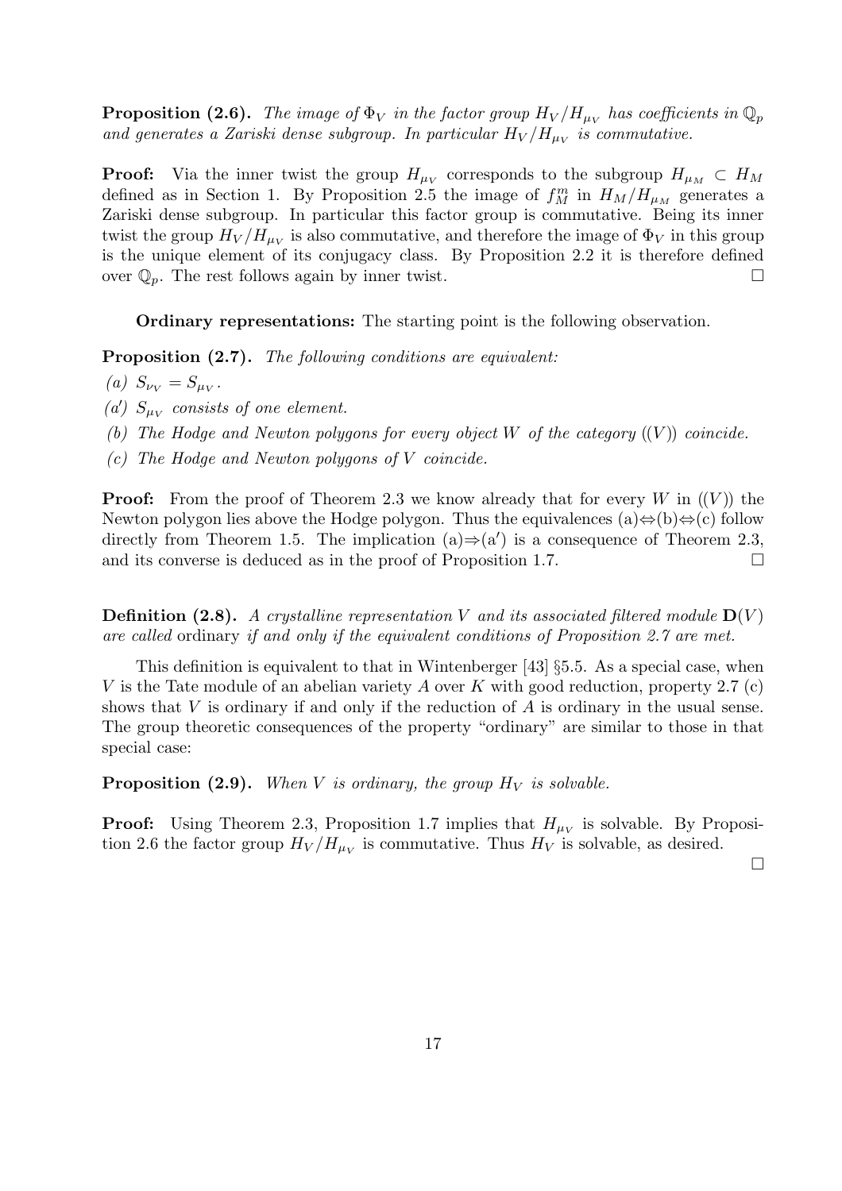**Proposition (2.6).** *The image of $\Phi_V$ in the factor group $H_V/H_{\mu_V}$ has coefficients in $\mathbb{Q}_p$ and generates a Zariski dense subgroup. In particular $H_V/H_{\mu_V}$ is commutative.*

**Proof:** Via the inner twist the group $H_{\mu_V}$ corresponds to the subgroup $H_{\mu_M} \subset H_M$ defined as in Section 1. By Proposition 2.5 the image of $f_M^m$ in $H_M/H_{\mu_M}$ generates a Zariski dense subgroup. In particular this factor group is commutative. Being its inner twist the group $H_V/H_{\mu_V}$ is also commutative, and therefore the image of $\Phi_V$ in this group is the unique element of its conjugacy class. By Proposition 2.2 it is therefore defined over $\mathbb{Q}_p$. The rest follows again by inner twist. $\square$

**Ordinary representations:** The starting point is the following observation.

**Proposition (2.7).** *The following conditions are equivalent:*

*(a)* $S_{\nu_V} = S_{\mu_V}$.

*(a′)* $S_{\mu_V}$ *consists of one element.*

*(b) The Hodge and Newton polygons for every object $W$ of the category $((V))$ coincide.*

*(c) The Hodge and Newton polygons of $V$ coincide.*

**Proof:** From the proof of Theorem 2.3 we know already that for every $W$ in $((V))$ the Newton polygon lies above the Hodge polygon. Thus the equivalences (a)⇔(b)⇔(c) follow directly from Theorem 1.5. The implication (a)⇒(a′) is a consequence of Theorem 2.3, and its converse is deduced as in the proof of Proposition 1.7. $\square$

**Definition (2.8).** *A crystalline representation $V$ and its associated filtered module $\mathbf{D}(V)$ are called* ordinary *if and only if the equivalent conditions of Proposition 2.7 are met.*

This definition is equivalent to that in Wintenberger [43] §5.5. As a special case, when $V$ is the Tate module of an abelian variety $A$ over $K$ with good reduction, property 2.7 (c) shows that $V$ is ordinary if and only if the reduction of $A$ is ordinary in the usual sense. The group theoretic consequences of the property "ordinary" are similar to those in that special case:

**Proposition (2.9).** *When $V$ is ordinary, the group $H_V$ is solvable.*

**Proof:** Using Theorem 2.3, Proposition 1.7 implies that $H_{\mu_V}$ is solvable. By Proposition 2.6 the factor group $H_V/H_{\mu_V}$ is commutative. Thus $H_V$ is solvable, as desired. $\square$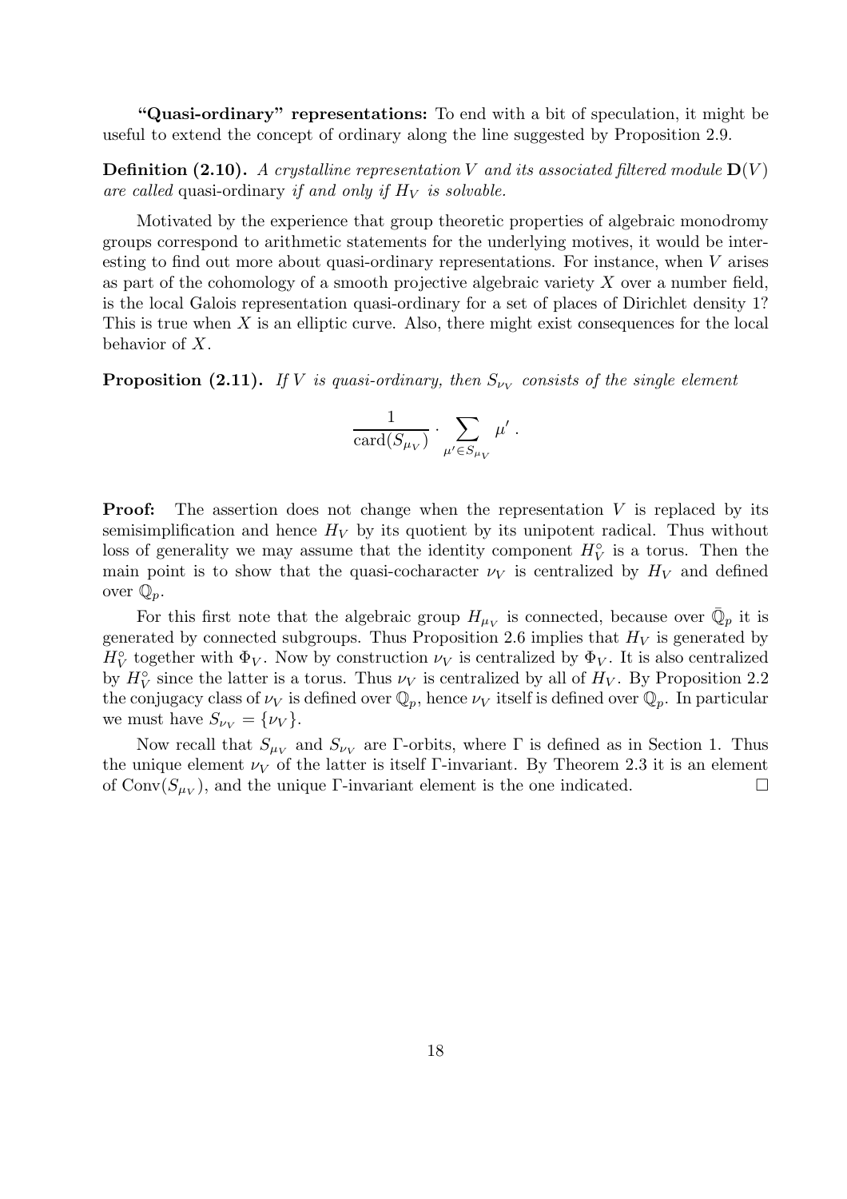**"Quasi-ordinary" representations:** To end with a bit of speculation, it might be useful to extend the concept of ordinary along the line suggested by Proposition 2.9.

**Definition (2.10).** *A crystalline representation $V$ and its associated filtered module $\mathbf{D}(V)$ are called* quasi-ordinary *if and only if $H_V$ is solvable.*

Motivated by the experience that group theoretic properties of algebraic monodromy groups correspond to arithmetic statements for the underlying motives, it would be interesting to find out more about quasi-ordinary representations. For instance, when $V$ arises as part of the cohomology of a smooth projective algebraic variety $X$ over a number field, is the local Galois representation quasi-ordinary for a set of places of Dirichlet density 1? This is true when $X$ is an elliptic curve. Also, there might exist consequences for the local behavior of $X$.

**Proposition (2.11).** *If $V$ is quasi-ordinary, then $S_{\nu_V}$ consists of the single element*

$$\frac{1}{\operatorname{card}(S_{\mu_V})} \cdot \sum_{\mu' \in S_{\mu_V}} \mu' .$$

**Proof:** The assertion does not change when the representation $V$ is replaced by its semisimplification and hence $H_V$ by its quotient by its unipotent radical. Thus without loss of generality we may assume that the identity component $H_V^\circ$ is a torus. Then the main point is to show that the quasi-cocharacter $\nu_V$ is centralized by $H_V$ and defined over $\mathbb{Q}_p$.

For this first note that the algebraic group $H_{\mu_V}$ is connected, because over $\bar{\mathbb{Q}}_p$ it is generated by connected subgroups. Thus Proposition 2.6 implies that $H_V$ is generated by $H_V^\circ$ together with $\Phi_V$. Now by construction $\nu_V$ is centralized by $\Phi_V$. It is also centralized by $H_V^\circ$ since the latter is a torus. Thus $\nu_V$ is centralized by all of $H_V$. By Proposition 2.2 the conjugacy class of $\nu_V$ is defined over $\mathbb{Q}_p$, hence $\nu_V$ itself is defined over $\mathbb{Q}_p$. In particular we must have $S_{\nu_V} = \{\nu_V\}$.

Now recall that $S_{\mu_V}$ and $S_{\nu_V}$ are $\Gamma$-orbits, where $\Gamma$ is defined as in Section 1. Thus the unique element $\nu_V$ of the latter is itself $\Gamma$-invariant. By Theorem 2.3 it is an element of $\operatorname{Conv}(S_{\mu_V})$, and the unique $\Gamma$-invariant element is the one indicated. $\square$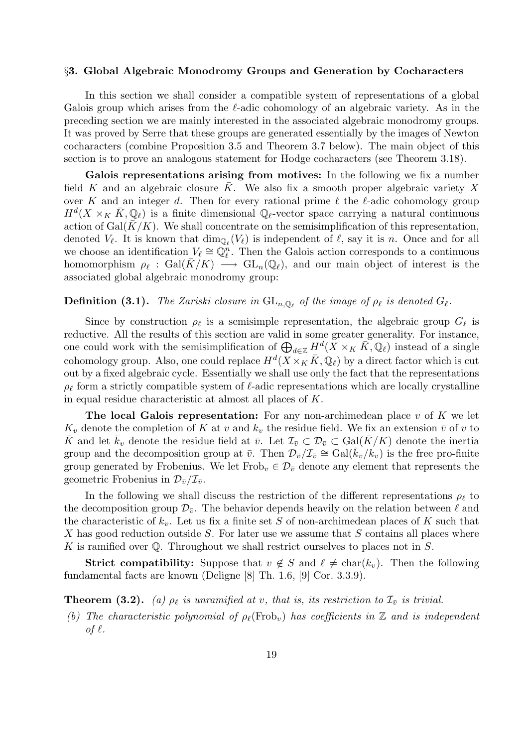## §3. Global Algebraic Monodromy Groups and Generation by Cocharacters

In this section we shall consider a compatible system of representations of a global Galois group which arises from the $\ell$-adic cohomology of an algebraic variety. As in the preceding section we are mainly interested in the associated algebraic monodromy groups. It was proved by Serre that these groups are generated essentially by the images of Newton cocharacters (combine Proposition 3.5 and Theorem 3.7 below). The main object of this section is to prove an analogous statement for Hodge cocharacters (see Theorem 3.18).

**Galois representations arising from motives:** In the following we fix a number field $K$ and an algebraic closure $\bar{K}$. We also fix a smooth proper algebraic variety $X$ over $K$ and an integer $d$. Then for every rational prime $\ell$ the $\ell$-adic cohomology group $H^d(X \times_K \bar{K}, \mathbb{Q}_\ell)$ is a finite dimensional $\mathbb{Q}_\ell$-vector space carrying a natural continuous action of $\mathrm{Gal}(\bar{K}/K)$. We shall concentrate on the semisimplification of this representation, denoted $V_\ell$. It is known that $\dim_{\mathbb{Q}_\ell}(V_\ell)$ is independent of $\ell$, say it is $n$. Once and for all we choose an identification $V_\ell \cong \mathbb{Q}_\ell^n$. Then the Galois action corresponds to a continuous homomorphism $\rho_\ell : \mathrm{Gal}(\bar{K}/K) \longrightarrow \mathrm{GL}_n(\mathbb{Q}_\ell)$, and our main object of interest is the associated global algebraic monodromy group:

**Definition (3.1).** *The Zariski closure in $\mathrm{GL}_{n,\mathbb{Q}_\ell}$ of the image of $\rho_\ell$ is denoted $G_\ell$.*

Since by construction $\rho_\ell$ is a semisimple representation, the algebraic group $G_\ell$ is reductive. All the results of this section are valid in some greater generality. For instance, one could work with the semisimplification of $\bigoplus_{d\in\mathbb{Z}} H^d(X \times_K \bar{K}, \mathbb{Q}_\ell)$ instead of a single cohomology group. Also, one could replace $H^d(X \times_K \bar{K}, \mathbb{Q}_\ell)$ by a direct factor which is cut out by a fixed algebraic cycle. Essentially we shall use only the fact that the representations $\rho_\ell$ form a strictly compatible system of $\ell$-adic representations which are locally crystalline in equal residue characteristic at almost all places of $K$.

**The local Galois representation:** For any non-archimedean place $v$ of $K$ we let $K_v$ denote the completion of $K$ at $v$ and $k_v$ the residue field. We fix an extension $\bar{v}$ of $v$ to $\bar{K}$ and let $\bar{k}_v$ denote the residue field at $\bar{v}$. Let $\mathcal{I}_{\bar{v}} \subset \mathcal{D}_{\bar{v}} \subset \mathrm{Gal}(\bar{K}/K)$ denote the inertia group and the decomposition group at $\bar{v}$. Then $\mathcal{D}_{\bar{v}}/\mathcal{I}_{\bar{v}} \cong \mathrm{Gal}(\bar{k}_v/k_v)$ is the free pro-finite group generated by Frobenius. We let $\mathrm{Frob}_v \in \mathcal{D}_{\bar{v}}$ denote any element that represents the geometric Frobenius in $\mathcal{D}_{\bar{v}}/\mathcal{I}_{\bar{v}}$.

In the following we shall discuss the restriction of the different representations $\rho_\ell$ to the decomposition group $\mathcal{D}_{\bar{v}}$. The behavior depends heavily on the relation between $\ell$ and the characteristic of $k_v$. Let us fix a finite set $S$ of non-archimedean places of $K$ such that $X$ has good reduction outside $S$. For later use we assume that $S$ contains all places where $K$ is ramified over $\mathbb{Q}$. Throughout we shall restrict ourselves to places not in $S$.

**Strict compatibility:** Suppose that $v \notin S$ and $\ell \neq \mathrm{char}(k_v)$. Then the following fundamental facts are known (Deligne [8] Th. 1.6, [9] Cor. 3.3.9).

**Theorem (3.2).** *(a) $\rho_\ell$ is unramified at $v$, that is, its restriction to $\mathcal{I}_{\bar{v}}$ is trivial.*

*(b) The characteristic polynomial of $\rho_\ell(\mathrm{Frob}_v)$ has coefficients in $\mathbb{Z}$ and is independent of $\ell$.*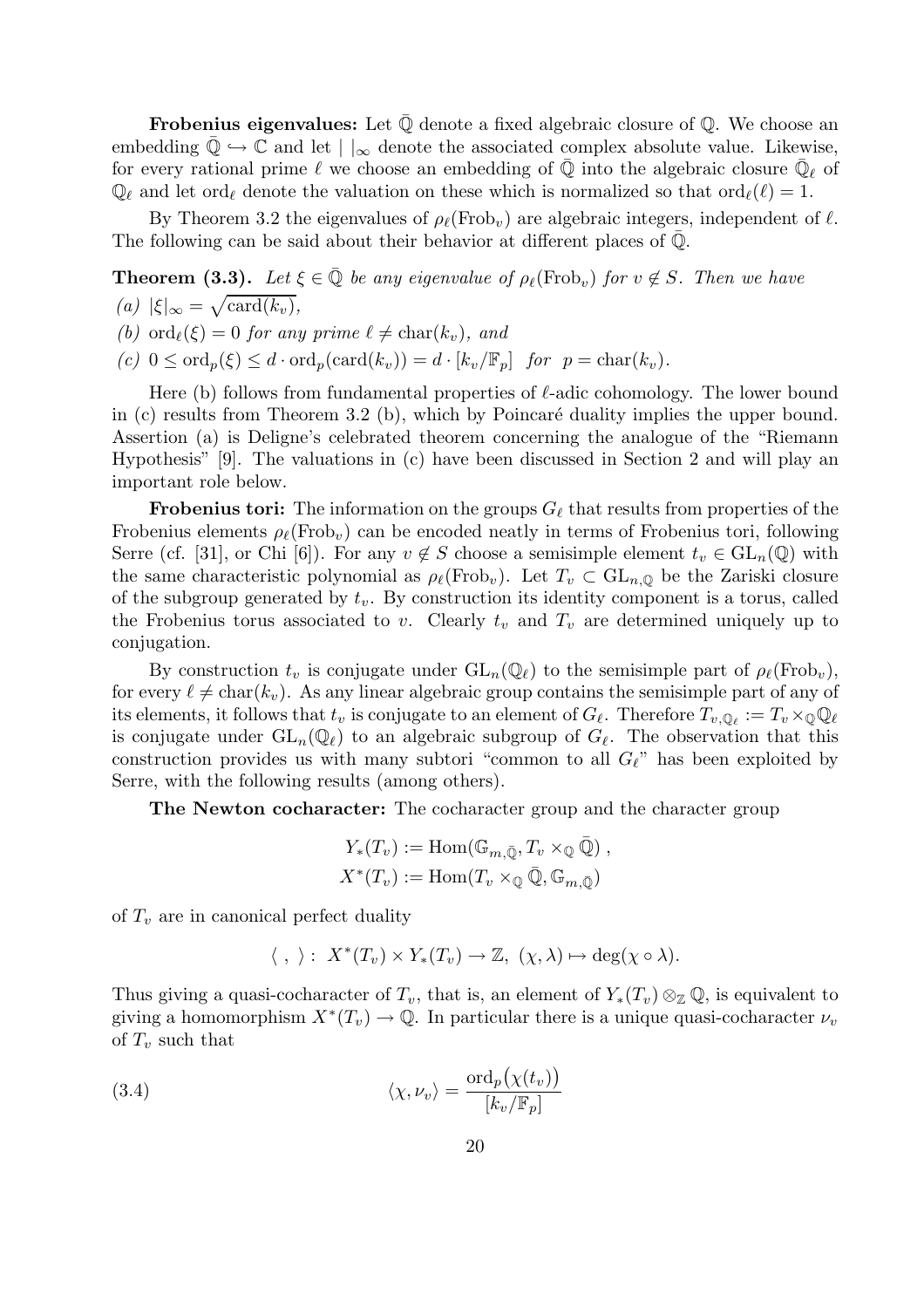**Frobenius eigenvalues:** Let $\bar{\mathbb{Q}}$ denote a fixed algebraic closure of $\mathbb{Q}$. We choose an embedding $\bar{\mathbb{Q}} \hookrightarrow \mathbb{C}$ and let $|\ |_\infty$ denote the associated complex absolute value. Likewise, for every rational prime $\ell$ we choose an embedding of $\bar{\mathbb{Q}}$ into the algebraic closure $\bar{\mathbb{Q}}_\ell$ of $\mathbb{Q}_\ell$ and let $\mathrm{ord}_\ell$ denote the valuation on these which is normalized so that $\mathrm{ord}_\ell(\ell) = 1$.

By Theorem 3.2 the eigenvalues of $\rho_\ell(\mathrm{Frob}_v)$ are algebraic integers, independent of $\ell$. The following can be said about their behavior at different places of $\bar{\mathbb{Q}}$.

**Theorem (3.3).** *Let $\xi \in \bar{\mathbb{Q}}$ be any eigenvalue of $\rho_\ell(\mathrm{Frob}_v)$ for $v \notin S$. Then we have*

*(a)* $|\xi|_\infty = \sqrt{\mathrm{card}(k_v)}$,

*(b)* $\mathrm{ord}_\ell(\xi) = 0$ *for any prime* $\ell \neq \mathrm{char}(k_v)$, *and*

*(c)* $0 \leq \mathrm{ord}_p(\xi) \leq d \cdot \mathrm{ord}_p(\mathrm{card}(k_v)) = d \cdot [k_v/\mathbb{F}_p]$ *for* $p = \mathrm{char}(k_v)$.

Here (b) follows from fundamental properties of $\ell$-adic cohomology. The lower bound in (c) results from Theorem 3.2 (b), which by Poincaré duality implies the upper bound. Assertion (a) is Deligne's celebrated theorem concerning the analogue of the "Riemann Hypothesis" [9]. The valuations in (c) have been discussed in Section 2 and will play an important role below.

**Frobenius tori:** The information on the groups $G_\ell$ that results from properties of the Frobenius elements $\rho_\ell(\mathrm{Frob}_v)$ can be encoded neatly in terms of Frobenius tori, following Serre (cf. [31], or Chi [6]). For any $v \notin S$ choose a semisimple element $t_v \in \mathrm{GL}_n(\mathbb{Q})$ with the same characteristic polynomial as $\rho_\ell(\mathrm{Frob}_v)$. Let $T_v \subset \mathrm{GL}_{n,\mathbb{Q}}$ be the Zariski closure of the subgroup generated by $t_v$. By construction its identity component is a torus, called the Frobenius torus associated to $v$. Clearly $t_v$ and $T_v$ are determined uniquely up to conjugation.

By construction $t_v$ is conjugate under $\mathrm{GL}_n(\mathbb{Q}_\ell)$ to the semisimple part of $\rho_\ell(\mathrm{Frob}_v)$, for every $\ell \neq \mathrm{char}(k_v)$. As any linear algebraic group contains the semisimple part of any of its elements, it follows that $t_v$ is conjugate to an element of $G_\ell$. Therefore $T_{v,\mathbb{Q}_\ell} := T_v \times_{\mathbb{Q}} \mathbb{Q}_\ell$ is conjugate under $\mathrm{GL}_n(\mathbb{Q}_\ell)$ to an algebraic subgroup of $G_\ell$. The observation that this construction provides us with many subtori "common to all $G_\ell$" has been exploited by Serre, with the following results (among others).

**The Newton cocharacter:** The cocharacter group and the character group

$$Y_*(T_v) := \mathrm{Hom}(\mathbb{G}_{m,\bar{\mathbb{Q}}}, T_v \times_{\mathbb{Q}} \bar{\mathbb{Q}}) ,$$
$$X^*(T_v) := \mathrm{Hom}(T_v \times_{\mathbb{Q}} \bar{\mathbb{Q}}, \mathbb{G}_{m,\bar{\mathbb{Q}}})$$

of $T_v$ are in canonical perfect duality

$$\langle\ ,\ \rangle :\ X^*(T_v) \times Y_*(T_v) \to \mathbb{Z},\ (\chi, \lambda) \mapsto \deg(\chi \circ \lambda).$$

Thus giving a quasi-cocharacter of $T_v$, that is, an element of $Y_*(T_v) \otimes_{\mathbb{Z}} \mathbb{Q}$, is equivalent to giving a homomorphism $X^*(T_v) \to \mathbb{Q}$. In particular there is a unique quasi-cocharacter $\nu_v$ of $T_v$ such that

$$\langle \chi, \nu_v \rangle = \frac{\mathrm{ord}_p\big(\chi(t_v)\big)}{[k_v/\mathbb{F}_p]} \tag{3.4}$$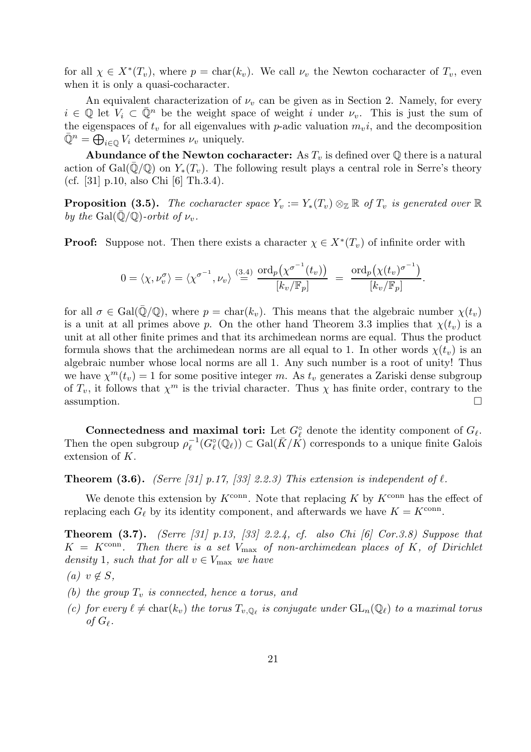for all $\chi \in X^*(T_v)$, where $p = \mathrm{char}(k_v)$. We call $\nu_v$ the Newton cocharacter of $T_v$, even when it is only a quasi-cocharacter.

An equivalent characterization of $\nu_v$ can be given as in Section 2. Namely, for every $i \in \mathbb{Q}$ let $V_i \subset \bar{\mathbb{Q}}^n$ be the weight space of weight $i$ under $\nu_v$. This is just the sum of the eigenspaces of $t_v$ for all eigenvalues with $p$-adic valuation $m_v i$, and the decomposition $\bar{\mathbb{Q}}^n = \bigoplus_{i\in\mathbb{Q}} V_i$ determines $\nu_v$ uniquely.

**Abundance of the Newton cocharacter:** As $T_v$ is defined over $\mathbb{Q}$ there is a natural action of $\mathrm{Gal}(\bar{\mathbb{Q}}/\mathbb{Q})$ on $Y_*(T_v)$. The following result plays a central role in Serre's theory (cf. [31] p.10, also Chi [6] Th.3.4).

**Proposition (3.5).** *The cocharacter space $Y_v := Y_*(T_v) \otimes_{\mathbb{Z}} \mathbb{R}$ of $T_v$ is generated over $\mathbb{R}$ by the $\mathrm{Gal}(\bar{\mathbb{Q}}/\mathbb{Q})$-orbit of $\nu_v$.*

**Proof:** Suppose not. Then there exists a character $\chi \in X^*(T_v)$ of infinite order with

$$0 = \langle \chi, \nu_v^\sigma \rangle = \langle \chi^{\sigma^{-1}}, \nu_v \rangle \overset{(3.4)}{=} \frac{\mathrm{ord}_p\big(\chi^{\sigma^{-1}}(t_v)\big)}{[k_v/\mathbb{F}_p]} \;=\; \frac{\mathrm{ord}_p\big(\chi(t_v)^{\sigma^{-1}}\big)}{[k_v/\mathbb{F}_p]}.$$

for all $\sigma \in \mathrm{Gal}(\bar{\mathbb{Q}}/\mathbb{Q})$, where $p = \mathrm{char}(k_v)$. This means that the algebraic number $\chi(t_v)$ is a unit at all primes above $p$. On the other hand Theorem 3.3 implies that $\chi(t_v)$ is a unit at all other finite primes and that its archimedean norms are equal. Thus the product formula shows that the archimedean norms are all equal to 1. In other words $\chi(t_v)$ is an algebraic number whose local norms are all 1. Any such number is a root of unity! Thus we have $\chi^m(t_v) = 1$ for some positive integer $m$. As $t_v$ generates a Zariski dense subgroup of $T_v$, it follows that $\chi^m$ is the trivial character. Thus $\chi$ has finite order, contrary to the assumption. $\square$

**Connectedness and maximal tori:** Let $G_\ell^\circ$ denote the identity component of $G_\ell$. Then the open subgroup $\rho_\ell^{-1}(G_\ell^\circ(\mathbb{Q}_\ell)) \subset \mathrm{Gal}(\bar{K}/K)$ corresponds to a unique finite Galois extension of $K$.

**Theorem (3.6).** *(Serre [31] p.17, [33] 2.2.3) This extension is independent of $\ell$.*

We denote this extension by $K^{\mathrm{conn}}$. Note that replacing $K$ by $K^{\mathrm{conn}}$ has the effect of replacing each $G_\ell$ by its identity component, and afterwards we have $K = K^{\mathrm{conn}}$.

**Theorem (3.7).** *(Serre [31] p.13, [33] 2.2.4, cf. also Chi [6] Cor.3.8) Suppose that $K = K^{\mathrm{conn}}$. Then there is a set $V_{\max}$ of non-archimedean places of $K$, of Dirichlet density 1, such that for all $v \in V_{\max}$ we have*

*(a) $v \notin S$,*

*(b) the group $T_v$ is connected, hence a torus, and*

*(c) for every $\ell \neq \mathrm{char}(k_v)$ the torus $T_{v,\mathbb{Q}_\ell}$ is conjugate under $\mathrm{GL}_n(\mathbb{Q}_\ell)$ to a maximal torus of $G_\ell$.*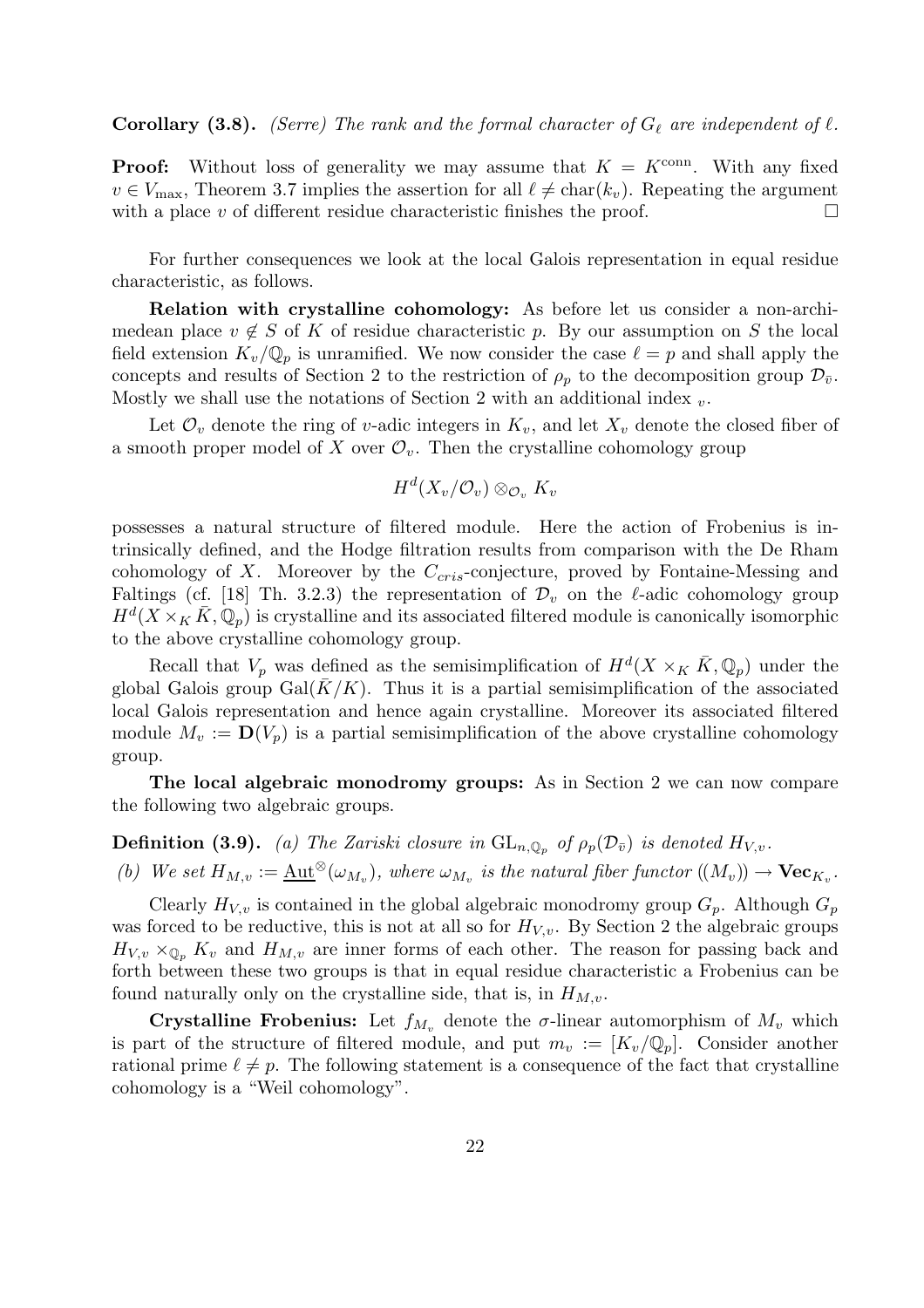**Corollary (3.8).** *(Serre) The rank and the formal character of $G_\ell$ are independent of $\ell$.*

**Proof:** Without loss of generality we may assume that $K = K^{\text{conn}}$. With any fixed $v \in V_{\max}$, Theorem 3.7 implies the assertion for all $\ell \neq \text{char}(k_v)$. Repeating the argument with a place $v$ of different residue characteristic finishes the proof. $\square$

For further consequences we look at the local Galois representation in equal residue characteristic, as follows.

**Relation with crystalline cohomology:** As before let us consider a non-archimedean place $v \notin S$ of $K$ of residue characteristic $p$. By our assumption on $S$ the local field extension $K_v/\mathbb{Q}_p$ is unramified. We now consider the case $\ell = p$ and shall apply the concepts and results of Section 2 to the restriction of $\rho_p$ to the decomposition group $\mathcal{D}_{\bar{v}}$. Mostly we shall use the notations of Section 2 with an additional index $_v$.

Let $\mathcal{O}_v$ denote the ring of $v$-adic integers in $K_v$, and let $X_v$ denote the closed fiber of a smooth proper model of $X$ over $\mathcal{O}_v$. Then the crystalline cohomology group

$$H^d(X_v/\mathcal{O}_v) \otimes_{\mathcal{O}_v} K_v$$

possesses a natural structure of filtered module. Here the action of Frobenius is intrinsically defined, and the Hodge filtration results from comparison with the De Rham cohomology of $X$. Moreover by the $C_{cris}$-conjecture, proved by Fontaine-Messing and Faltings (cf. [18] Th. 3.2.3) the representation of $\mathcal{D}_v$ on the $\ell$-adic cohomology group $H^d(X \times_K \bar{K}, \mathbb{Q}_p)$ is crystalline and its associated filtered module is canonically isomorphic to the above crystalline cohomology group.

Recall that $V_p$ was defined as the semisimplification of $H^d(X \times_K \bar{K}, \mathbb{Q}_p)$ under the global Galois group $\text{Gal}(\bar{K}/K)$. Thus it is a partial semisimplification of the associated local Galois representation and hence again crystalline. Moreover its associated filtered module $M_v := \mathbf{D}(V_p)$ is a partial semisimplification of the above crystalline cohomology group.

**The local algebraic monodromy groups:** As in Section 2 we can now compare the following two algebraic groups.

**Definition (3.9).** *(a) The Zariski closure in $\text{GL}_{n,\mathbb{Q}_p}$ of $\rho_p(\mathcal{D}_{\bar{v}})$ is denoted $H_{V,v}$.*

*(b) We set $H_{M,v} := \underline{\text{Aut}}^\otimes(\omega_{M_v})$, where $\omega_{M_v}$ is the natural fiber functor $((M_v)) \to \mathbf{Vec}_{K_v}$.*

Clearly $H_{V,v}$ is contained in the global algebraic monodromy group $G_p$. Although $G_p$ was forced to be reductive, this is not at all so for $H_{V,v}$. By Section 2 the algebraic groups $H_{V,v} \times_{\mathbb{Q}_p} K_v$ and $H_{M,v}$ are inner forms of each other. The reason for passing back and forth between these two groups is that in equal residue characteristic a Frobenius can be found naturally only on the crystalline side, that is, in $H_{M,v}$.

**Crystalline Frobenius:** Let $f_{M_v}$ denote the $\sigma$-linear automorphism of $M_v$ which is part of the structure of filtered module, and put $m_v := [K_v/\mathbb{Q}_p]$. Consider another rational prime $\ell \neq p$. The following statement is a consequence of the fact that crystalline cohomology is a "Weil cohomology".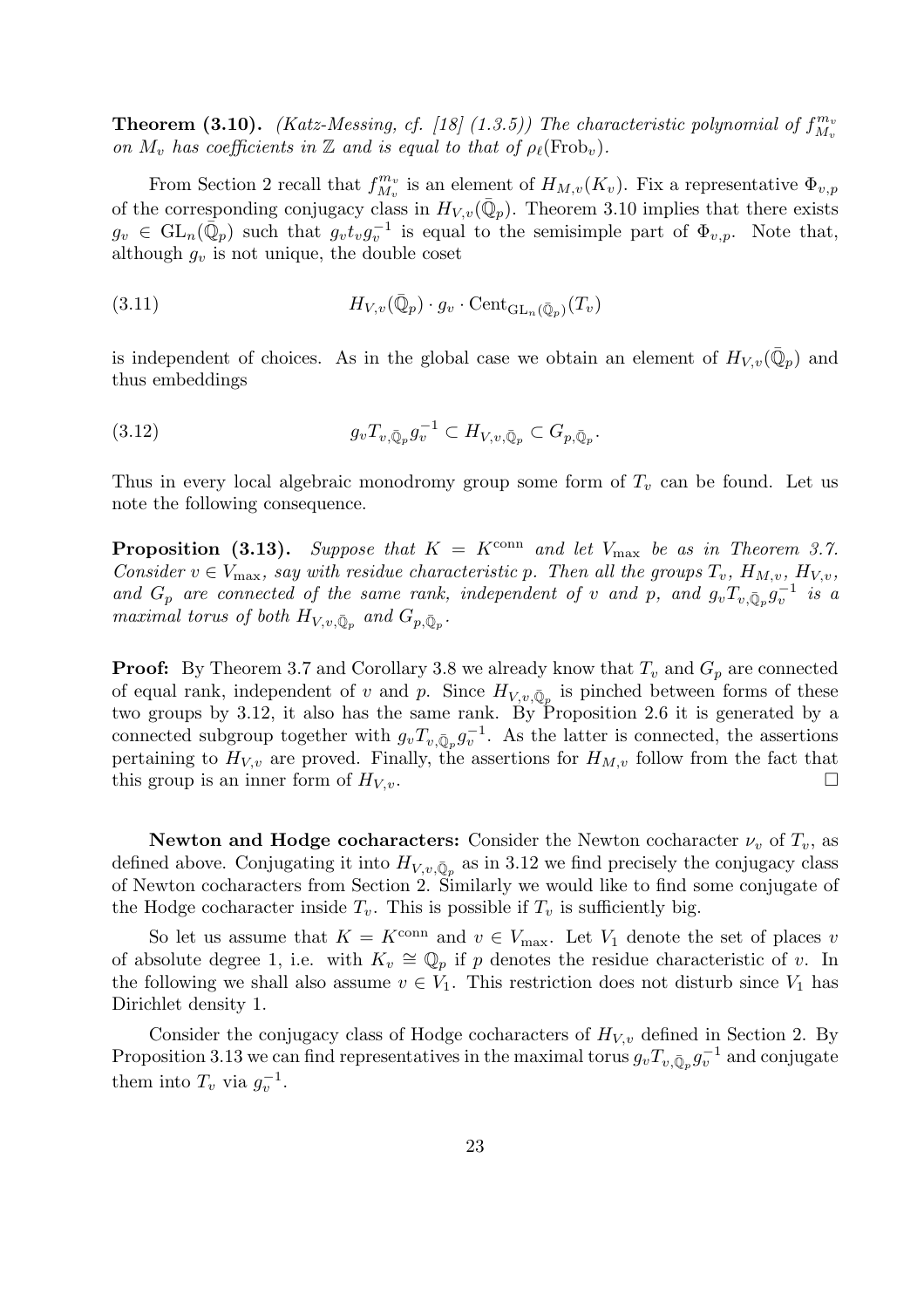**Theorem (3.10).** *(Katz-Messing, cf. [18] (1.3.5)) The characteristic polynomial of $f_{M_v}^{m_v}$ on $M_v$ has coefficients in $\mathbb{Z}$ and is equal to that of $\rho_\ell(\mathrm{Frob}_v)$.*

From Section 2 recall that $f_{M_v}^{m_v}$ is an element of $H_{M,v}(K_v)$. Fix a representative $\Phi_{v,p}$ of the corresponding conjugacy class in $H_{V,v}(\bar{\mathbb{Q}}_p)$. Theorem 3.10 implies that there exists $g_v \in \mathrm{GL}_n(\bar{\mathbb{Q}}_p)$ such that $g_v t_v g_v^{-1}$ is equal to the semisimple part of $\Phi_{v,p}$. Note that, although $g_v$ is not unique, the double coset

$$H_{V,v}(\bar{\mathbb{Q}}_p) \cdot g_v \cdot \mathrm{Cent}_{\mathrm{GL}_n(\bar{\mathbb{Q}}_p)}(T_v) \tag{3.11}$$

is independent of choices. As in the global case we obtain an element of $H_{V,v}(\bar{\mathbb{Q}}_p)$ and thus embeddings

$$g_v T_{v,\bar{\mathbb{Q}}_p} g_v^{-1} \subset H_{V,v,\bar{\mathbb{Q}}_p} \subset G_{p,\bar{\mathbb{Q}}_p}. \tag{3.12}$$

Thus in every local algebraic monodromy group some form of $T_v$ can be found. Let us note the following consequence.

**Proposition (3.13).** *Suppose that $K = K^{\mathrm{conn}}$ and let $V_{\max}$ be as in Theorem 3.7. Consider $v \in V_{\max}$, say with residue characteristic $p$. Then all the groups $T_v$, $H_{M,v}$, $H_{V,v}$, and $G_p$ are connected of the same rank, independent of $v$ and $p$, and $g_v T_{v,\bar{\mathbb{Q}}_p} g_v^{-1}$ is a maximal torus of both $H_{V,v,\bar{\mathbb{Q}}_p}$ and $G_{p,\bar{\mathbb{Q}}_p}$.*

**Proof:** By Theorem 3.7 and Corollary 3.8 we already know that $T_v$ and $G_p$ are connected of equal rank, independent of $v$ and $p$. Since $H_{V,v,\bar{\mathbb{Q}}_p}$ is pinched between forms of these two groups by 3.12, it also has the same rank. By Proposition 2.6 it is generated by a connected subgroup together with $g_v T_{v,\bar{\mathbb{Q}}_p} g_v^{-1}$. As the latter is connected, the assertions pertaining to $H_{V,v}$ are proved. Finally, the assertions for $H_{M,v}$ follow from the fact that this group is an inner form of $H_{V,v}$. $\square$

**Newton and Hodge cocharacters:** Consider the Newton cocharacter $\nu_v$ of $T_v$, as defined above. Conjugating it into $H_{V,v,\bar{\mathbb{Q}}_p}$ as in 3.12 we find precisely the conjugacy class of Newton cocharacters from Section 2. Similarly we would like to find some conjugate of the Hodge cocharacter inside $T_v$. This is possible if $T_v$ is sufficiently big.

So let us assume that $K = K^{\mathrm{conn}}$ and $v \in V_{\max}$. Let $V_1$ denote the set of places $v$ of absolute degree 1, i.e. with $K_v \cong \mathbb{Q}_p$ if $p$ denotes the residue characteristic of $v$. In the following we shall also assume $v \in V_1$. This restriction does not disturb since $V_1$ has Dirichlet density 1.

Consider the conjugacy class of Hodge cocharacters of $H_{V,v}$ defined in Section 2. By Proposition 3.13 we can find representatives in the maximal torus $g_v T_{v,\bar{\mathbb{Q}}_p} g_v^{-1}$ and conjugate them into $T_v$ via $g_v^{-1}$.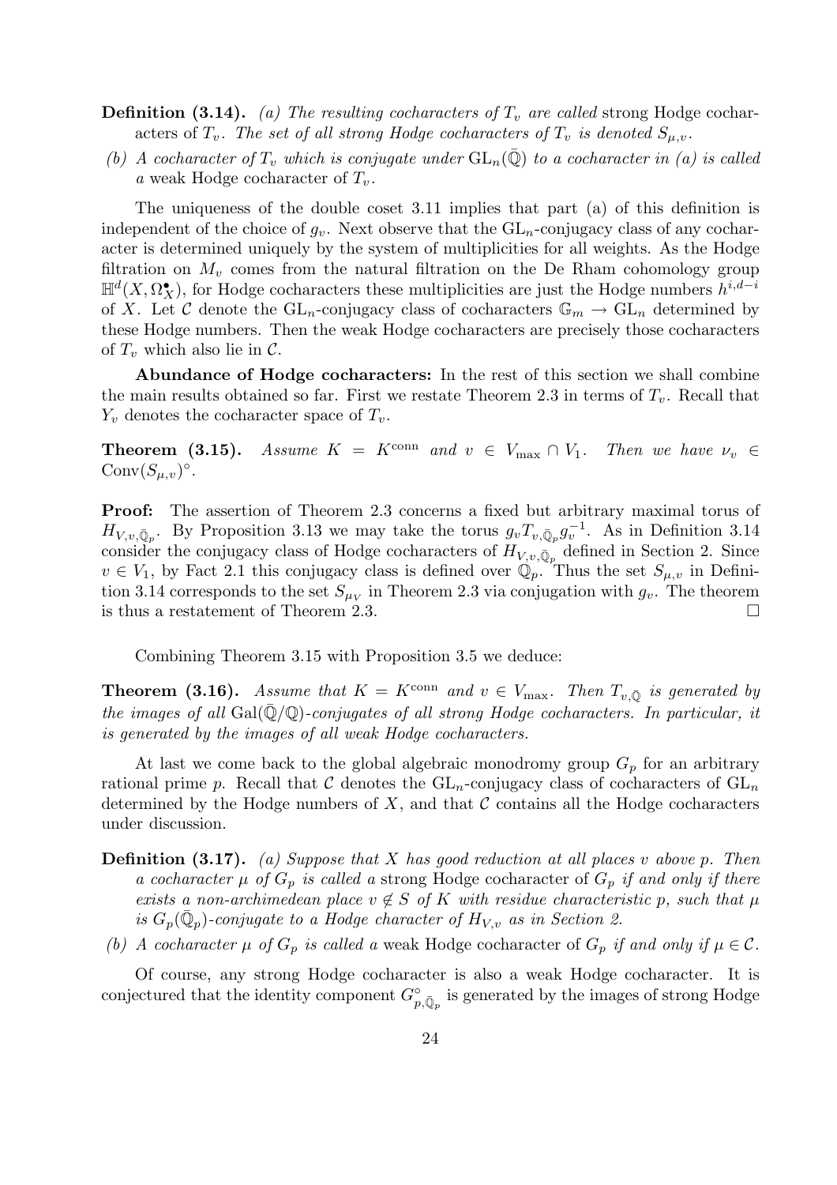**Definition (3.14).** *(a) The resulting cocharacters of $T_v$ are called* strong Hodge cocharacters of $T_v$. *The set of all strong Hodge cocharacters of $T_v$ is denoted $S_{\mu,v}$.*

*(b) A cocharacter of $T_v$ which is conjugate under $\mathrm{GL}_n(\bar{\mathbb{Q}})$ to a cocharacter in (a) is called a* weak Hodge cocharacter of $T_v$.

The uniqueness of the double coset 3.11 implies that part (a) of this definition is independent of the choice of $g_v$. Next observe that the $\mathrm{GL}_n$-conjugacy class of any cocharacter is determined uniquely by the system of multiplicities for all weights. As the Hodge filtration on $M_v$ comes from the natural filtration on the De Rham cohomology group $\mathbb{H}^d(X, \Omega_X^\bullet)$, for Hodge cocharacters these multiplicities are just the Hodge numbers $h^{i,d-i}$ of $X$. Let $\mathcal{C}$ denote the $\mathrm{GL}_n$-conjugacy class of cocharacters $\mathbb{G}_m \to \mathrm{GL}_n$ determined by these Hodge numbers. Then the weak Hodge cocharacters are precisely those cocharacters of $T_v$ which also lie in $\mathcal{C}$.

**Abundance of Hodge cocharacters:** In the rest of this section we shall combine the main results obtained so far. First we restate Theorem 2.3 in terms of $T_v$. Recall that $Y_v$ denotes the cocharacter space of $T_v$.

**Theorem (3.15).** *Assume $K = K^{\mathrm{conn}}$ and $v \in V_{\max} \cap V_1$. Then we have $\nu_v \in \mathrm{Conv}(S_{\mu,v})^\circ$.*

**Proof:** The assertion of Theorem 2.3 concerns a fixed but arbitrary maximal torus of $H_{V,v,\bar{\mathbb{Q}}_p}$. By Proposition 3.13 we may take the torus $g_v T_{v,\bar{\mathbb{Q}}_p} g_v^{-1}$. As in Definition 3.14 consider the conjugacy class of Hodge cocharacters of $H_{V,v,\bar{\mathbb{Q}}_p}$ defined in Section 2. Since $v \in V_1$, by Fact 2.1 this conjugacy class is defined over $\mathbb{Q}_p$. Thus the set $S_{\mu,v}$ in Definition 3.14 corresponds to the set $S_{\mu_V}$ in Theorem 2.3 via conjugation with $g_v$. The theorem is thus a restatement of Theorem 2.3. $\square$

Combining Theorem 3.15 with Proposition 3.5 we deduce:

**Theorem (3.16).** *Assume that $K = K^{\mathrm{conn}}$ and $v \in V_{\max}$. Then $T_{v,\bar{\mathbb{Q}}}$ is generated by the images of all $\mathrm{Gal}(\bar{\mathbb{Q}}/\mathbb{Q})$-conjugates of all strong Hodge cocharacters. In particular, it is generated by the images of all weak Hodge cocharacters.*

At last we come back to the global algebraic monodromy group $G_p$ for an arbitrary rational prime $p$. Recall that $\mathcal{C}$ denotes the $\mathrm{GL}_n$-conjugacy class of cocharacters of $\mathrm{GL}_n$ determined by the Hodge numbers of $X$, and that $\mathcal{C}$ contains all the Hodge cocharacters under discussion.

**Definition (3.17).** *(a) Suppose that $X$ has good reduction at all places $v$ above $p$. Then a cocharacter $\mu$ of $G_p$ is called a* strong Hodge cocharacter of $G_p$ *if and only if there exists a non-archimedean place $v \notin S$ of $K$ with residue characteristic $p$, such that $\mu$ is $G_p(\bar{\mathbb{Q}}_p)$-conjugate to a Hodge character of $H_{V,v}$ as in Section 2.*

*(b) A cocharacter $\mu$ of $G_p$ is called a* weak Hodge cocharacter of $G_p$ *if and only if $\mu \in \mathcal{C}$.*

Of course, any strong Hodge cocharacter is also a weak Hodge cocharacter. It is conjectured that the identity component $G^\circ_{p,\bar{\mathbb{Q}}_p}$ is generated by the images of strong Hodge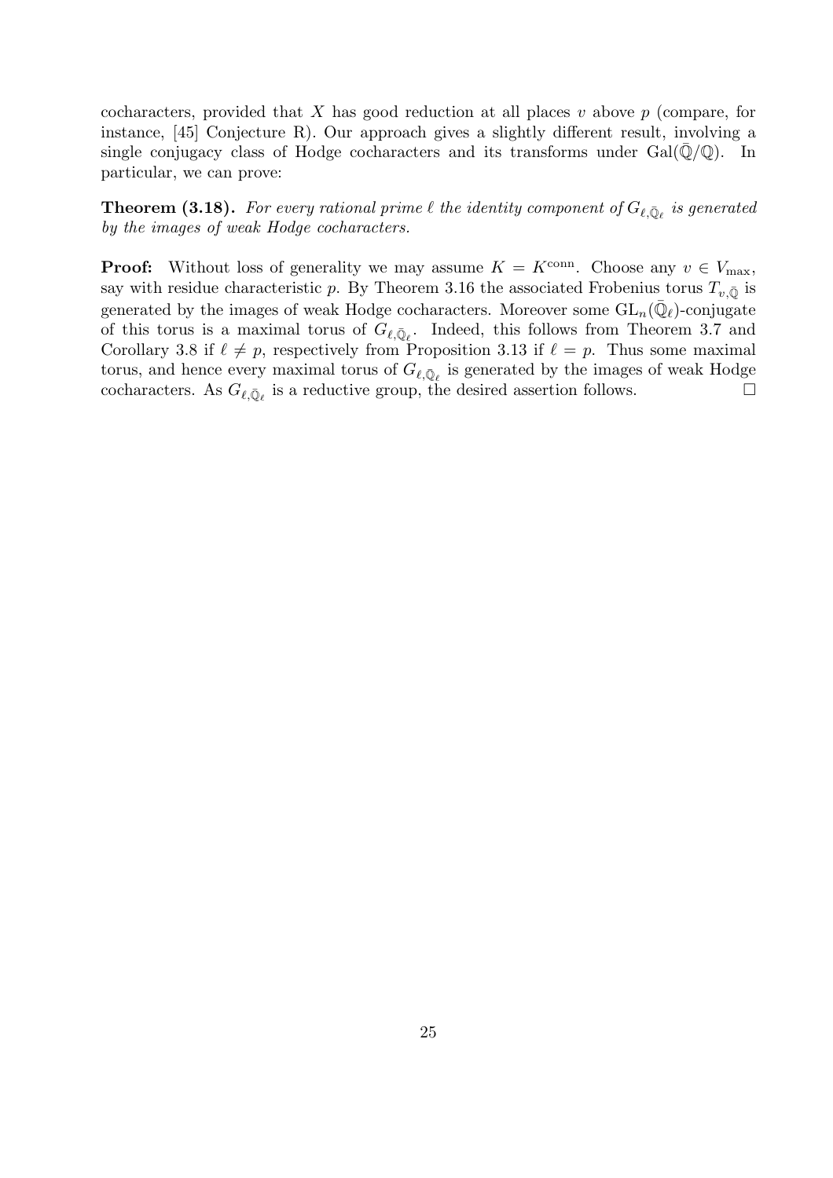cocharacters, provided that $X$ has good reduction at all places $v$ above $p$ (compare, for instance, [45] Conjecture R). Our approach gives a slightly different result, involving a single conjugacy class of Hodge cocharacters and its transforms under $\mathrm{Gal}(\bar{\mathbb{Q}}/\mathbb{Q})$. In particular, we can prove:

**Theorem (3.18).** *For every rational prime $\ell$ the identity component of $G_{\ell,\bar{\mathbb{Q}}_\ell}$ is generated by the images of weak Hodge cocharacters.*

**Proof:** Without loss of generality we may assume $K = K^{\mathrm{conn}}$. Choose any $v \in V_{\max}$, say with residue characteristic $p$. By Theorem 3.16 the associated Frobenius torus $T_{v,\bar{\mathbb{Q}}}$ is generated by the images of weak Hodge cocharacters. Moreover some $\mathrm{GL}_n(\bar{\mathbb{Q}}_\ell)$-conjugate of this torus is a maximal torus of $G_{\ell,\bar{\mathbb{Q}}_\ell}$. Indeed, this follows from Theorem 3.7 and Corollary 3.8 if $\ell \neq p$, respectively from Proposition 3.13 if $\ell = p$. Thus some maximal torus, and hence every maximal torus of $G_{\ell,\bar{\mathbb{Q}}_\ell}$ is generated by the images of weak Hodge cocharacters. As $G_{\ell,\bar{\mathbb{Q}}_\ell}$ is a reductive group, the desired assertion follows. $\square$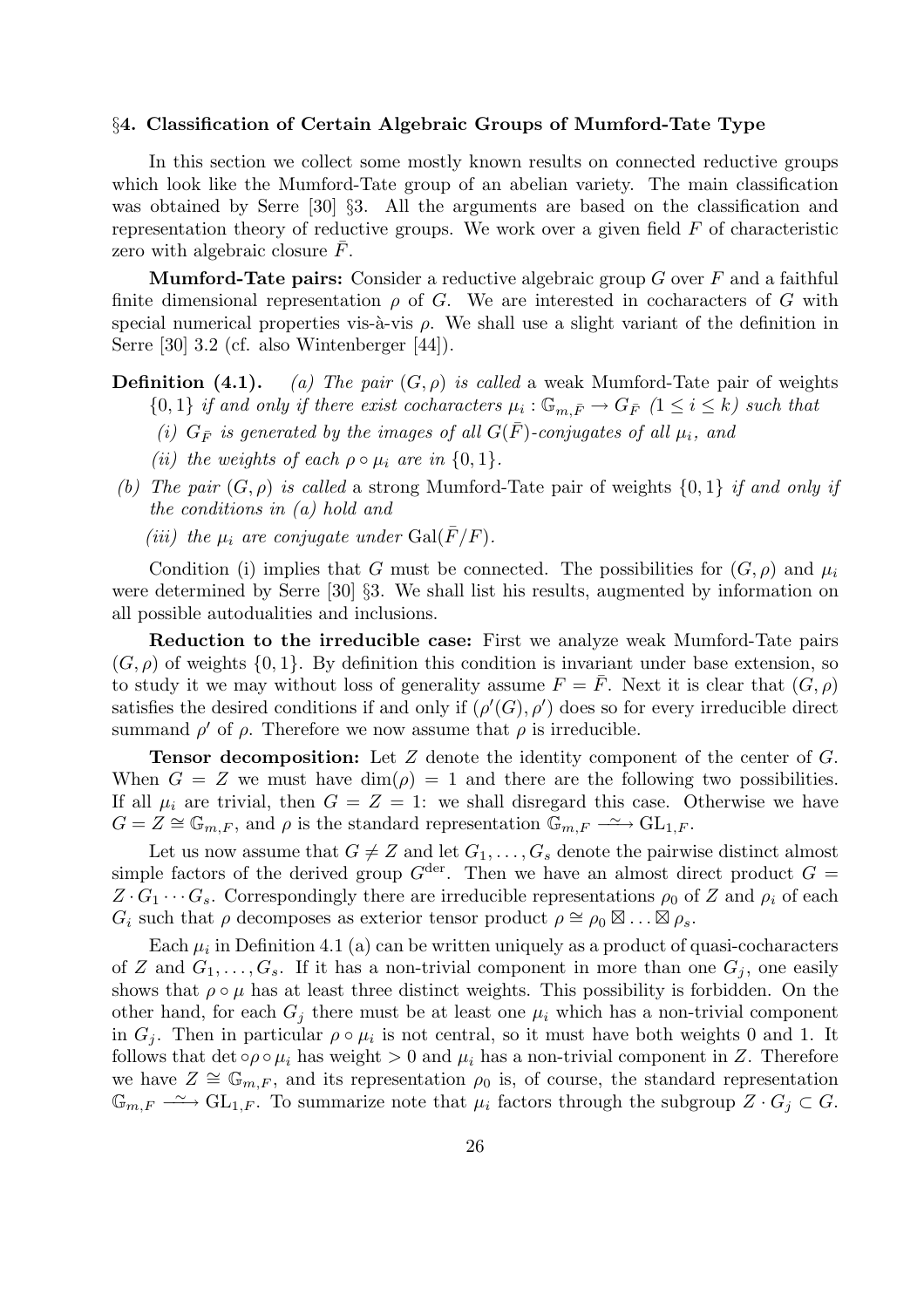## §4. Classification of Certain Algebraic Groups of Mumford-Tate Type

In this section we collect some mostly known results on connected reductive groups which look like the Mumford-Tate group of an abelian variety. The main classification was obtained by Serre [30] §3. All the arguments are based on the classification and representation theory of reductive groups. We work over a given field $F$ of characteristic zero with algebraic closure $\bar{F}$.

**Mumford-Tate pairs:** Consider a reductive algebraic group $G$ over $F$ and a faithful finite dimensional representation $\rho$ of $G$. We are interested in cocharacters of $G$ with special numerical properties vis-à-vis $\rho$. We shall use a slight variant of the definition in Serre [30] 3.2 (cf. also Wintenberger [44]).

**Definition (4.1).** *(a) The pair $(G, \rho)$ is called* a weak Mumford-Tate pair of weights $\{0, 1\}$ *if and only if there exist cocharacters $\mu_i : \mathbb{G}_{m,\bar{F}} \to G_{\bar{F}}$ $(1 \leq i \leq k)$ such that*

*(i) $G_{\bar{F}}$ is generated by the images of all $G(\bar{F})$-conjugates of all $\mu_i$, and*

*(ii) the weights of each $\rho \circ \mu_i$ are in $\{0, 1\}$.*

*(b) The pair $(G, \rho)$ is called* a strong Mumford-Tate pair of weights $\{0, 1\}$ *if and only if the conditions in (a) hold and*

*(iii) the $\mu_i$ are conjugate under $\mathrm{Gal}(\bar{F}/F)$.*

Condition (i) implies that $G$ must be connected. The possibilities for $(G, \rho)$ and $\mu_i$ were determined by Serre [30] §3. We shall list his results, augmented by information on all possible autodualities and inclusions.

**Reduction to the irreducible case:** First we analyze weak Mumford-Tate pairs $(G, \rho)$ of weights $\{0, 1\}$. By definition this condition is invariant under base extension, so to study it we may without loss of generality assume $F = \bar{F}$. Next it is clear that $(G, \rho)$ satisfies the desired conditions if and only if $(\rho'(G), \rho')$ does so for every irreducible direct summand $\rho'$ of $\rho$. Therefore we now assume that $\rho$ is irreducible.

**Tensor decomposition:** Let $Z$ denote the identity component of the center of $G$. When $G = Z$ we must have $\dim(\rho) = 1$ and there are the following two possibilities. If all $\mu_i$ are trivial, then $G = Z = 1$: we shall disregard this case. Otherwise we have $G = Z \cong \mathbb{G}_{m,F}$, and $\rho$ is the standard representation $\mathbb{G}_{m,F} \xrightarrow{\sim} \mathrm{GL}_{1,F}$.

Let us now assume that $G \neq Z$ and let $G_1, \ldots, G_s$ denote the pairwise distinct almost simple factors of the derived group $G^{\mathrm{der}}$. Then we have an almost direct product $G = Z \cdot G_1 \cdots G_s$. Correspondingly there are irreducible representations $\rho_0$ of $Z$ and $\rho_i$ of each $G_i$ such that $\rho$ decomposes as exterior tensor product $\rho \cong \rho_0 \boxtimes \ldots \boxtimes \rho_s$.

Each $\mu_i$ in Definition 4.1 (a) can be written uniquely as a product of quasi-cocharacters of $Z$ and $G_1, \ldots, G_s$. If it has a non-trivial component in more than one $G_j$, one easily shows that $\rho \circ \mu$ has at least three distinct weights. This possibility is forbidden. On the other hand, for each $G_j$ there must be at least one $\mu_i$ which has a non-trivial component in $G_j$. Then in particular $\rho \circ \mu_i$ is not central, so it must have both weights 0 and 1. It follows that $\det \circ \rho \circ \mu_i$ has weight $> 0$ and $\mu_i$ has a non-trivial component in $Z$. Therefore we have $Z \cong \mathbb{G}_{m,F}$, and its representation $\rho_0$ is, of course, the standard representation $\mathbb{G}_{m,F} \xrightarrow{\sim} \mathrm{GL}_{1,F}$. To summarize note that $\mu_i$ factors through the subgroup $Z \cdot G_j \subset G$.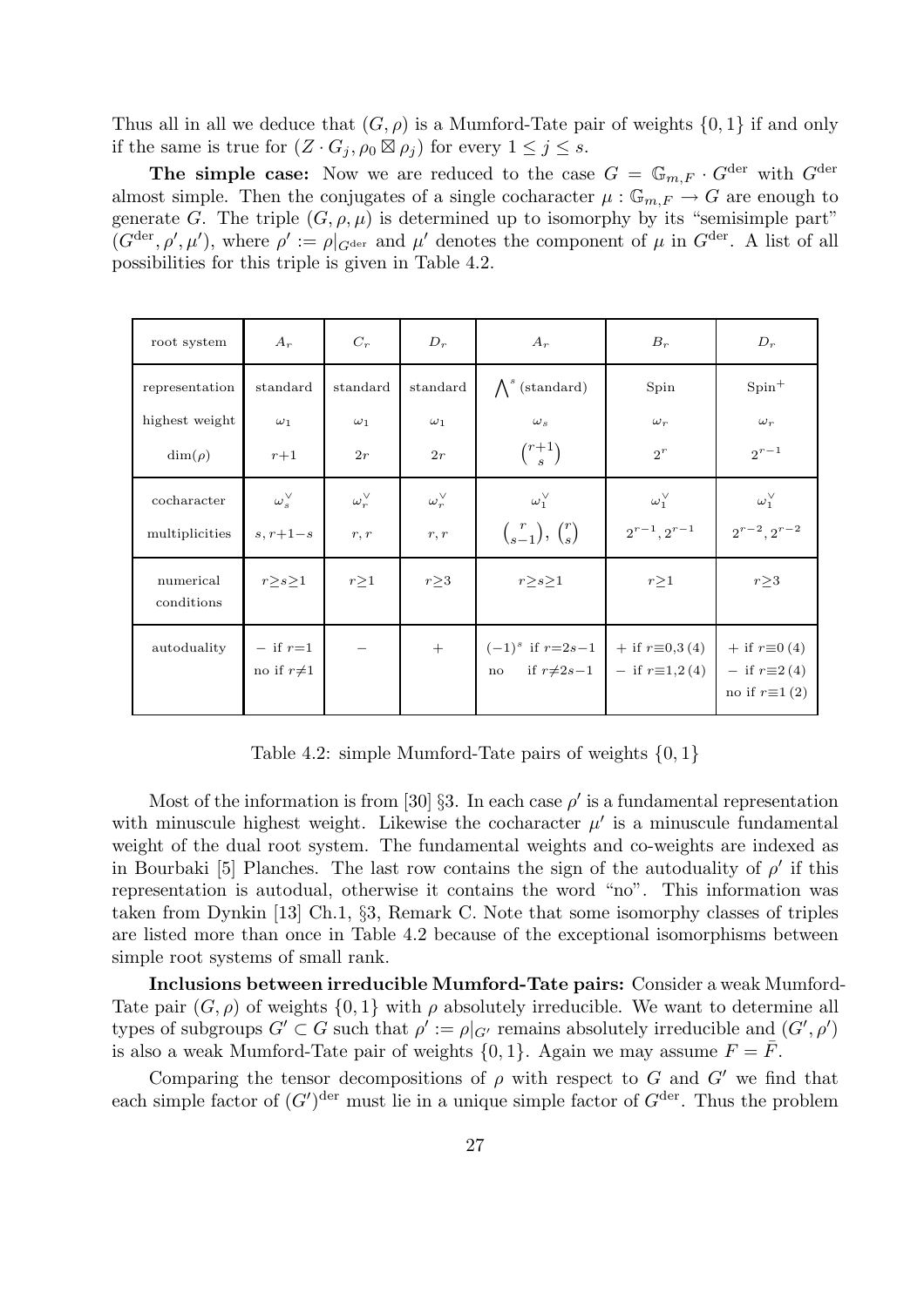Thus all in all we deduce that $(G, \rho)$ is a Mumford-Tate pair of weights $\{0, 1\}$ if and only if the same is true for $(Z \cdot G_j, \rho_0 \boxtimes \rho_j)$ for every $1 \leq j \leq s$.

**The simple case:** Now we are reduced to the case $G = \mathbb{G}_{m,F} \cdot G^{\mathrm{der}}$ with $G^{\mathrm{der}}$ almost simple. Then the conjugates of a single cocharacter $\mu : \mathbb{G}_{m,F} \to G$ are enough to generate $G$. The triple $(G, \rho, \mu)$ is determined up to isomorphy by its "semisimple part" $(G^{\mathrm{der}}, \rho', \mu')$, where $\rho' := \rho|_{G^{\mathrm{der}}}$ and $\mu'$ denotes the component of $\mu$ in $G^{\mathrm{der}}$. A list of all possibilities for this triple is given in Table 4.2.

| root system | $A_r$ | $C_r$ | $D_r$ | $A_r$ | $B_r$ | $D_r$ |
|---|---|---|---|---|---|---|
| representation | standard | standard | standard | $\bigwedge^s$ (standard) | Spin | $\mathrm{Spin}^+$ |
| highest weight | $\omega_1$ | $\omega_1$ | $\omega_1$ | $\omega_s$ | $\omega_r$ | $\omega_r$ |
| $\dim(\rho)$ | $r{+}1$ | $2r$ | $2r$ | $\binom{r+1}{s}$ | $2^r$ | $2^{r-1}$ |
| cocharacter | $\omega_s^\vee$ | $\omega_r^\vee$ | $\omega_r^\vee$ | $\omega_1^\vee$ | $\omega_1^\vee$ | $\omega_1^\vee$ |
| multiplicities | $s, r{+}1{-}s$ | $r, r$ | $r, r$ | $\binom{r}{s-1}, \binom{r}{s}$ | $2^{r-1}, 2^{r-1}$ | $2^{r-2}, 2^{r-2}$ |
| numerical conditions | $r \geq s \geq 1$ | $r \geq 1$ | $r \geq 3$ | $r \geq s \geq 1$ | $r \geq 1$ | $r \geq 3$ |
| autoduality | $-$ if $r{=}1$; no if $r{\neq}1$ | $-$ | $+$ | $(-1)^s$ if $r{=}2s{-}1$; no if $r{\neq}2s{-}1$ | $+$ if $r{\equiv}0,3\,(4)$; $-$ if $r{\equiv}1,2\,(4)$ | $+$ if $r{\equiv}0\,(4)$; $-$ if $r{\equiv}2\,(4)$; no if $r{\equiv}1\,(2)$ |

Table 4.2: simple Mumford-Tate pairs of weights $\{0, 1\}$

Most of the information is from [30] §3. In each case $\rho'$ is a fundamental representation with minuscule highest weight. Likewise the cocharacter $\mu'$ is a minuscule fundamental weight of the dual root system. The fundamental weights and co-weights are indexed as in Bourbaki [5] Planches. The last row contains the sign of the autoduality of $\rho'$ if this representation is autodual, otherwise it contains the word "no". This information was taken from Dynkin [13] Ch.1, §3, Remark C. Note that some isomorphy classes of triples are listed more than once in Table 4.2 because of the exceptional isomorphisms between simple root systems of small rank.

**Inclusions between irreducible Mumford-Tate pairs:** Consider a weak Mumford-Tate pair $(G, \rho)$ of weights $\{0, 1\}$ with $\rho$ absolutely irreducible. We want to determine all types of subgroups $G' \subset G$ such that $\rho' := \rho|_{G'}$ remains absolutely irreducible and $(G', \rho')$ is also a weak Mumford-Tate pair of weights $\{0, 1\}$. Again we may assume $F = \bar{F}$.

Comparing the tensor decompositions of $\rho$ with respect to $G$ and $G'$ we find that each simple factor of $(G')^{\mathrm{der}}$ must lie in a unique simple factor of $G^{\mathrm{der}}$. Thus the problem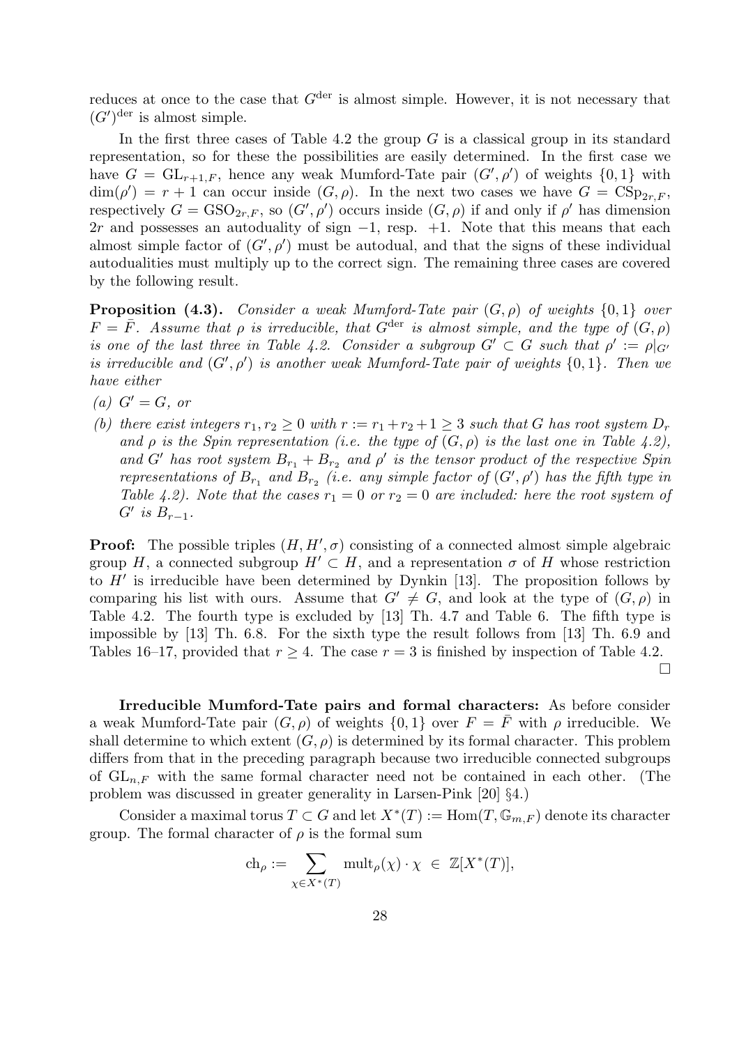reduces at once to the case that $G^{\text{der}}$ is almost simple. However, it is not necessary that $(G')^{\text{der}}$ is almost simple.

In the first three cases of Table 4.2 the group $G$ is a classical group in its standard representation, so for these the possibilities are easily determined. In the first case we have $G = \mathrm{GL}_{r+1,F}$, hence any weak Mumford-Tate pair $(G', \rho')$ of weights $\{0,1\}$ with $\dim(\rho') = r+1$ can occur inside $(G, \rho)$. In the next two cases we have $G = \mathrm{CSp}_{2r,F}$, respectively $G = \mathrm{GSO}_{2r,F}$, so $(G', \rho')$ occurs inside $(G, \rho)$ if and only if $\rho'$ has dimension $2r$ and possesses an autoduality of sign $-1$, resp. $+1$. Note that this means that each almost simple factor of $(G', \rho')$ must be autodual, and that the signs of these individual autodualities must multiply up to the correct sign. The remaining three cases are covered by the following result.

**Proposition (4.3).** *Consider a weak Mumford-Tate pair $(G, \rho)$ of weights $\{0,1\}$ over $F = \bar{F}$. Assume that $\rho$ is irreducible, that $G^{\text{der}}$ is almost simple, and the type of $(G, \rho)$ is one of the last three in Table 4.2. Consider a subgroup $G' \subset G$ such that $\rho' := \rho|_{G'}$ is irreducible and $(G', \rho')$ is another weak Mumford-Tate pair of weights $\{0,1\}$. Then we have either*

*(a) $G' = G$, or*

*(b) there exist integers $r_1, r_2 \geq 0$ with $r := r_1 + r_2 + 1 \geq 3$ such that $G$ has root system $D_r$ and $\rho$ is the Spin representation (i.e. the type of $(G, \rho)$ is the last one in Table 4.2), and $G'$ has root system $B_{r_1} + B_{r_2}$ and $\rho'$ is the tensor product of the respective Spin representations of $B_{r_1}$ and $B_{r_2}$ (i.e. any simple factor of $(G', \rho')$ has the fifth type in Table 4.2). Note that the cases $r_1 = 0$ or $r_2 = 0$ are included: here the root system of $G'$ is $B_{r-1}$.*

**Proof:** The possible triples $(H, H', \sigma)$ consisting of a connected almost simple algebraic group $H$, a connected subgroup $H' \subset H$, and a representation $\sigma$ of $H$ whose restriction to $H'$ is irreducible have been determined by Dynkin [13]. The proposition follows by comparing his list with ours. Assume that $G' \neq G$, and look at the type of $(G, \rho)$ in Table 4.2. The fourth type is excluded by [13] Th. 4.7 and Table 6. The fifth type is impossible by [13] Th. 6.8. For the sixth type the result follows from [13] Th. 6.9 and Tables 16–17, provided that $r \geq 4$. The case $r = 3$ is finished by inspection of Table 4.2. $\square$

**Irreducible Mumford-Tate pairs and formal characters:** As before consider a weak Mumford-Tate pair $(G, \rho)$ of weights $\{0,1\}$ over $F = \bar{F}$ with $\rho$ irreducible. We shall determine to which extent $(G, \rho)$ is determined by its formal character. This problem differs from that in the preceding paragraph because two irreducible connected subgroups of $\mathrm{GL}_{n,F}$ with the same formal character need not be contained in each other. (The problem was discussed in greater generality in Larsen-Pink [20] §4.)

Consider a maximal torus $T \subset G$ and let $X^*(T) := \mathrm{Hom}(T, \mathbb{G}_{m,F})$ denote its character group. The formal character of $\rho$ is the formal sum

$$\mathrm{ch}_\rho := \sum_{\chi \in X^*(T)} \mathrm{mult}_\rho(\chi) \cdot \chi \ \in \ \mathbb{Z}[X^*(T)],$$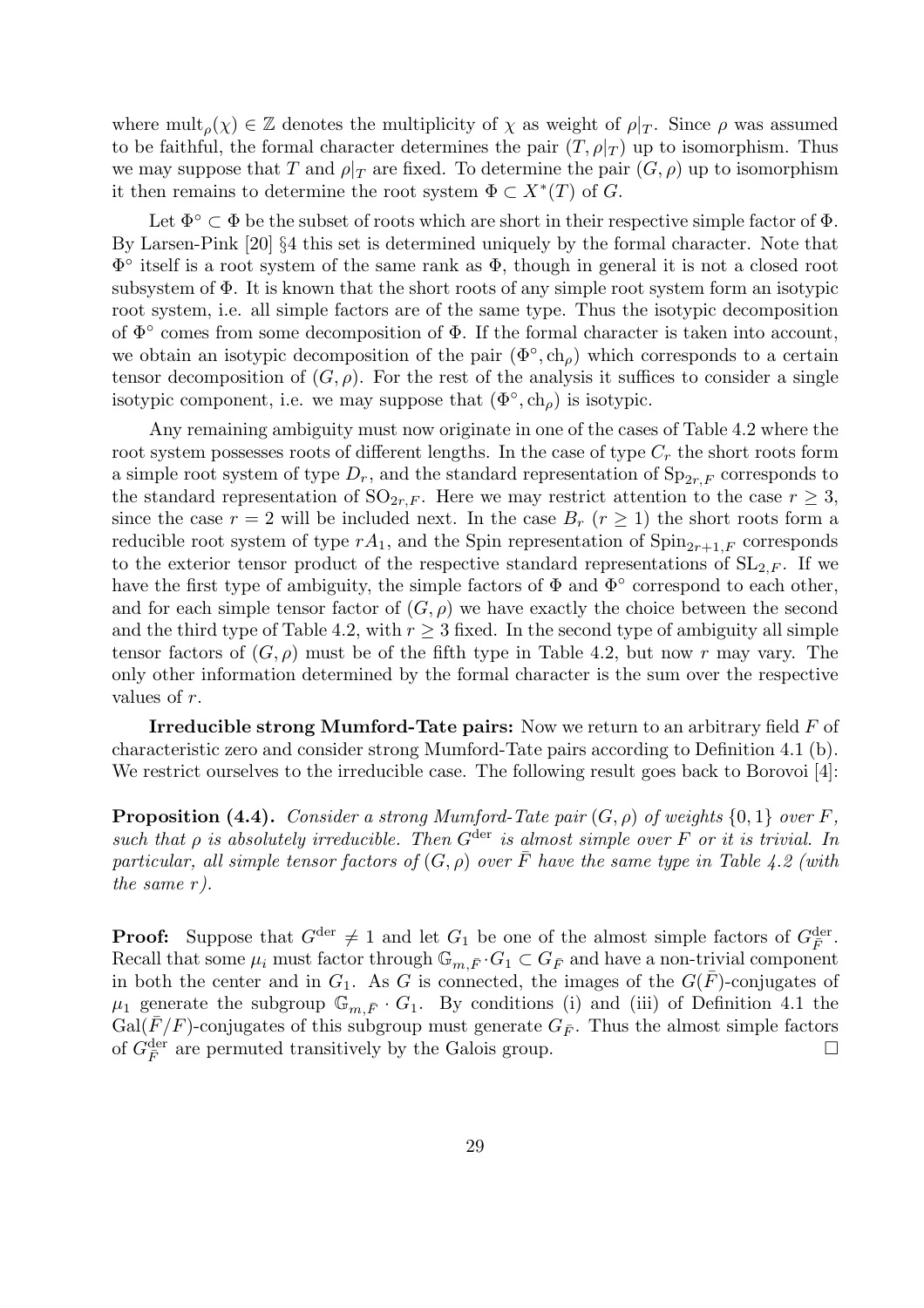where $\operatorname{mult}_\rho(\chi) \in \mathbb{Z}$ denotes the multiplicity of $\chi$ as weight of $\rho|_T$. Since $\rho$ was assumed to be faithful, the formal character determines the pair $(T, \rho|_T)$ up to isomorphism. Thus we may suppose that $T$ and $\rho|_T$ are fixed. To determine the pair $(G, \rho)$ up to isomorphism it then remains to determine the root system $\Phi \subset X^*(T)$ of $G$.

Let $\Phi^\circ \subset \Phi$ be the subset of roots which are short in their respective simple factor of $\Phi$. By Larsen-Pink [20] §4 this set is determined uniquely by the formal character. Note that $\Phi^\circ$ itself is a root system of the same rank as $\Phi$, though in general it is not a closed root subsystem of $\Phi$. It is known that the short roots of any simple root system form an isotypic root system, i.e. all simple factors are of the same type. Thus the isotypic decomposition of $\Phi^\circ$ comes from some decomposition of $\Phi$. If the formal character is taken into account, we obtain an isotypic decomposition of the pair $(\Phi^\circ, \operatorname{ch}_\rho)$ which corresponds to a certain tensor decomposition of $(G, \rho)$. For the rest of the analysis it suffices to consider a single isotypic component, i.e. we may suppose that $(\Phi^\circ, \operatorname{ch}_\rho)$ is isotypic.

Any remaining ambiguity must now originate in one of the cases of Table 4.2 where the root system possesses roots of different lengths. In the case of type $C_r$ the short roots form a simple root system of type $D_r$, and the standard representation of $\mathrm{Sp}_{2r,F}$ corresponds to the standard representation of $\mathrm{SO}_{2r,F}$. Here we may restrict attention to the case $r \geq 3$, since the case $r = 2$ will be included next. In the case $B_r$ $(r \geq 1)$ the short roots form a reducible root system of type $rA_1$, and the Spin representation of $\mathrm{Spin}_{2r+1,F}$ corresponds to the exterior tensor product of the respective standard representations of $\mathrm{SL}_{2,F}$. If we have the first type of ambiguity, the simple factors of $\Phi$ and $\Phi^\circ$ correspond to each other, and for each simple tensor factor of $(G, \rho)$ we have exactly the choice between the second and the third type of Table 4.2, with $r \geq 3$ fixed. In the second type of ambiguity all simple tensor factors of $(G, \rho)$ must be of the fifth type in Table 4.2, but now $r$ may vary. The only other information determined by the formal character is the sum over the respective values of $r$.

**Irreducible strong Mumford-Tate pairs:** Now we return to an arbitrary field $F$ of characteristic zero and consider strong Mumford-Tate pairs according to Definition 4.1 (b). We restrict ourselves to the irreducible case. The following result goes back to Borovoi [4]:

**Proposition (4.4).** *Consider a strong Mumford-Tate pair $(G, \rho)$ of weights $\{0, 1\}$ over $F$, such that $\rho$ is absolutely irreducible. Then $G^{\mathrm{der}}$ is almost simple over $F$ or it is trivial. In particular, all simple tensor factors of $(G, \rho)$ over $\bar{F}$ have the same type in Table 4.2 (with the same $r$).*

**Proof:** Suppose that $G^{\mathrm{der}} \neq 1$ and let $G_1$ be one of the almost simple factors of $G^{\mathrm{der}}_{\bar{F}}$. Recall that some $\mu_i$ must factor through $\mathbb{G}_{m,\bar{F}} \cdot G_1 \subset G_{\bar{F}}$ and have a non-trivial component in both the center and in $G_1$. As $G$ is connected, the images of the $G(\bar{F})$-conjugates of $\mu_1$ generate the subgroup $\mathbb{G}_{m,\bar{F}} \cdot G_1$. By conditions (i) and (iii) of Definition 4.1 the $\mathrm{Gal}(\bar{F}/F)$-conjugates of this subgroup must generate $G_{\bar{F}}$. Thus the almost simple factors of $G^{\mathrm{der}}_{\bar{F}}$ are permuted transitively by the Galois group. $\square$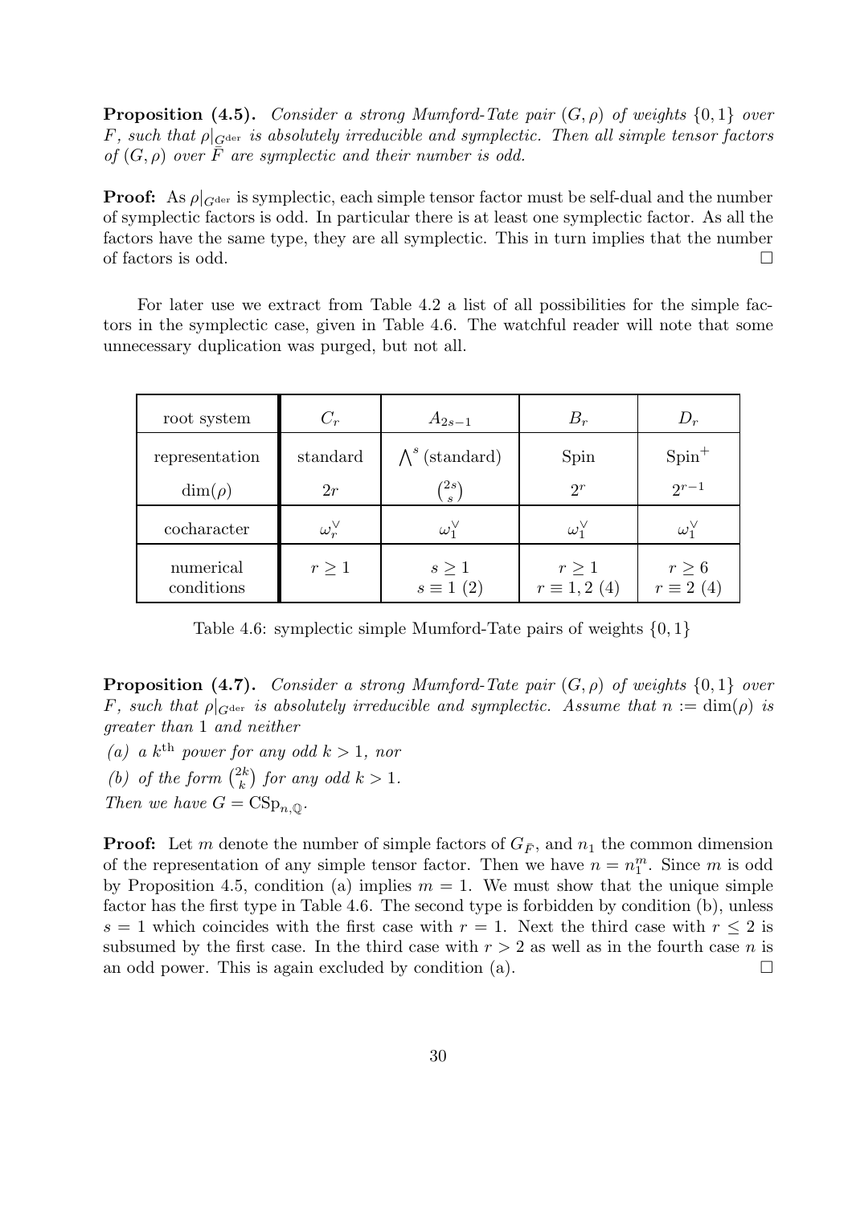**Proposition (4.5).** *Consider a strong Mumford-Tate pair $(G, \rho)$ of weights $\{0, 1\}$ over $F$, such that $\rho|_{G^{\rm der}}$ is absolutely irreducible and symplectic. Then all simple tensor factors of $(G, \rho)$ over $\bar{F}$ are symplectic and their number is odd.*

**Proof:** As $\rho|_{G^{\rm der}}$ is symplectic, each simple tensor factor must be self-dual and the number of symplectic factors is odd. In particular there is at least one symplectic factor. As all the factors have the same type, they are all symplectic. This in turn implies that the number of factors is odd. $\square$

For later use we extract from Table 4.2 a list of all possibilities for the simple factors in the symplectic case, given in Table 4.6. The watchful reader will note that some unnecessary duplication was purged, but not all.

| root system | $C_r$ | $A_{2s-1}$ | $B_r$ | $D_r$ |
|---|---|---|---|---|
| representation | standard | $\bigwedge^s$ (standard) | Spin | $\mathrm{Spin}^+$ |
| $\dim(\rho)$ | $2r$ | $\binom{2s}{s}$ | $2^r$ | $2^{r-1}$ |
| cocharacter | $\omega_r^\vee$ | $\omega_1^\vee$ | $\omega_1^\vee$ | $\omega_1^\vee$ |
| numerical conditions | $r \geq 1$ | $s \geq 1$, $s \equiv 1\ (2)$ | $r \geq 1$, $r \equiv 1, 2\ (4)$ | $r \geq 6$, $r \equiv 2\ (4)$ |

Table 4.6: symplectic simple Mumford-Tate pairs of weights $\{0, 1\}$

**Proposition (4.7).** *Consider a strong Mumford-Tate pair $(G, \rho)$ of weights $\{0, 1\}$ over $F$, such that $\rho|_{G^{\rm der}}$ is absolutely irreducible and symplectic. Assume that $n := \dim(\rho)$ is greater than 1 and neither*

*(a) a $k^{\rm th}$ power for any odd $k > 1$, nor*

*(b) of the form $\binom{2k}{k}$ for any odd $k > 1$.*

*Then we have $G = \mathrm{CSp}_{n,\mathbb{Q}}$.*

**Proof:** Let $m$ denote the number of simple factors of $G_{\bar{F}}$, and $n_1$ the common dimension of the representation of any simple tensor factor. Then we have $n = n_1^m$. Since $m$ is odd by Proposition 4.5, condition (a) implies $m = 1$. We must show that the unique simple factor has the first type in Table 4.6. The second type is forbidden by condition (b), unless $s = 1$ which coincides with the first case with $r = 1$. Next the third case with $r \leq 2$ is subsumed by the first case. In the third case with $r > 2$ as well as in the fourth case $n$ is an odd power. This is again excluded by condition (a). $\square$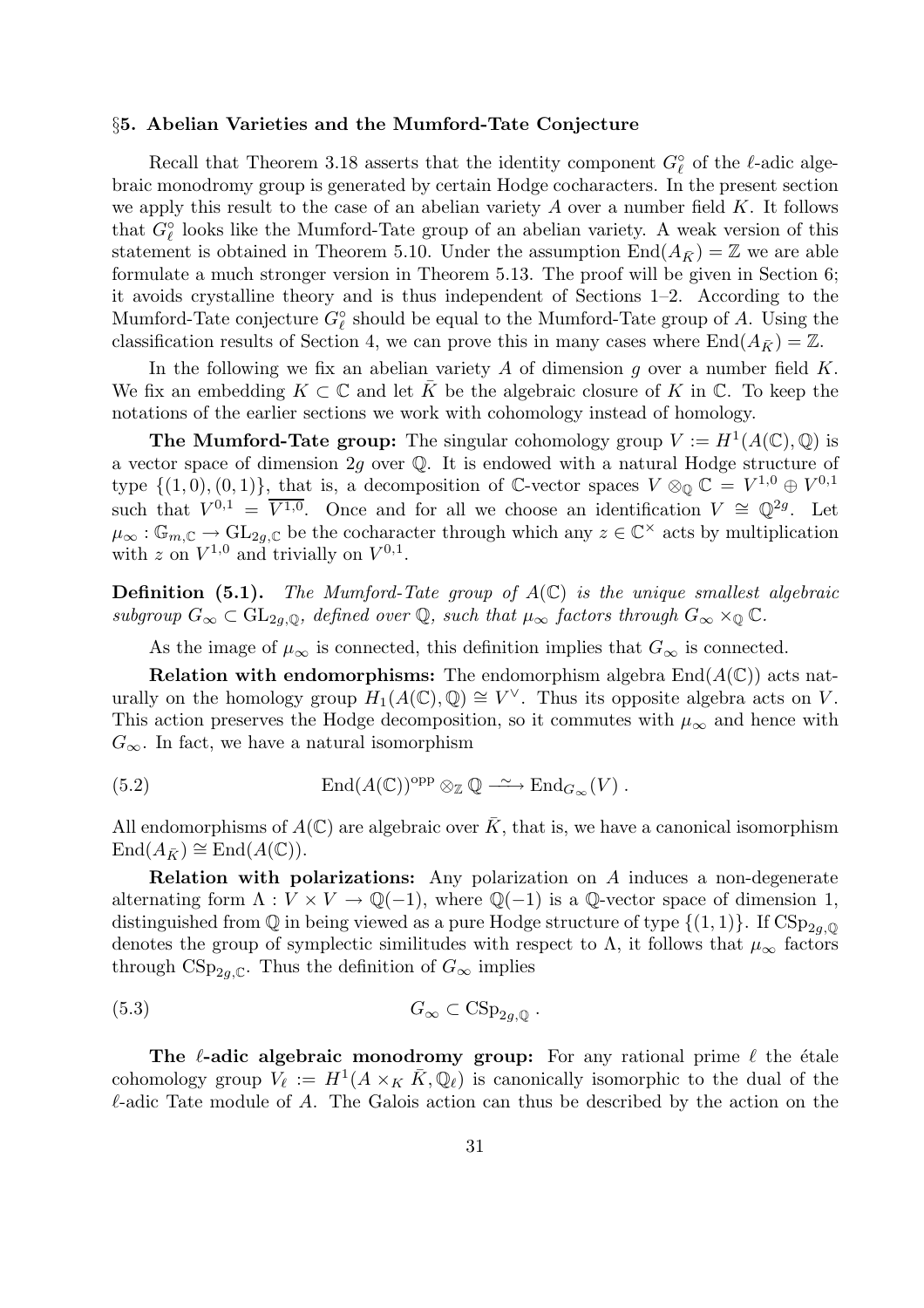## §5. Abelian Varieties and the Mumford-Tate Conjecture

Recall that Theorem 3.18 asserts that the identity component $G_\ell^\circ$ of the $\ell$-adic algebraic monodromy group is generated by certain Hodge cocharacters. In the present section we apply this result to the case of an abelian variety $A$ over a number field $K$. It follows that $G_\ell^\circ$ looks like the Mumford-Tate group of an abelian variety. A weak version of this statement is obtained in Theorem 5.10. Under the assumption $\mathrm{End}(A_{\bar{K}}) = \mathbb{Z}$ we are able formulate a much stronger version in Theorem 5.13. The proof will be given in Section 6; it avoids crystalline theory and is thus independent of Sections 1–2. According to the Mumford-Tate conjecture $G_\ell^\circ$ should be equal to the Mumford-Tate group of $A$. Using the classification results of Section 4, we can prove this in many cases where $\mathrm{End}(A_{\bar{K}}) = \mathbb{Z}$.

In the following we fix an abelian variety $A$ of dimension $g$ over a number field $K$. We fix an embedding $K \subset \mathbb{C}$ and let $\bar{K}$ be the algebraic closure of $K$ in $\mathbb{C}$. To keep the notations of the earlier sections we work with cohomology instead of homology.

**The Mumford-Tate group:** The singular cohomology group $V := H^1(A(\mathbb{C}), \mathbb{Q})$ is a vector space of dimension $2g$ over $\mathbb{Q}$. It is endowed with a natural Hodge structure of type $\{(1,0),(0,1)\}$, that is, a decomposition of $\mathbb{C}$-vector spaces $V \otimes_{\mathbb{Q}} \mathbb{C} = V^{1,0} \oplus V^{0,1}$ such that $V^{0,1} = \overline{V^{1,0}}$. Once and for all we choose an identification $V \cong \mathbb{Q}^{2g}$. Let $\mu_\infty : \mathbb{G}_{m,\mathbb{C}} \to \mathrm{GL}_{2g,\mathbb{C}}$ be the cocharacter through which any $z \in \mathbb{C}^\times$ acts by multiplication with $z$ on $V^{1,0}$ and trivially on $V^{0,1}$.

**Definition (5.1).** *The Mumford-Tate group of $A(\mathbb{C})$ is the unique smallest algebraic subgroup $G_\infty \subset \mathrm{GL}_{2g,\mathbb{Q}}$, defined over $\mathbb{Q}$, such that $\mu_\infty$ factors through $G_\infty \times_{\mathbb{Q}} \mathbb{C}$.*

As the image of $\mu_\infty$ is connected, this definition implies that $G_\infty$ is connected.

**Relation with endomorphisms:** The endomorphism algebra $\mathrm{End}(A(\mathbb{C}))$ acts naturally on the homology group $H_1(A(\mathbb{C}), \mathbb{Q}) \cong V^\vee$. Thus its opposite algebra acts on $V$. This action preserves the Hodge decomposition, so it commutes with $\mu_\infty$ and hence with $G_\infty$. In fact, we have a natural isomorphism

$$\mathrm{End}(A(\mathbb{C}))^{\mathrm{opp}} \otimes_{\mathbb{Z}} \mathbb{Q} \xrightarrow{\sim} \mathrm{End}_{G_\infty}(V) . \tag{5.2}$$

All endomorphisms of $A(\mathbb{C})$ are algebraic over $\bar{K}$, that is, we have a canonical isomorphism $\mathrm{End}(A_{\bar{K}}) \cong \mathrm{End}(A(\mathbb{C}))$.

**Relation with polarizations:** Any polarization on $A$ induces a non-degenerate alternating form $\Lambda : V \times V \to \mathbb{Q}(-1)$, where $\mathbb{Q}(-1)$ is a $\mathbb{Q}$-vector space of dimension 1, distinguished from $\mathbb{Q}$ in being viewed as a pure Hodge structure of type $\{(1,1)\}$. If $\mathrm{CSp}_{2g,\mathbb{Q}}$ denotes the group of symplectic similitudes with respect to $\Lambda$, it follows that $\mu_\infty$ factors through $\mathrm{CSp}_{2g,\mathbb{C}}$. Thus the definition of $G_\infty$ implies

$$G_\infty \subset \mathrm{CSp}_{2g,\mathbb{Q}} . \tag{5.3}$$

**The $\ell$-adic algebraic monodromy group:** For any rational prime $\ell$ the étale cohomology group $V_\ell := H^1(A \times_K \bar{K}, \mathbb{Q}_\ell)$ is canonically isomorphic to the dual of the $\ell$-adic Tate module of $A$. The Galois action can thus be described by the action on the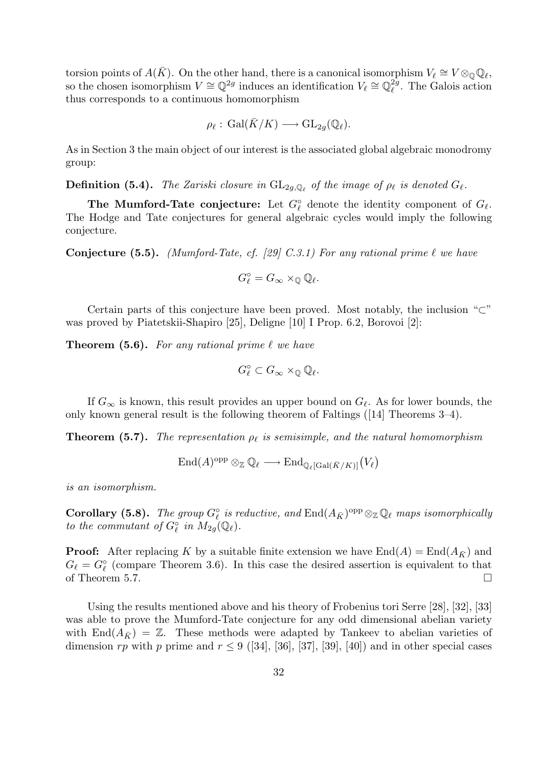torsion points of $A(\bar{K})$. On the other hand, there is a canonical isomorphism $V_\ell \cong V \otimes_{\mathbb{Q}} \mathbb{Q}_\ell$, so the chosen isomorphism $V \cong \mathbb{Q}^{2g}$ induces an identification $V_\ell \cong \mathbb{Q}_\ell^{2g}$. The Galois action thus corresponds to a continuous homomorphism

$$\rho_\ell : \operatorname{Gal}(\bar{K}/K) \longrightarrow \operatorname{GL}_{2g}(\mathbb{Q}_\ell).$$

As in Section 3 the main object of our interest is the associated global algebraic monodromy group:

**Definition (5.4).** *The Zariski closure in $\operatorname{GL}_{2g,\mathbb{Q}_\ell}$ of the image of $\rho_\ell$ is denoted $G_\ell$.*

**The Mumford-Tate conjecture:** Let $G_\ell^\circ$ denote the identity component of $G_\ell$. The Hodge and Tate conjectures for general algebraic cycles would imply the following conjecture.

**Conjecture (5.5).** *(Mumford-Tate, cf. [29] C.3.1) For any rational prime $\ell$ we have*

$$G_\ell^\circ = G_\infty \times_{\mathbb{Q}} \mathbb{Q}_\ell.$$

Certain parts of this conjecture have been proved. Most notably, the inclusion "$\subset$" was proved by Piatetskii-Shapiro [25], Deligne [10] I Prop. 6.2, Borovoi [2]:

**Theorem (5.6).** *For any rational prime $\ell$ we have*

$$G_\ell^\circ \subset G_\infty \times_{\mathbb{Q}} \mathbb{Q}_\ell.$$

If $G_\infty$ is known, this result provides an upper bound on $G_\ell$. As for lower bounds, the only known general result is the following theorem of Faltings ([14] Theorems 3–4).

**Theorem (5.7).** *The representation $\rho_\ell$ is semisimple, and the natural homomorphism*

$$\operatorname{End}(A)^{\mathrm{opp}} \otimes_{\mathbb{Z}} \mathbb{Q}_\ell \longrightarrow \operatorname{End}_{\mathbb{Q}_\ell[\operatorname{Gal}(\bar{K}/K)]}\big(V_\ell\big)$$

*is an isomorphism.*

**Corollary (5.8).** *The group $G_\ell^\circ$ is reductive, and $\operatorname{End}(A_{\bar{K}})^{\mathrm{opp}} \otimes_{\mathbb{Z}} \mathbb{Q}_\ell$ maps isomorphically to the commutant of $G_\ell^\circ$ in $M_{2g}(\mathbb{Q}_\ell)$.*

**Proof:** After replacing $K$ by a suitable finite extension we have $\operatorname{End}(A) = \operatorname{End}(A_{\bar{K}})$ and $G_\ell = G_\ell^\circ$ (compare Theorem 3.6). In this case the desired assertion is equivalent to that of Theorem 5.7. $\square$

Using the results mentioned above and his theory of Frobenius tori Serre [28], [32], [33] was able to prove the Mumford-Tate conjecture for any odd dimensional abelian variety with $\operatorname{End}(A_{\bar{K}}) = \mathbb{Z}$. These methods were adapted by Tankeev to abelian varieties of dimension $rp$ with $p$ prime and $r \leq 9$ ([34], [36], [37], [39], [40]) and in other special cases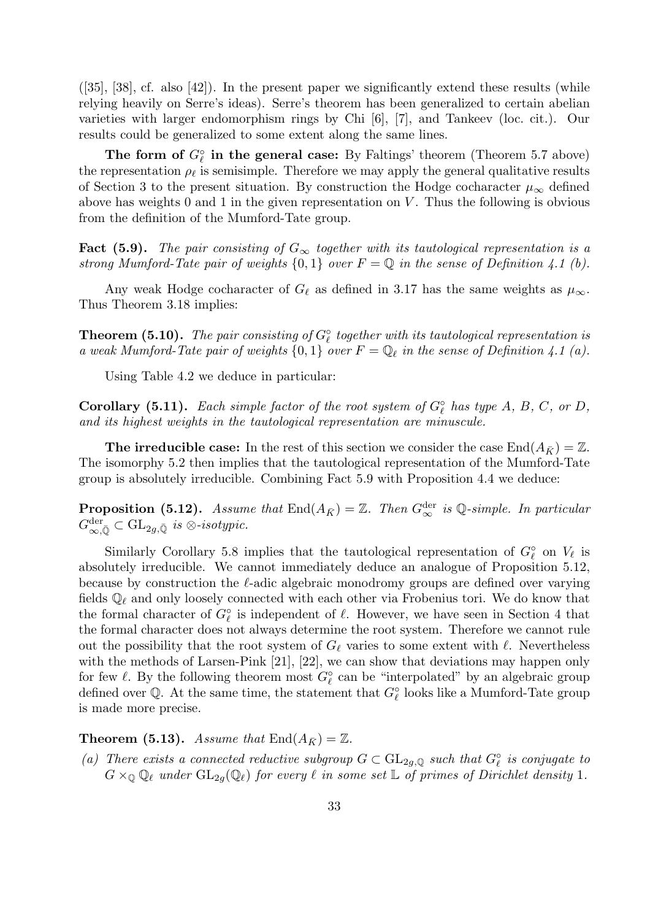([35], [38], cf. also [42]). In the present paper we significantly extend these results (while relying heavily on Serre's ideas). Serre's theorem has been generalized to certain abelian varieties with larger endomorphism rings by Chi [6], [7], and Tankeev (loc. cit.). Our results could be generalized to some extent along the same lines.

**The form of $G_\ell^\circ$ in the general case:** By Faltings' theorem (Theorem 5.7 above) the representation $\rho_\ell$ is semisimple. Therefore we may apply the general qualitative results of Section 3 to the present situation. By construction the Hodge cocharacter $\mu_\infty$ defined above has weights 0 and 1 in the given representation on $V$. Thus the following is obvious from the definition of the Mumford-Tate group.

**Fact (5.9).** *The pair consisting of $G_\infty$ together with its tautological representation is a strong Mumford-Tate pair of weights $\{0,1\}$ over $F = \mathbb{Q}$ in the sense of Definition 4.1 (b).*

Any weak Hodge cocharacter of $G_\ell$ as defined in 3.17 has the same weights as $\mu_\infty$. Thus Theorem 3.18 implies:

**Theorem (5.10).** *The pair consisting of $G_\ell^\circ$ together with its tautological representation is a weak Mumford-Tate pair of weights $\{0,1\}$ over $F = \mathbb{Q}_\ell$ in the sense of Definition 4.1 (a).*

Using Table 4.2 we deduce in particular:

**Corollary (5.11).** *Each simple factor of the root system of $G_\ell^\circ$ has type A, B, C, or D, and its highest weights in the tautological representation are minuscule.*

**The irreducible case:** In the rest of this section we consider the case $\mathrm{End}(A_{\bar{K}}) = \mathbb{Z}$. The isomorphy 5.2 then implies that the tautological representation of the Mumford-Tate group is absolutely irreducible. Combining Fact 5.9 with Proposition 4.4 we deduce:

**Proposition (5.12).** *Assume that $\mathrm{End}(A_{\bar{K}}) = \mathbb{Z}$. Then $G_\infty^{\mathrm{der}}$ is $\mathbb{Q}$-simple. In particular $G_{\infty,\bar{\mathbb{Q}}}^{\mathrm{der}} \subset \mathrm{GL}_{2g,\bar{\mathbb{Q}}}$ is $\otimes$-isotypic.*

Similarly Corollary 5.8 implies that the tautological representation of $G_\ell^\circ$ on $V_\ell$ is absolutely irreducible. We cannot immediately deduce an analogue of Proposition 5.12, because by construction the $\ell$-adic algebraic monodromy groups are defined over varying fields $\mathbb{Q}_\ell$ and only loosely connected with each other via Frobenius tori. We do know that the formal character of $G_\ell^\circ$ is independent of $\ell$. However, we have seen in Section 4 that the formal character does not always determine the root system. Therefore we cannot rule out the possibility that the root system of $G_\ell$ varies to some extent with $\ell$. Nevertheless with the methods of Larsen-Pink [21], [22], we can show that deviations may happen only for few $\ell$. By the following theorem most $G_\ell^\circ$ can be "interpolated" by an algebraic group defined over $\mathbb{Q}$. At the same time, the statement that $G_\ell^\circ$ looks like a Mumford-Tate group is made more precise.

**Theorem (5.13).** *Assume that $\mathrm{End}(A_{\bar{K}}) = \mathbb{Z}$.*

*(a) There exists a connected reductive subgroup $G \subset \mathrm{GL}_{2g,\mathbb{Q}}$ such that $G_\ell^\circ$ is conjugate to $G \times_{\mathbb{Q}} \mathbb{Q}_\ell$ under $\mathrm{GL}_{2g}(\mathbb{Q}_\ell)$ for every $\ell$ in some set $\mathbb{L}$ of primes of Dirichlet density 1.*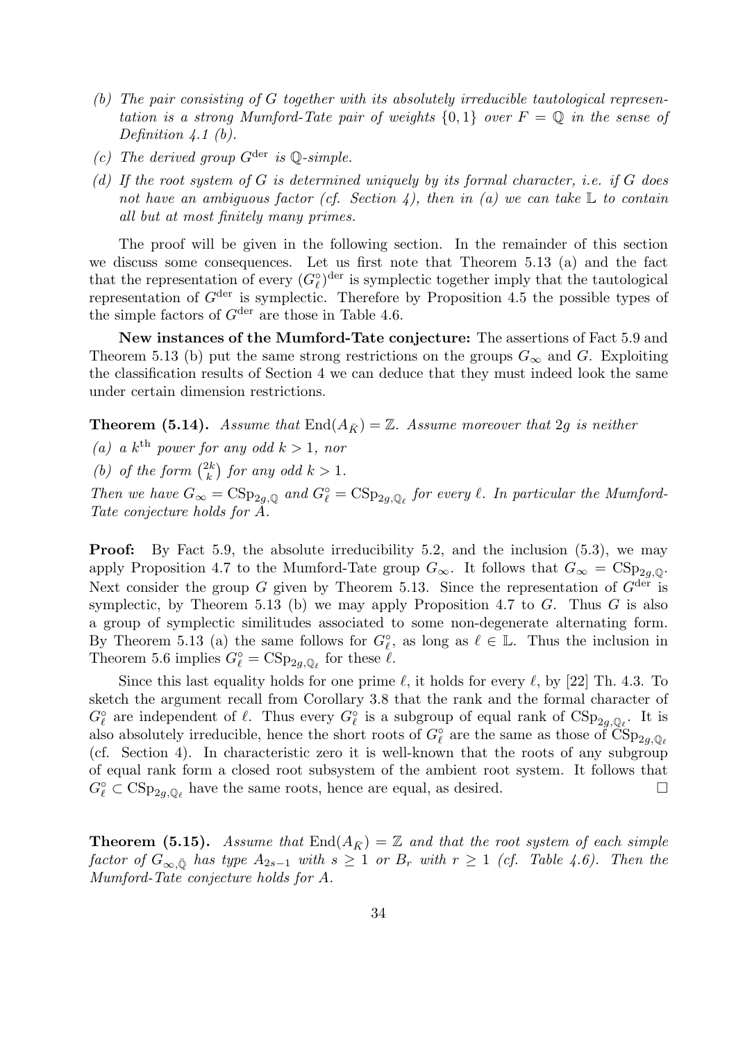*(b) The pair consisting of $G$ together with its absolutely irreducible tautological representation is a strong Mumford-Tate pair of weights $\{0, 1\}$ over $F = \mathbb{Q}$ in the sense of Definition 4.1 (b).*

*(c) The derived group $G^{\mathrm{der}}$ is $\mathbb{Q}$-simple.*

*(d) If the root system of $G$ is determined uniquely by its formal character, i.e. if $G$ does not have an ambiguous factor (cf. Section 4), then in (a) we can take $\mathbb{L}$ to contain all but at most finitely many primes.*

The proof will be given in the following section. In the remainder of this section we discuss some consequences. Let us first note that Theorem 5.13 (a) and the fact that the representation of every $(G_\ell^\circ)^{\mathrm{der}}$ is symplectic together imply that the tautological representation of $G^{\mathrm{der}}$ is symplectic. Therefore by Proposition 4.5 the possible types of the simple factors of $G^{\mathrm{der}}$ are those in Table 4.6.

**New instances of the Mumford-Tate conjecture:** The assertions of Fact 5.9 and Theorem 5.13 (b) put the same strong restrictions on the groups $G_\infty$ and $G$. Exploiting the classification results of Section 4 we can deduce that they must indeed look the same under certain dimension restrictions.

**Theorem (5.14).** *Assume that $\mathrm{End}(A_{\bar{K}}) = \mathbb{Z}$. Assume moreover that $2g$ is neither*

*(a) a $k^{\text{th}}$ power for any odd $k > 1$, nor*

*(b) of the form $\binom{2k}{k}$ for any odd $k > 1$.*

*Then we have $G_\infty = \mathrm{CSp}_{2g,\mathbb{Q}}$ and $G_\ell^\circ = \mathrm{CSp}_{2g,\mathbb{Q}_\ell}$ for every $\ell$. In particular the Mumford-Tate conjecture holds for $A$.*

**Proof:** By Fact 5.9, the absolute irreducibility 5.2, and the inclusion (5.3), we may apply Proposition 4.7 to the Mumford-Tate group $G_\infty$. It follows that $G_\infty = \mathrm{CSp}_{2g,\mathbb{Q}}$. Next consider the group $G$ given by Theorem 5.13. Since the representation of $G^{\mathrm{der}}$ is symplectic, by Theorem 5.13 (b) we may apply Proposition 4.7 to $G$. Thus $G$ is also a group of symplectic similitudes associated to some non-degenerate alternating form. By Theorem 5.13 (a) the same follows for $G_\ell^\circ$, as long as $\ell \in \mathbb{L}$. Thus the inclusion in Theorem 5.6 implies $G_\ell^\circ = \mathrm{CSp}_{2g,\mathbb{Q}_\ell}$ for these $\ell$.

Since this last equality holds for one prime $\ell$, it holds for every $\ell$, by [22] Th. 4.3. To sketch the argument recall from Corollary 3.8 that the rank and the formal character of $G_\ell^\circ$ are independent of $\ell$. Thus every $G_\ell^\circ$ is a subgroup of equal rank of $\mathrm{CSp}_{2g,\mathbb{Q}_\ell}$. It is also absolutely irreducible, hence the short roots of $G_\ell^\circ$ are the same as those of $\mathrm{CSp}_{2g,\mathbb{Q}_\ell}$ (cf. Section 4). In characteristic zero it is well-known that the roots of any subgroup of equal rank form a closed root subsystem of the ambient root system. It follows that $G_\ell^\circ \subset \mathrm{CSp}_{2g,\mathbb{Q}_\ell}$ have the same roots, hence are equal, as desired. $\square$

**Theorem (5.15).** *Assume that $\mathrm{End}(A_{\bar{K}}) = \mathbb{Z}$ and that the root system of each simple factor of $G_{\infty,\bar{\mathbb{Q}}}$ has type $A_{2s-1}$ with $s \geq 1$ or $B_r$ with $r \geq 1$ (cf. Table 4.6). Then the Mumford-Tate conjecture holds for $A$.*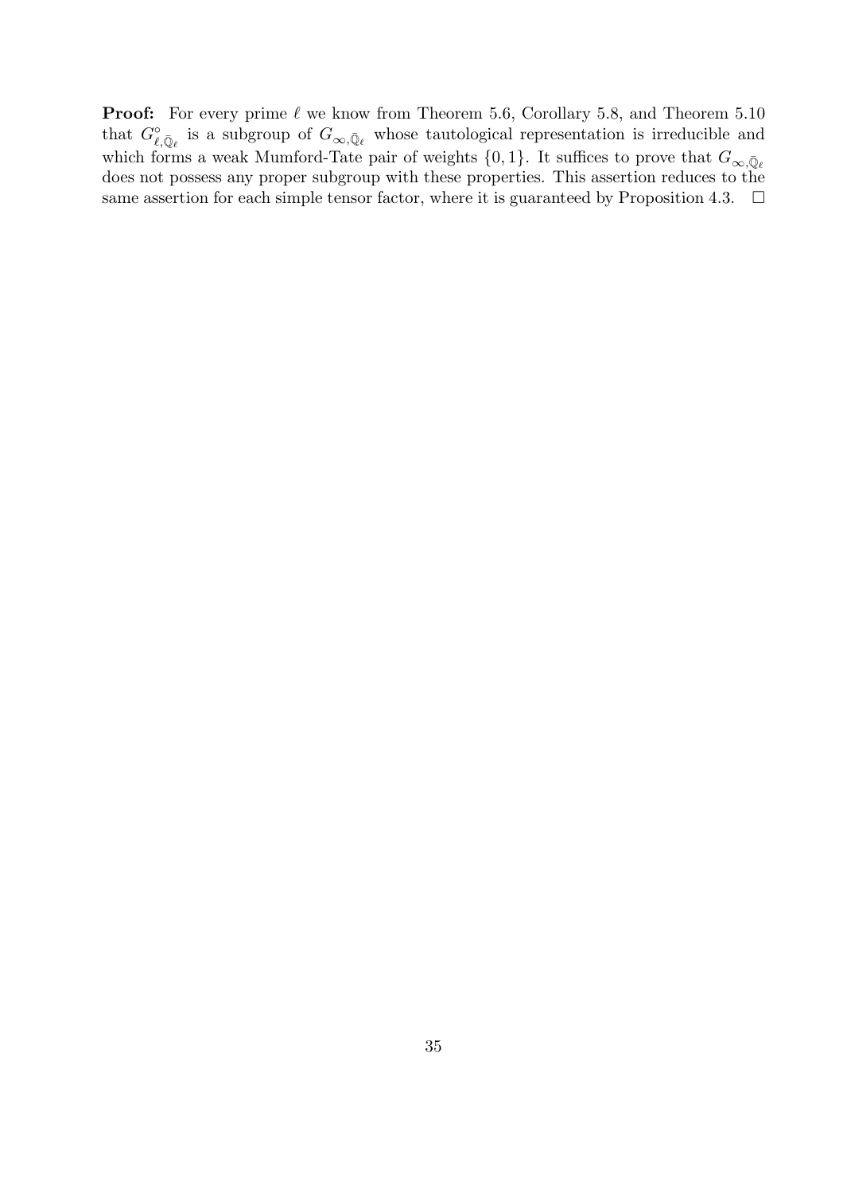**Proof:** For every prime $\ell$ we know from Theorem 5.6, Corollary 5.8, and Theorem 5.10 that $G^{\circ}_{\ell,\bar{\mathbb{Q}}_\ell}$ is a subgroup of $G_{\infty,\bar{\mathbb{Q}}_\ell}$ whose tautological representation is irreducible and which forms a weak Mumford-Tate pair of weights $\{0,1\}$. It suffices to prove that $G_{\infty,\bar{\mathbb{Q}}_\ell}$ does not possess any proper subgroup with these properties. This assertion reduces to the same assertion for each simple tensor factor, where it is guaranteed by Proposition 4.3. $\square$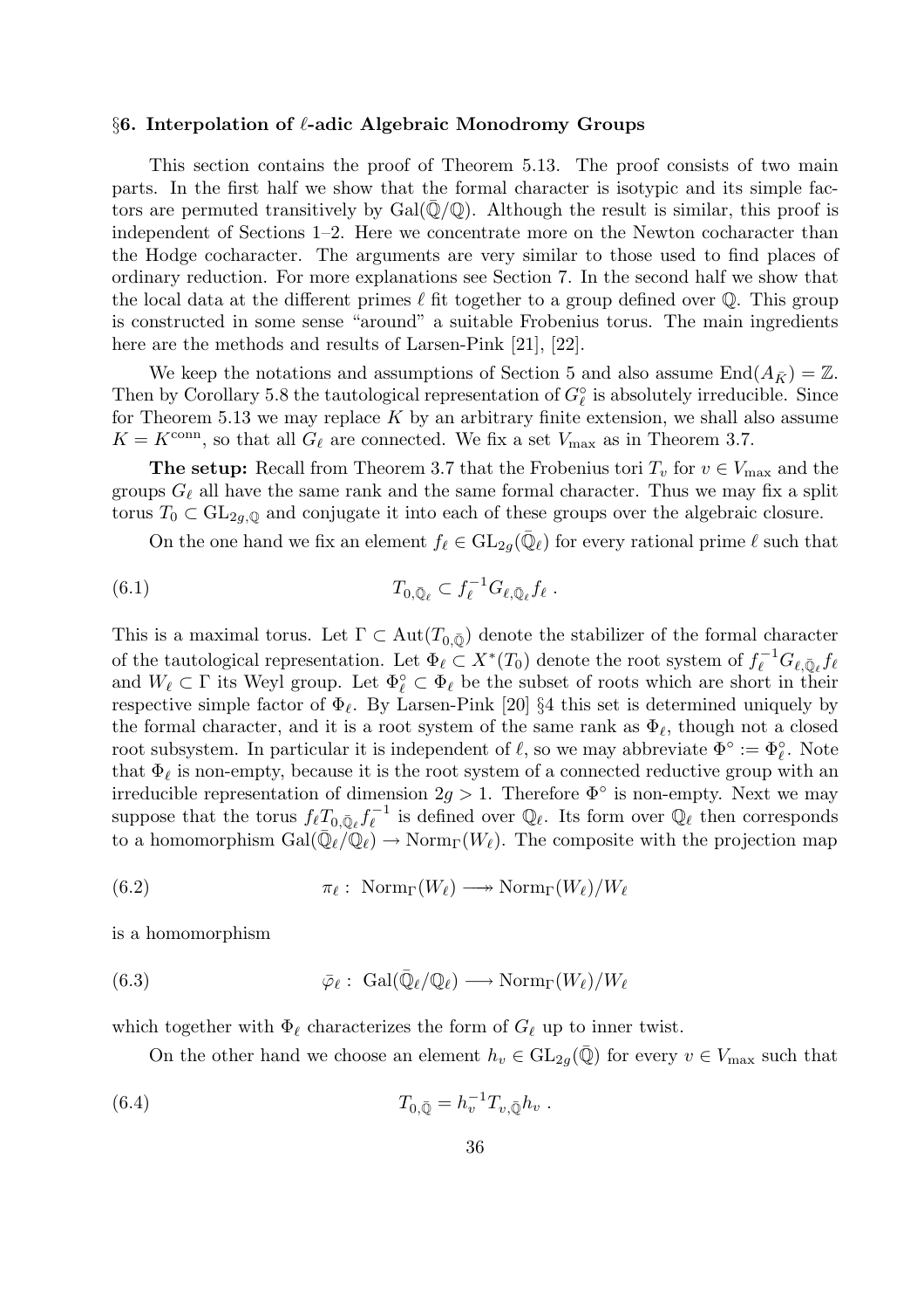## §6. Interpolation of $\ell$-adic Algebraic Monodromy Groups

This section contains the proof of Theorem 5.13. The proof consists of two main parts. In the first half we show that the formal character is isotypic and its simple factors are permuted transitively by $\mathrm{Gal}(\bar{\mathbb{Q}}/\mathbb{Q})$. Although the result is similar, this proof is independent of Sections 1–2. Here we concentrate more on the Newton cocharacter than the Hodge cocharacter. The arguments are very similar to those used to find places of ordinary reduction. For more explanations see Section 7. In the second half we show that the local data at the different primes $\ell$ fit together to a group defined over $\mathbb{Q}$. This group is constructed in some sense "around" a suitable Frobenius torus. The main ingredients here are the methods and results of Larsen-Pink [21], [22].

We keep the notations and assumptions of Section 5 and also assume $\mathrm{End}(A_{\bar{K}}) = \mathbb{Z}$. Then by Corollary 5.8 the tautological representation of $G_\ell^\circ$ is absolutely irreducible. Since for Theorem 5.13 we may replace $K$ by an arbitrary finite extension, we shall also assume $K = K^{\mathrm{conn}}$, so that all $G_\ell$ are connected. We fix a set $V_{\max}$ as in Theorem 3.7.

**The setup:** Recall from Theorem 3.7 that the Frobenius tori $T_v$ for $v \in V_{\max}$ and the groups $G_\ell$ all have the same rank and the same formal character. Thus we may fix a split torus $T_0 \subset \mathrm{GL}_{2g,\mathbb{Q}}$ and conjugate it into each of these groups over the algebraic closure.

On the one hand we fix an element $f_\ell \in \mathrm{GL}_{2g}(\bar{\mathbb{Q}}_\ell)$ for every rational prime $\ell$ such that

$$T_{0,\bar{\mathbb{Q}}_\ell} \subset f_\ell^{-1} G_{\ell,\bar{\mathbb{Q}}_\ell} f_\ell \,. \tag{6.1}$$

This is a maximal torus. Let $\Gamma \subset \mathrm{Aut}(T_{0,\bar{\mathbb{Q}}})$ denote the stabilizer of the formal character of the tautological representation. Let $\Phi_\ell \subset X^*(T_0)$ denote the root system of $f_\ell^{-1} G_{\ell,\bar{\mathbb{Q}}_\ell} f_\ell$ and $W_\ell \subset \Gamma$ its Weyl group. Let $\Phi_\ell^\circ \subset \Phi_\ell$ be the subset of roots which are short in their respective simple factor of $\Phi_\ell$. By Larsen-Pink [20] §4 this set is determined uniquely by the formal character, and it is a root system of the same rank as $\Phi_\ell$, though not a closed root subsystem. In particular it is independent of $\ell$, so we may abbreviate $\Phi^\circ := \Phi_\ell^\circ$. Note that $\Phi_\ell$ is non-empty, because it is the root system of a connected reductive group with an irreducible representation of dimension $2g > 1$. Therefore $\Phi^\circ$ is non-empty. Next we may suppose that the torus $f_\ell T_{0,\bar{\mathbb{Q}}_\ell} f_\ell^{-1}$ is defined over $\mathbb{Q}_\ell$. Its form over $\mathbb{Q}_\ell$ then corresponds to a homomorphism $\mathrm{Gal}(\bar{\mathbb{Q}}_\ell/\mathbb{Q}_\ell) \to \mathrm{Norm}_\Gamma(W_\ell)$. The composite with the projection map

$$\pi_\ell : \ \mathrm{Norm}_\Gamma(W_\ell) \longrightarrow\!\!\!\!\!\rightarrow \mathrm{Norm}_\Gamma(W_\ell)/W_\ell \tag{6.2}$$

is a homomorphism

$$\bar{\varphi}_\ell : \ \mathrm{Gal}(\bar{\mathbb{Q}}_\ell/\mathbb{Q}_\ell) \longrightarrow \mathrm{Norm}_\Gamma(W_\ell)/W_\ell \tag{6.3}$$

which together with $\Phi_\ell$ characterizes the form of $G_\ell$ up to inner twist.

On the other hand we choose an element $h_v \in \mathrm{GL}_{2g}(\bar{\mathbb{Q}})$ for every $v \in V_{\max}$ such that

$$T_{0,\bar{\mathbb{Q}}} = h_v^{-1} T_{v,\bar{\mathbb{Q}}} h_v \,. \tag{6.4}$$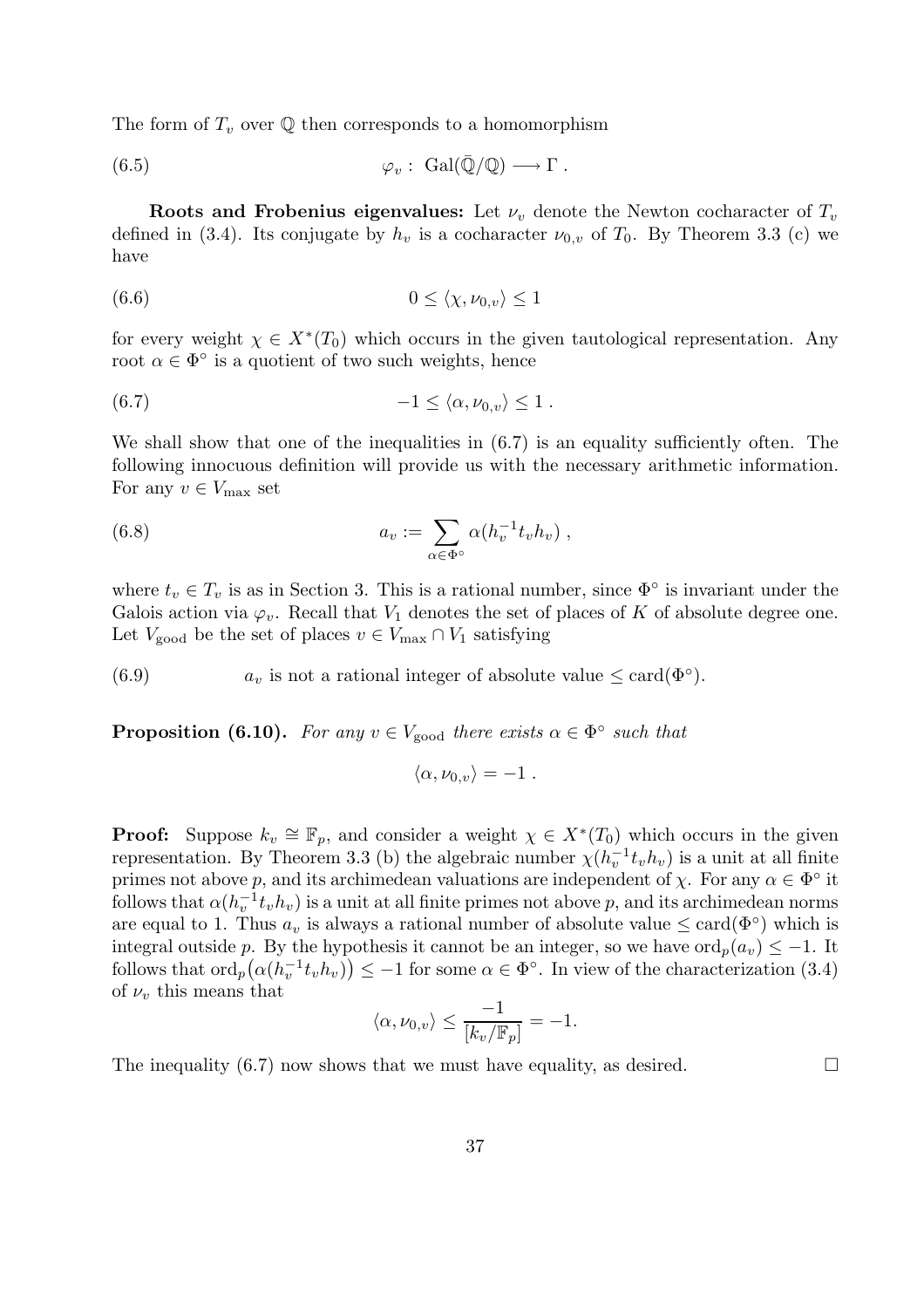The form of $T_v$ over $\mathbb{Q}$ then corresponds to a homomorphism

$$\varphi_v : \operatorname{Gal}(\bar{\mathbb{Q}}/\mathbb{Q}) \longrightarrow \Gamma . \tag{6.5}$$

**Roots and Frobenius eigenvalues:** Let $\nu_v$ denote the Newton cocharacter of $T_v$ defined in (3.4). Its conjugate by $h_v$ is a cocharacter $\nu_{0,v}$ of $T_0$. By Theorem 3.3 (c) we have

$$0 \leq \langle \chi, \nu_{0,v} \rangle \leq 1 \tag{6.6}$$

for every weight $\chi \in X^*(T_0)$ which occurs in the given tautological representation. Any root $\alpha \in \Phi^\circ$ is a quotient of two such weights, hence

$$-1 \leq \langle \alpha, \nu_{0,v} \rangle \leq 1 . \tag{6.7}$$

We shall show that one of the inequalities in (6.7) is an equality sufficiently often. The following innocuous definition will provide us with the necessary arithmetic information. For any $v \in V_{\max}$ set

$$a_v := \sum_{\alpha \in \Phi^\circ} \alpha(h_v^{-1} t_v h_v) , \tag{6.8}$$

where $t_v \in T_v$ is as in Section 3. This is a rational number, since $\Phi^\circ$ is invariant under the Galois action via $\varphi_v$. Recall that $V_1$ denotes the set of places of $K$ of absolute degree one. Let $V_{\text{good}}$ be the set of places $v \in V_{\max} \cap V_1$ satisfying

(6.9) $\qquad a_v$ is not a rational integer of absolute value $\leq \operatorname{card}(\Phi^\circ)$.

**Proposition (6.10).** *For any $v \in V_{\text{good}}$ there exists $\alpha \in \Phi^\circ$ such that*

$$\langle \alpha, \nu_{0,v} \rangle = -1 .$$

**Proof:** Suppose $k_v \cong \mathbb{F}_p$, and consider a weight $\chi \in X^*(T_0)$ which occurs in the given representation. By Theorem 3.3 (b) the algebraic number $\chi(h_v^{-1} t_v h_v)$ is a unit at all finite primes not above $p$, and its archimedean valuations are independent of $\chi$. For any $\alpha \in \Phi^\circ$ it follows that $\alpha(h_v^{-1} t_v h_v)$ is a unit at all finite primes not above $p$, and its archimedean norms are equal to 1. Thus $a_v$ is always a rational number of absolute value $\leq \operatorname{card}(\Phi^\circ)$ which is integral outside $p$. By the hypothesis it cannot be an integer, so we have $\operatorname{ord}_p(a_v) \leq -1$. It follows that $\operatorname{ord}_p\big(\alpha(h_v^{-1} t_v h_v)\big) \leq -1$ for some $\alpha \in \Phi^\circ$. In view of the characterization (3.4) of $\nu_v$ this means that

$$\langle \alpha, \nu_{0,v} \rangle \leq \frac{-1}{[k_v/\mathbb{F}_p]} = -1.$$

The inequality (6.7) now shows that we must have equality, as desired. $\square$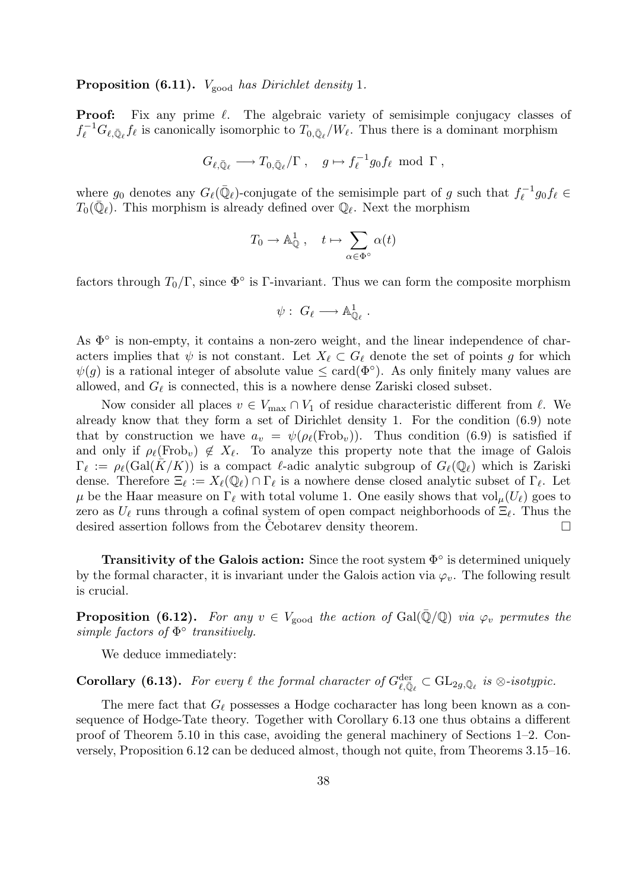**Proposition (6.11).** *$V_{\rm good}$ has Dirichlet density* 1.

**Proof:** Fix any prime $\ell$. The algebraic variety of semisimple conjugacy classes of $f_\ell^{-1} G_{\ell,\bar{\mathbb{Q}}_\ell} f_\ell$ is canonically isomorphic to $T_{0,\bar{\mathbb{Q}}_\ell}/W_\ell$. Thus there is a dominant morphism

$$G_{\ell,\bar{\mathbb{Q}}_\ell} \longrightarrow T_{0,\bar{\mathbb{Q}}_\ell}/\Gamma\ , \quad g \mapsto f_\ell^{-1} g_0 f_\ell \ \bmod\ \Gamma\ ,$$

where $g_0$ denotes any $G_\ell(\bar{\mathbb{Q}}_\ell)$-conjugate of the semisimple part of $g$ such that $f_\ell^{-1} g_0 f_\ell \in T_0(\bar{\mathbb{Q}}_\ell)$. This morphism is already defined over $\mathbb{Q}_\ell$. Next the morphism

$$T_0 \to \mathbb{A}^1_{\mathbb{Q}}\ , \quad t \mapsto \sum_{\alpha \in \Phi^\circ} \alpha(t)$$

factors through $T_0/\Gamma$, since $\Phi^\circ$ is $\Gamma$-invariant. Thus we can form the composite morphism

$$\psi :\ G_\ell \longrightarrow \mathbb{A}^1_{\mathbb{Q}_\ell}\ .$$

As $\Phi^\circ$ is non-empty, it contains a non-zero weight, and the linear independence of characters implies that $\psi$ is not constant. Let $X_\ell \subset G_\ell$ denote the set of points $g$ for which $\psi(g)$ is a rational integer of absolute value $\leq \mathrm{card}(\Phi^\circ)$. As only finitely many values are allowed, and $G_\ell$ is connected, this is a nowhere dense Zariski closed subset.

Now consider all places $v \in V_{\max} \cap V_1$ of residue characteristic different from $\ell$. We already know that they form a set of Dirichlet density 1. For the condition (6.9) note that by construction we have $a_v = \psi(\rho_\ell(\mathrm{Frob}_v))$. Thus condition (6.9) is satisfied if and only if $\rho_\ell(\mathrm{Frob}_v) \notin X_\ell$. To analyze this property note that the image of Galois $\Gamma_\ell := \rho_\ell(\mathrm{Gal}(\bar{K}/K))$ is a compact $\ell$-adic analytic subgroup of $G_\ell(\mathbb{Q}_\ell)$ which is Zariski dense. Therefore $\Xi_\ell := X_\ell(\mathbb{Q}_\ell) \cap \Gamma_\ell$ is a nowhere dense closed analytic subset of $\Gamma_\ell$. Let $\mu$ be the Haar measure on $\Gamma_\ell$ with total volume 1. One easily shows that $\mathrm{vol}_\mu(U_\ell)$ goes to zero as $U_\ell$ runs through a cofinal system of open compact neighborhoods of $\Xi_\ell$. Thus the desired assertion follows from the Čebotarev density theorem. $\square$

**Transitivity of the Galois action:** Since the root system $\Phi^\circ$ is determined uniquely by the formal character, it is invariant under the Galois action via $\varphi_v$. The following result is crucial.

**Proposition (6.12).** *For any $v \in V_{\rm good}$ the action of $\mathrm{Gal}(\bar{\mathbb{Q}}/\mathbb{Q})$ via $\varphi_v$ permutes the simple factors of $\Phi^\circ$ transitively.*

We deduce immediately:

**Corollary (6.13).** *For every $\ell$ the formal character of $G^{\rm der}_{\ell,\bar{\mathbb{Q}}_\ell} \subset \mathrm{GL}_{2g,\bar{\mathbb{Q}}_\ell}$ is $\otimes$-isotypic.*

The mere fact that $G_\ell$ possesses a Hodge cocharacter has long been known as a consequence of Hodge-Tate theory. Together with Corollary 6.13 one thus obtains a different proof of Theorem 5.10 in this case, avoiding the general machinery of Sections 1–2. Conversely, Proposition 6.12 can be deduced almost, though not quite, from Theorems 3.15–16.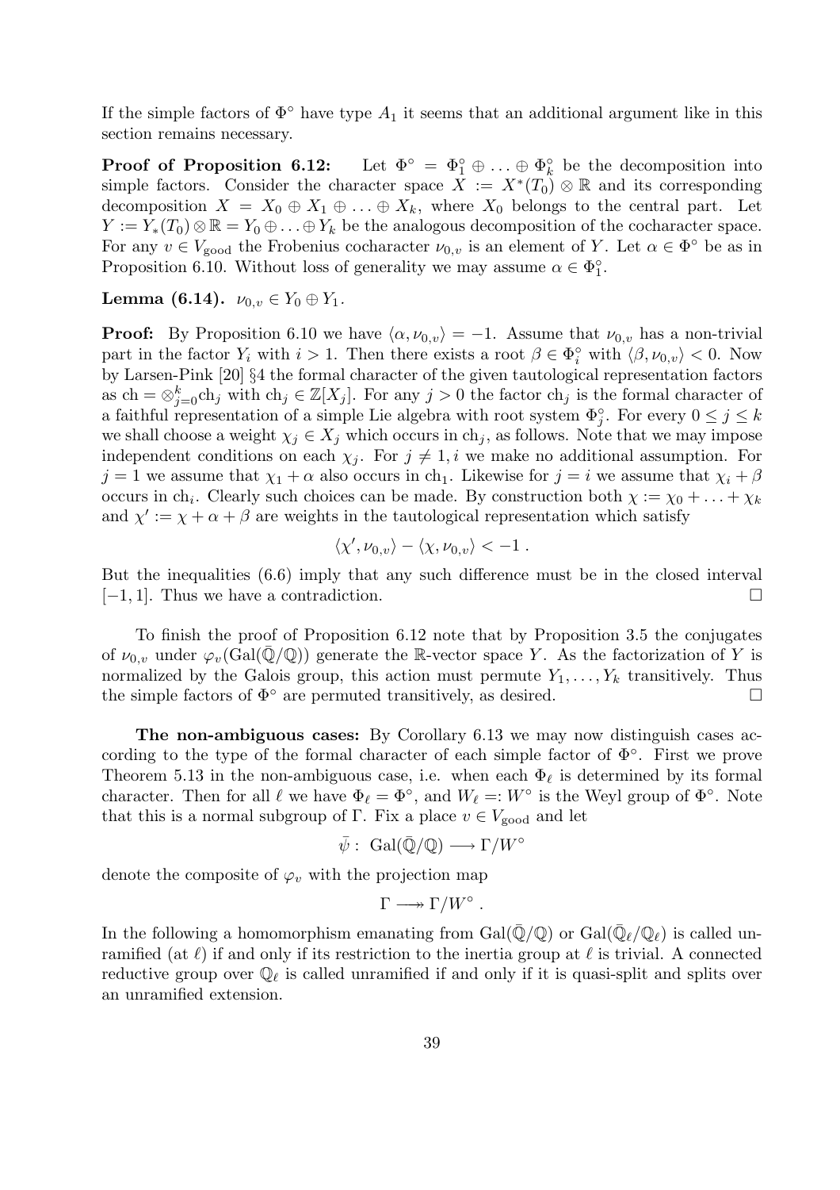If the simple factors of $\Phi^\circ$ have type $A_1$ it seems that an additional argument like in this section remains necessary.

**Proof of Proposition 6.12:** Let $\Phi^\circ = \Phi_1^\circ \oplus \ldots \oplus \Phi_k^\circ$ be the decomposition into simple factors. Consider the character space $X := X^*(T_0) \otimes \mathbb{R}$ and its corresponding decomposition $X = X_0 \oplus X_1 \oplus \ldots \oplus X_k$, where $X_0$ belongs to the central part. Let $Y := Y_*(T_0) \otimes \mathbb{R} = Y_0 \oplus \ldots \oplus Y_k$ be the analogous decomposition of the cocharacter space. For any $v \in V_{\text{good}}$ the Frobenius cocharacter $\nu_{0,v}$ is an element of $Y$. Let $\alpha \in \Phi^\circ$ be as in Proposition 6.10. Without loss of generality we may assume $\alpha \in \Phi_1^\circ$.

**Lemma (6.14).** $\nu_{0,v} \in Y_0 \oplus Y_1$.

**Proof:** By Proposition 6.10 we have $\langle \alpha, \nu_{0,v} \rangle = -1$. Assume that $\nu_{0,v}$ has a non-trivial part in the factor $Y_i$ with $i > 1$. Then there exists a root $\beta \in \Phi_i^\circ$ with $\langle \beta, \nu_{0,v} \rangle < 0$. Now by Larsen-Pink [20] §4 the formal character of the given tautological representation factors as $\text{ch} = \otimes_{j=0}^k \text{ch}_j$ with $\text{ch}_j \in \mathbb{Z}[X_j]$. For any $j > 0$ the factor $\text{ch}_j$ is the formal character of a faithful representation of a simple Lie algebra with root system $\Phi_j^\circ$. For every $0 \leq j \leq k$ we shall choose a weight $\chi_j \in X_j$ which occurs in $\text{ch}_j$, as follows. Note that we may impose independent conditions on each $\chi_j$. For $j \neq 1, i$ we make no additional assumption. For $j = 1$ we assume that $\chi_1 + \alpha$ also occurs in $\text{ch}_1$. Likewise for $j = i$ we assume that $\chi_i + \beta$ occurs in $\text{ch}_i$. Clearly such choices can be made. By construction both $\chi := \chi_0 + \ldots + \chi_k$ and $\chi' := \chi + \alpha + \beta$ are weights in the tautological representation which satisfy

$$\langle \chi', \nu_{0,v} \rangle - \langle \chi, \nu_{0,v} \rangle < -1 \,.$$

But the inequalities (6.6) imply that any such difference must be in the closed interval $[-1, 1]$. Thus we have a contradiction. $\square$

To finish the proof of Proposition 6.12 note that by Proposition 3.5 the conjugates of $\nu_{0,v}$ under $\varphi_v(\text{Gal}(\bar{\mathbb{Q}}/\mathbb{Q}))$ generate the $\mathbb{R}$-vector space $Y$. As the factorization of $Y$ is normalized by the Galois group, this action must permute $Y_1, \ldots, Y_k$ transitively. Thus the simple factors of $\Phi^\circ$ are permuted transitively, as desired. $\square$

**The non-ambiguous cases:** By Corollary 6.13 we may now distinguish cases according to the type of the formal character of each simple factor of $\Phi^\circ$. First we prove Theorem 5.13 in the non-ambiguous case, i.e. when each $\Phi_\ell$ is determined by its formal character. Then for all $\ell$ we have $\Phi_\ell = \Phi^\circ$, and $W_\ell =: W^\circ$ is the Weyl group of $\Phi^\circ$. Note that this is a normal subgroup of $\Gamma$. Fix a place $v \in V_{\text{good}}$ and let

$$\bar{\psi} : \text{ Gal}(\bar{\mathbb{Q}}/\mathbb{Q}) \longrightarrow \Gamma/W^\circ$$

denote the composite of $\varphi_v$ with the projection map

$$\Gamma \longrightarrow\!\!\!\!\!\rightarrow \Gamma/W^\circ \,.$$

In the following a homomorphism emanating from $\text{Gal}(\bar{\mathbb{Q}}/\mathbb{Q})$ or $\text{Gal}(\bar{\mathbb{Q}}_\ell/\mathbb{Q}_\ell)$ is called unramified (at $\ell$) if and only if its restriction to the inertia group at $\ell$ is trivial. A connected reductive group over $\mathbb{Q}_\ell$ is called unramified if and only if it is quasi-split and splits over an unramified extension.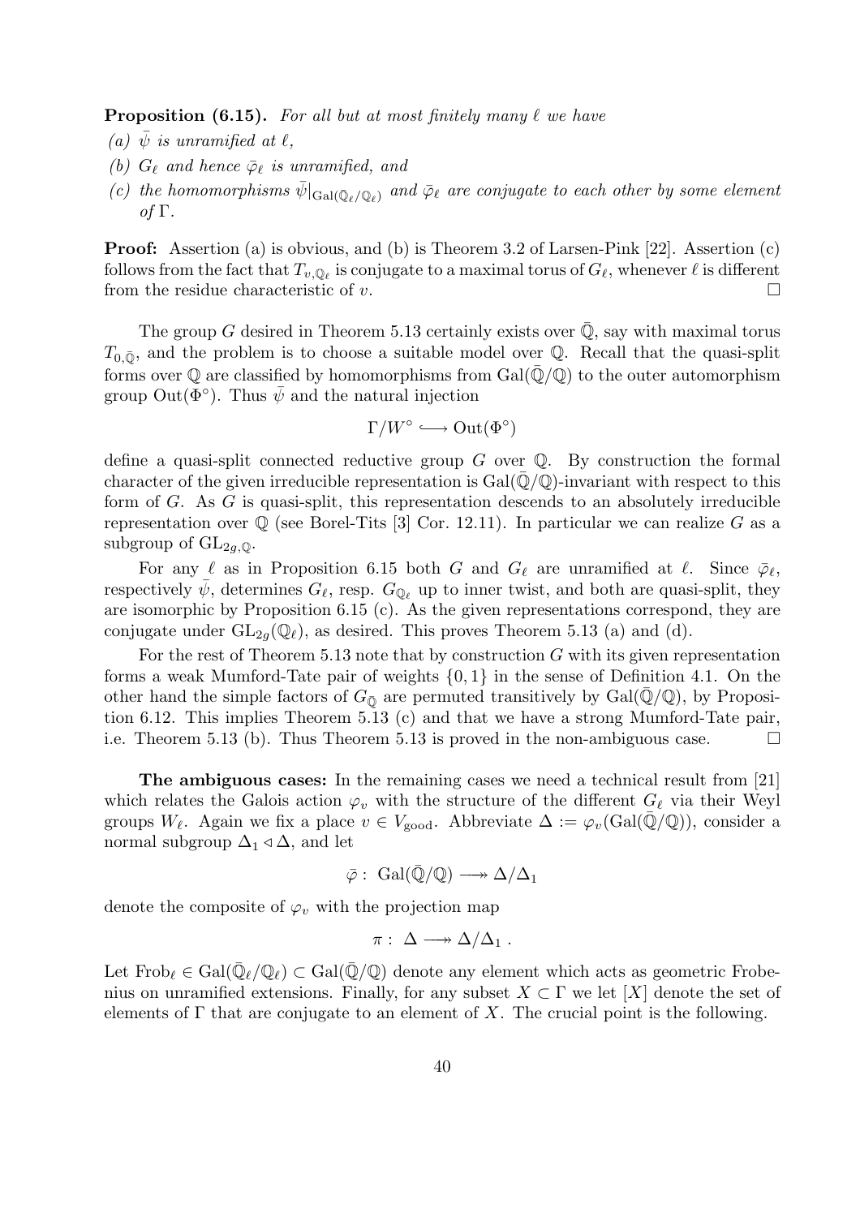**Proposition (6.15).** *For all but at most finitely many $\ell$ we have*

*(a) $\bar\psi$ is unramified at $\ell$,*

*(b) $G_\ell$ and hence $\bar\varphi_\ell$ is unramified, and*

*(c) the homomorphisms $\bar\psi|_{\mathrm{Gal}(\bar{\mathbb{Q}}_\ell/\mathbb{Q}_\ell)}$ and $\bar\varphi_\ell$ are conjugate to each other by some element of $\Gamma$.*

**Proof:** Assertion (a) is obvious, and (b) is Theorem 3.2 of Larsen-Pink [22]. Assertion (c) follows from the fact that $T_{v,\mathbb{Q}_\ell}$ is conjugate to a maximal torus of $G_\ell$, whenever $\ell$ is different from the residue characteristic of $v$. $\square$

The group $G$ desired in Theorem 5.13 certainly exists over $\bar{\mathbb{Q}}$, say with maximal torus $T_{0,\bar{\mathbb{Q}}}$, and the problem is to choose a suitable model over $\mathbb{Q}$. Recall that the quasi-split forms over $\mathbb{Q}$ are classified by homomorphisms from $\mathrm{Gal}(\bar{\mathbb{Q}}/\mathbb{Q})$ to the outer automorphism group $\mathrm{Out}(\Phi^\circ)$. Thus $\bar\psi$ and the natural injection

$$\Gamma/W^\circ \hookrightarrow \mathrm{Out}(\Phi^\circ)$$

define a quasi-split connected reductive group $G$ over $\mathbb{Q}$. By construction the formal character of the given irreducible representation is $\mathrm{Gal}(\bar{\mathbb{Q}}/\mathbb{Q})$-invariant with respect to this form of $G$. As $G$ is quasi-split, this representation descends to an absolutely irreducible representation over $\mathbb{Q}$ (see Borel-Tits [3] Cor. 12.11). In particular we can realize $G$ as a subgroup of $\mathrm{GL}_{2g,\mathbb{Q}}$.

For any $\ell$ as in Proposition 6.15 both $G$ and $G_\ell$ are unramified at $\ell$. Since $\bar\varphi_\ell$, respectively $\bar\psi$, determines $G_\ell$, resp. $G_{\mathbb{Q}_\ell}$ up to inner twist, and both are quasi-split, they are isomorphic by Proposition 6.15 (c). As the given representations correspond, they are conjugate under $\mathrm{GL}_{2g}(\mathbb{Q}_\ell)$, as desired. This proves Theorem 5.13 (a) and (d).

For the rest of Theorem 5.13 note that by construction $G$ with its given representation forms a weak Mumford-Tate pair of weights $\{0,1\}$ in the sense of Definition 4.1. On the other hand the simple factors of $G_{\bar{\mathbb{Q}}}$ are permuted transitively by $\mathrm{Gal}(\bar{\mathbb{Q}}/\mathbb{Q})$, by Proposition 6.12. This implies Theorem 5.13 (c) and that we have a strong Mumford-Tate pair, i.e. Theorem 5.13 (b). Thus Theorem 5.13 is proved in the non-ambiguous case. $\square$

**The ambiguous cases:** In the remaining cases we need a technical result from [21] which relates the Galois action $\varphi_v$ with the structure of the different $G_\ell$ via their Weyl groups $W_\ell$. Again we fix a place $v \in V_{\mathrm{good}}$. Abbreviate $\Delta := \varphi_v(\mathrm{Gal}(\bar{\mathbb{Q}}/\mathbb{Q}))$, consider a normal subgroup $\Delta_1 \lhd \Delta$, and let

$$\bar\varphi : \mathrm{Gal}(\bar{\mathbb{Q}}/\mathbb{Q}) \twoheadrightarrow \Delta/\Delta_1$$

denote the composite of $\varphi_v$ with the projection map

$$\pi : \Delta \twoheadrightarrow \Delta/\Delta_1 .$$

Let $\mathrm{Frob}_\ell \in \mathrm{Gal}(\bar{\mathbb{Q}}_\ell/\mathbb{Q}_\ell) \subset \mathrm{Gal}(\bar{\mathbb{Q}}/\mathbb{Q})$ denote any element which acts as geometric Frobenius on unramified extensions. Finally, for any subset $X \subset \Gamma$ we let $[X]$ denote the set of elements of $\Gamma$ that are conjugate to an element of $X$. The crucial point is the following.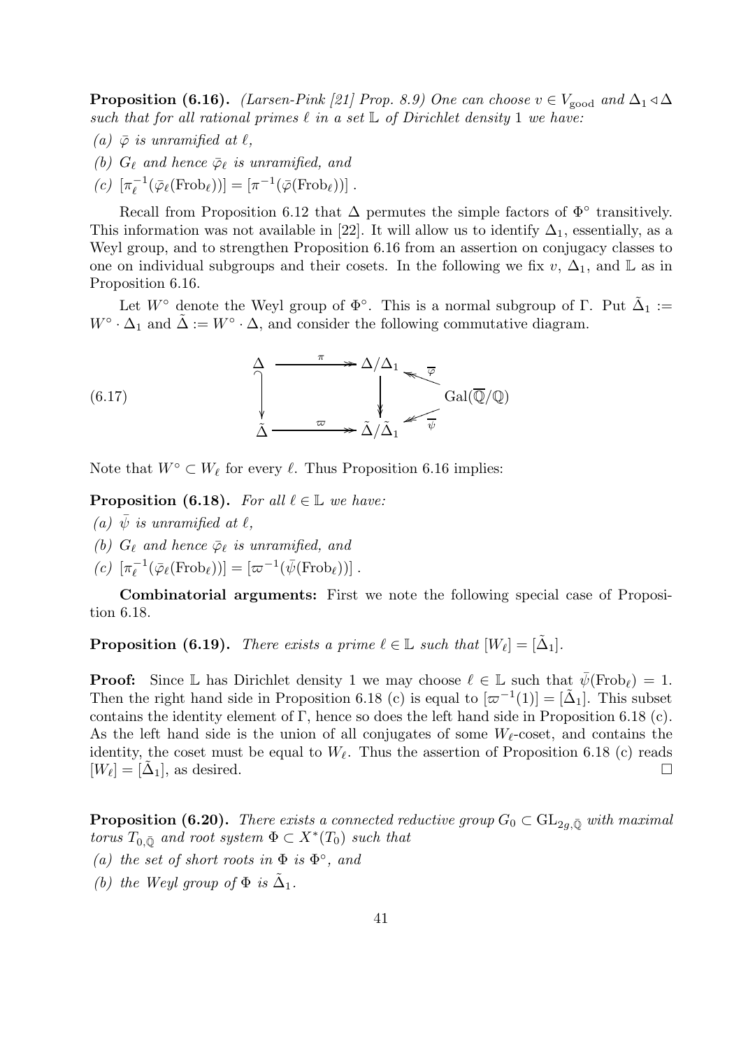**Proposition (6.16).** *(Larsen-Pink [21] Prop. 8.9) One can choose $v \in V_{\text{good}}$ and $\Delta_1 \triangleleft \Delta$ such that for all rational primes $\ell$ in a set $\mathbb{L}$ of Dirichlet density 1 we have:*

*(a) $\bar{\varphi}$ is unramified at $\ell$,*

*(b) $G_\ell$ and hence $\bar{\varphi}_\ell$ is unramified, and*

*(c) $[\pi_\ell^{-1}(\bar{\varphi}_\ell(\text{Frob}_\ell))] = [\pi^{-1}(\bar{\varphi}(\text{Frob}_\ell))]$.*

Recall from Proposition 6.12 that $\Delta$ permutes the simple factors of $\Phi^\circ$ transitively. This information was not available in [22]. It will allow us to identify $\Delta_1$, essentially, as a Weyl group, and to strengthen Proposition 6.16 from an assertion on conjugacy classes to one on individual subgroups and their cosets. In the following we fix $v$, $\Delta_1$, and $\mathbb{L}$ as in Proposition 6.16.

Let $W^\circ$ denote the Weyl group of $\Phi^\circ$. This is a normal subgroup of $\Gamma$. Put $\tilde{\Delta}_1 := W^\circ \cdot \Delta_1$ and $\tilde{\Delta} := W^\circ \cdot \Delta$, and consider the following commutative diagram.

$$
\begin{array}{ccccc}
\Delta & \xrightarrow{\ \pi\ } & \Delta/\Delta_1 & \xleftarrow{\ \bar{\varphi}\ } & \\
\big\downarrow & & \big\downarrow & & \text{Gal}(\overline{\mathbb{Q}}/\mathbb{Q}) \\
\tilde{\Delta} & \xrightarrow{\ \varpi\ } & \tilde{\Delta}/\tilde{\Delta}_1 & \xleftarrow{\ \bar{\psi}\ } &
\end{array}
\tag{6.17}
$$

Note that $W^\circ \subset W_\ell$ for every $\ell$. Thus Proposition 6.16 implies:

**Proposition (6.18).** *For all $\ell \in \mathbb{L}$ we have:*

*(a) $\bar{\psi}$ is unramified at $\ell$,*

*(b) $G_\ell$ and hence $\bar{\varphi}_\ell$ is unramified, and*

*(c) $[\pi_\ell^{-1}(\bar{\varphi}_\ell(\text{Frob}_\ell))] = [\varpi^{-1}(\bar{\psi}(\text{Frob}_\ell))]$.*

**Combinatorial arguments:** First we note the following special case of Proposition 6.18.

**Proposition (6.19).** *There exists a prime $\ell \in \mathbb{L}$ such that $[W_\ell] = [\tilde{\Delta}_1]$.*

**Proof:** Since $\mathbb{L}$ has Dirichlet density 1 we may choose $\ell \in \mathbb{L}$ such that $\bar{\psi}(\text{Frob}_\ell) = 1$. Then the right hand side in Proposition 6.18 (c) is equal to $[\varpi^{-1}(1)] = [\tilde{\Delta}_1]$. This subset contains the identity element of $\Gamma$, hence so does the left hand side in Proposition 6.18 (c). As the left hand side is the union of all conjugates of some $W_\ell$-coset, and contains the identity, the coset must be equal to $W_\ell$. Thus the assertion of Proposition 6.18 (c) reads $[W_\ell] = [\tilde{\Delta}_1]$, as desired. $\square$

**Proposition (6.20).** *There exists a connected reductive group $G_0 \subset \text{GL}_{2g,\bar{\mathbb{Q}}}$ with maximal torus $T_{0,\bar{\mathbb{Q}}}$ and root system $\Phi \subset X^*(T_0)$ such that*

*(a) the set of short roots in $\Phi$ is $\Phi^\circ$, and*

*(b) the Weyl group of $\Phi$ is $\tilde{\Delta}_1$.*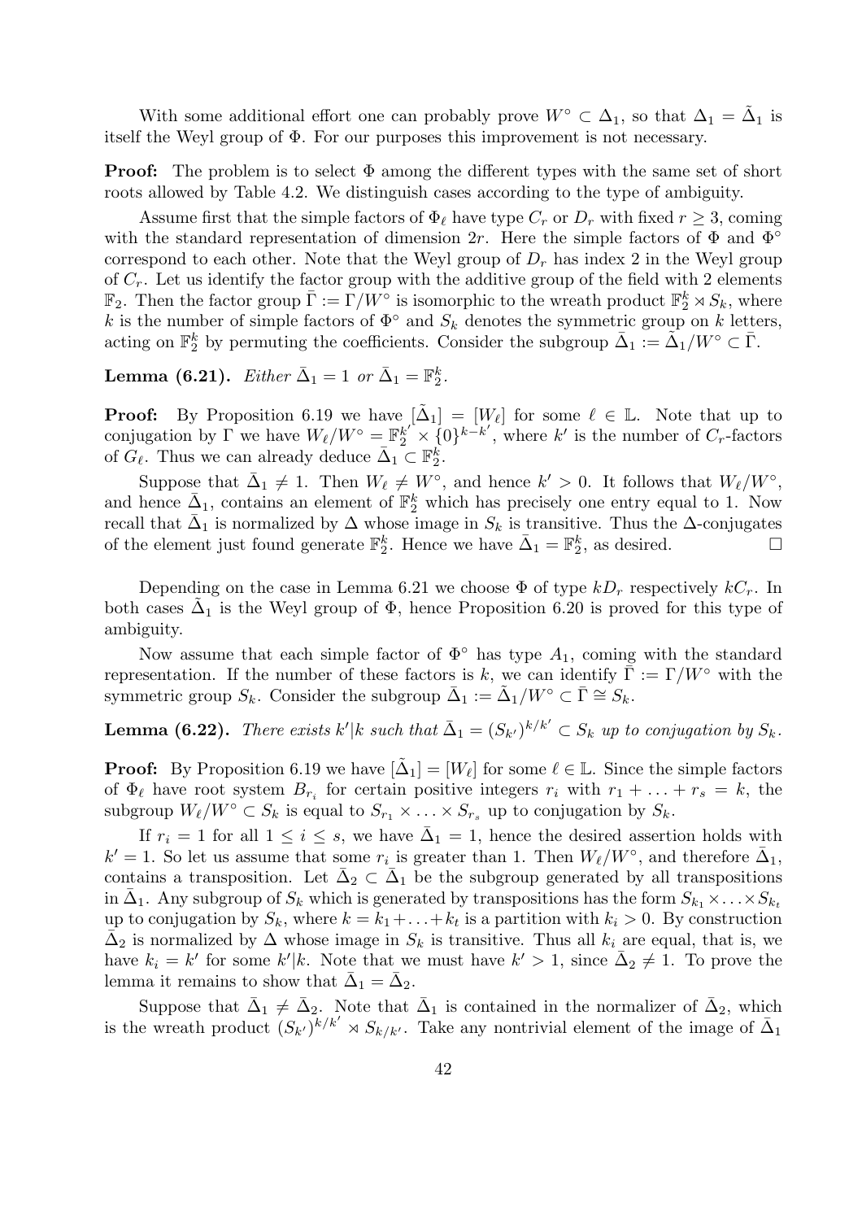With some additional effort one can probably prove $W^\circ \subset \Delta_1$, so that $\Delta_1 = \tilde{\Delta}_1$ is itself the Weyl group of $\Phi$. For our purposes this improvement is not necessary.

**Proof:** The problem is to select $\Phi$ among the different types with the same set of short roots allowed by Table 4.2. We distinguish cases according to the type of ambiguity.

Assume first that the simple factors of $\Phi_\ell$ have type $C_r$ or $D_r$ with fixed $r \geq 3$, coming with the standard representation of dimension $2r$. Here the simple factors of $\Phi$ and $\Phi^\circ$ correspond to each other. Note that the Weyl group of $D_r$ has index 2 in the Weyl group of $C_r$. Let us identify the factor group with the additive group of the field with 2 elements $\mathbb{F}_2$. Then the factor group $\bar{\Gamma} := \Gamma/W^\circ$ is isomorphic to the wreath product $\mathbb{F}_2^k \rtimes S_k$, where $k$ is the number of simple factors of $\Phi^\circ$ and $S_k$ denotes the symmetric group on $k$ letters, acting on $\mathbb{F}_2^k$ by permuting the coefficients. Consider the subgroup $\bar{\Delta}_1 := \tilde{\Delta}_1/W^\circ \subset \bar{\Gamma}$.

**Lemma (6.21).** *Either $\bar{\Delta}_1 = 1$ or $\bar{\Delta}_1 = \mathbb{F}_2^k$.*

**Proof:** By Proposition 6.19 we have $[\tilde{\Delta}_1] = [W_\ell]$ for some $\ell \in \mathbb{L}$. Note that up to conjugation by $\Gamma$ we have $W_\ell/W^\circ = \mathbb{F}_2^{k'} \times \{0\}^{k-k'}$, where $k'$ is the number of $C_r$-factors of $G_\ell$. Thus we can already deduce $\bar{\Delta}_1 \subset \mathbb{F}_2^k$.

Suppose that $\bar{\Delta}_1 \neq 1$. Then $W_\ell \neq W^\circ$, and hence $k' > 0$. It follows that $W_\ell/W^\circ$, and hence $\bar{\Delta}_1$, contains an element of $\mathbb{F}_2^k$ which has precisely one entry equal to 1. Now recall that $\bar{\Delta}_1$ is normalized by $\Delta$ whose image in $S_k$ is transitive. Thus the $\Delta$-conjugates of the element just found generate $\mathbb{F}_2^k$. Hence we have $\bar{\Delta}_1 = \mathbb{F}_2^k$, as desired. □

Depending on the case in Lemma 6.21 we choose $\Phi$ of type $kD_r$ respectively $kC_r$. In both cases $\tilde{\Delta}_1$ is the Weyl group of $\Phi$, hence Proposition 6.20 is proved for this type of ambiguity.

Now assume that each simple factor of $\Phi^\circ$ has type $A_1$, coming with the standard representation. If the number of these factors is $k$, we can identify $\bar{\Gamma} := \Gamma/W^\circ$ with the symmetric group $S_k$. Consider the subgroup $\bar{\Delta}_1 := \tilde{\Delta}_1/W^\circ \subset \bar{\Gamma} \cong S_k$.

**Lemma (6.22).** *There exists $k'|k$ such that $\bar{\Delta}_1 = (S_{k'})^{k/k'} \subset S_k$ up to conjugation by $S_k$.*

**Proof:** By Proposition 6.19 we have $[\tilde{\Delta}_1] = [W_\ell]$ for some $\ell \in \mathbb{L}$. Since the simple factors of $\Phi_\ell$ have root system $B_{r_i}$ for certain positive integers $r_i$ with $r_1 + \ldots + r_s = k$, the subgroup $W_\ell/W^\circ \subset S_k$ is equal to $S_{r_1} \times \ldots \times S_{r_s}$ up to conjugation by $S_k$.

If $r_i = 1$ for all $1 \leq i \leq s$, we have $\bar{\Delta}_1 = 1$, hence the desired assertion holds with $k' = 1$. So let us assume that some $r_i$ is greater than 1. Then $W_\ell/W^\circ$, and therefore $\bar{\Delta}_1$, contains a transposition. Let $\bar{\Delta}_2 \subset \bar{\Delta}_1$ be the subgroup generated by all transpositions in $\bar{\Delta}_1$. Any subgroup of $S_k$ which is generated by transpositions has the form $S_{k_1} \times \ldots \times S_{k_t}$ up to conjugation by $S_k$, where $k = k_1 + \ldots + k_t$ is a partition with $k_i > 0$. By construction $\bar{\Delta}_2$ is normalized by $\Delta$ whose image in $S_k$ is transitive. Thus all $k_i$ are equal, that is, we have $k_i = k'$ for some $k'|k$. Note that we must have $k' > 1$, since $\bar{\Delta}_2 \neq 1$. To prove the lemma it remains to show that $\bar{\Delta}_1 = \bar{\Delta}_2$.

Suppose that $\bar{\Delta}_1 \neq \bar{\Delta}_2$. Note that $\bar{\Delta}_1$ is contained in the normalizer of $\bar{\Delta}_2$, which is the wreath product $(S_{k'})^{k/k'} \rtimes S_{k/k'}$. Take any nontrivial element of the image of $\bar{\Delta}_1$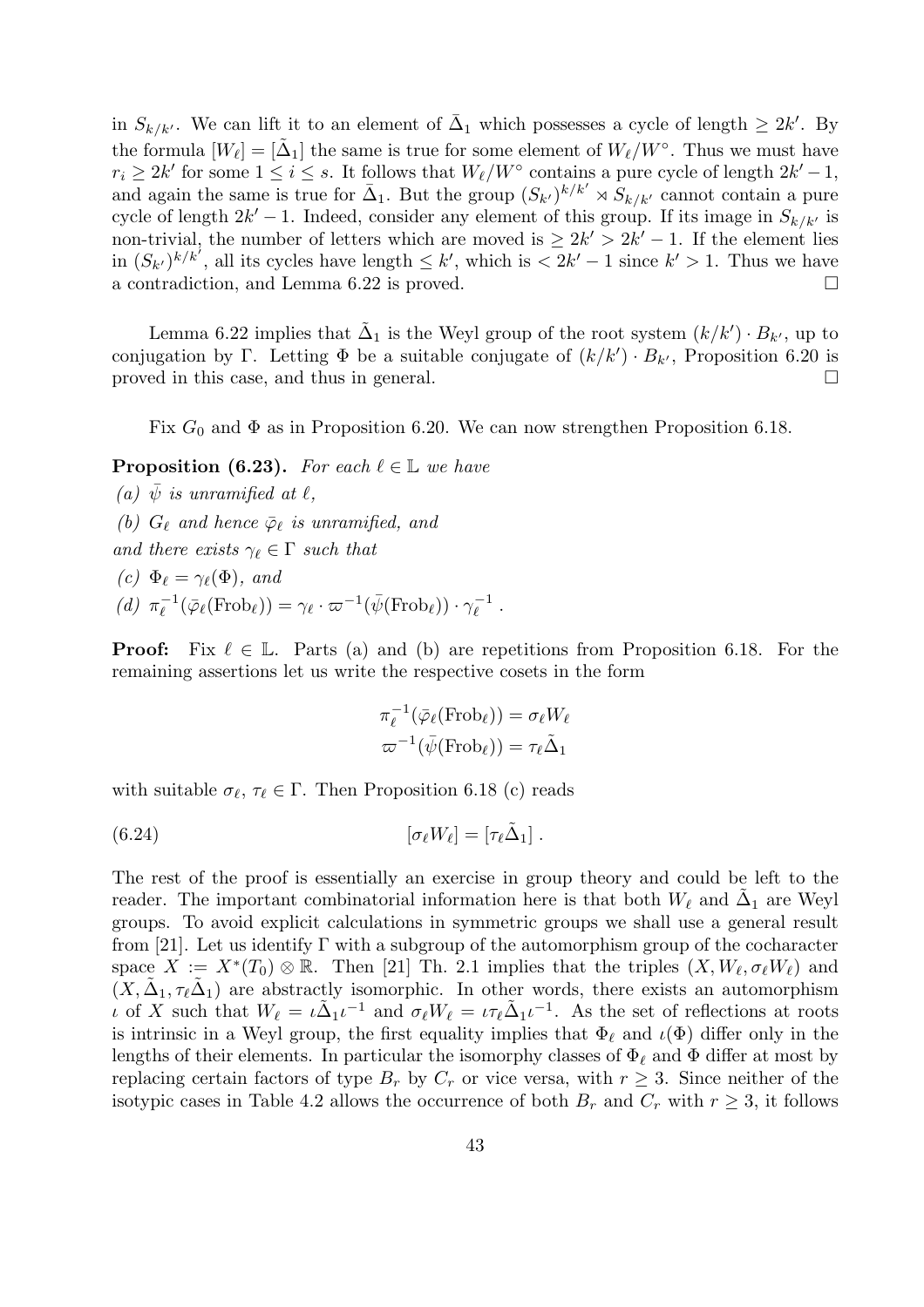in $S_{k/k'}$. We can lift it to an element of $\bar{\Delta}_1$ which possesses a cycle of length $\geq 2k'$. By the formula $[W_\ell] = [\tilde{\Delta}_1]$ the same is true for some element of $W_\ell/W^\circ$. Thus we must have $r_i \geq 2k'$ for some $1 \leq i \leq s$. It follows that $W_\ell/W^\circ$ contains a pure cycle of length $2k'-1$, and again the same is true for $\bar{\Delta}_1$. But the group $(S_{k'})^{k/k'} \rtimes S_{k/k'}$ cannot contain a pure cycle of length $2k'-1$. Indeed, consider any element of this group. If its image in $S_{k/k'}$ is non-trivial, the number of letters which are moved is $\geq 2k' > 2k'-1$. If the element lies in $(S_{k'})^{k/k'}$, all its cycles have length $\leq k'$, which is $< 2k'-1$ since $k' > 1$. Thus we have a contradiction, and Lemma 6.22 is proved. □

Lemma 6.22 implies that $\tilde{\Delta}_1$ is the Weyl group of the root system $(k/k') \cdot B_{k'}$, up to conjugation by $\Gamma$. Letting $\Phi$ be a suitable conjugate of $(k/k') \cdot B_{k'}$, Proposition 6.20 is proved in this case, and thus in general. □

Fix $G_0$ and $\Phi$ as in Proposition 6.20. We can now strengthen Proposition 6.18.

**Proposition (6.23).** *For each $\ell \in \mathbb{L}$ we have*

*(a) $\bar{\psi}$ is unramified at $\ell$,*

*(b) $G_\ell$ and hence $\bar{\varphi}_\ell$ is unramified, and*

*and there exists $\gamma_\ell \in \Gamma$ such that*

*(c) $\Phi_\ell = \gamma_\ell(\Phi)$, and*

*(d) $\pi_\ell^{-1}(\bar{\varphi}_\ell(\mathrm{Frob}_\ell)) = \gamma_\ell \cdot \varpi^{-1}(\bar{\psi}(\mathrm{Frob}_\ell)) \cdot \gamma_\ell^{-1}$ .*

**Proof:** Fix $\ell \in \mathbb{L}$. Parts (a) and (b) are repetitions from Proposition 6.18. For the remaining assertions let us write the respective cosets in the form

$$\pi_\ell^{-1}(\bar{\varphi}_\ell(\mathrm{Frob}_\ell)) = \sigma_\ell W_\ell$$
$$\varpi^{-1}(\bar{\psi}(\mathrm{Frob}_\ell)) = \tau_\ell \tilde{\Delta}_1$$

with suitable $\sigma_\ell$, $\tau_\ell \in \Gamma$. Then Proposition 6.18 (c) reads

$$[\sigma_\ell W_\ell] = [\tau_\ell \tilde{\Delta}_1] \; . \tag{6.24}$$

The rest of the proof is essentially an exercise in group theory and could be left to the reader. The important combinatorial information here is that both $W_\ell$ and $\tilde{\Delta}_1$ are Weyl groups. To avoid explicit calculations in symmetric groups we shall use a general result from [21]. Let us identify $\Gamma$ with a subgroup of the automorphism group of the cocharacter space $X := X^*(T_0) \otimes \mathbb{R}$. Then [21] Th. 2.1 implies that the triples $(X, W_\ell, \sigma_\ell W_\ell)$ and $(X, \tilde{\Delta}_1, \tau_\ell \tilde{\Delta}_1)$ are abstractly isomorphic. In other words, there exists an automorphism $\iota$ of $X$ such that $W_\ell = \iota \tilde{\Delta}_1 \iota^{-1}$ and $\sigma_\ell W_\ell = \iota \tau_\ell \tilde{\Delta}_1 \iota^{-1}$. As the set of reflections at roots is intrinsic in a Weyl group, the first equality implies that $\Phi_\ell$ and $\iota(\Phi)$ differ only in the lengths of their elements. In particular the isomorphy classes of $\Phi_\ell$ and $\Phi$ differ at most by replacing certain factors of type $B_r$ by $C_r$ or vice versa, with $r \geq 3$. Since neither of the isotypic cases in Table 4.2 allows the occurrence of both $B_r$ and $C_r$ with $r \geq 3$, it follows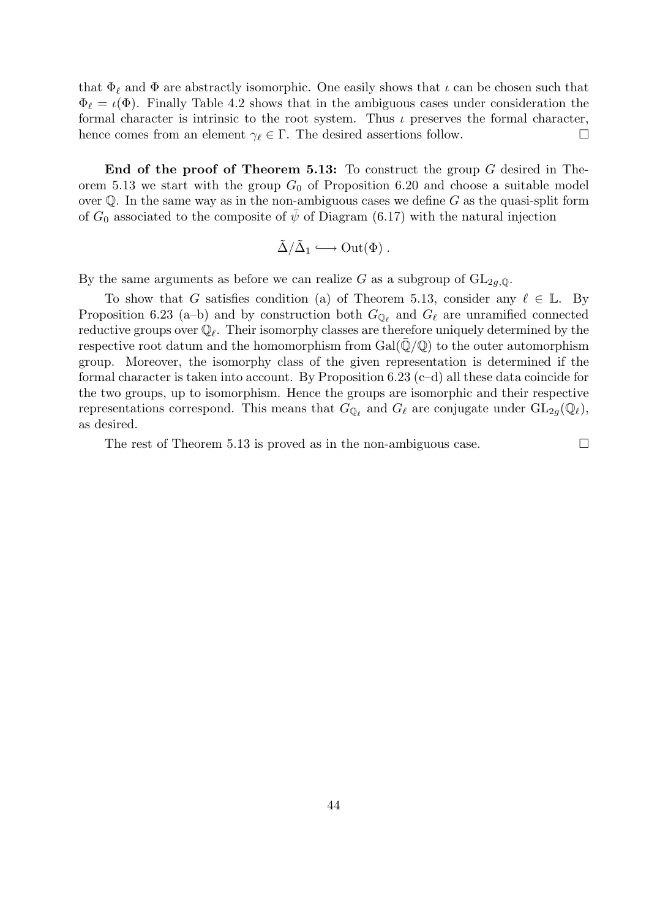that $\Phi_\ell$ and $\Phi$ are abstractly isomorphic. One easily shows that $\iota$ can be chosen such that $\Phi_\ell = \iota(\Phi)$. Finally Table 4.2 shows that in the ambiguous cases under consideration the formal character is intrinsic to the root system. Thus $\iota$ preserves the formal character, hence comes from an element $\gamma_\ell \in \Gamma$. The desired assertions follow. □

**End of the proof of Theorem 5.13:** To construct the group $G$ desired in Theorem 5.13 we start with the group $G_0$ of Proposition 6.20 and choose a suitable model over $\mathbb{Q}$. In the same way as in the non-ambiguous cases we define $G$ as the quasi-split form of $G_0$ associated to the composite of $\bar{\psi}$ of Diagram (6.17) with the natural injection

$$\tilde{\Delta}/\tilde{\Delta}_1 \longrightarrow \mathrm{Out}(\Phi)\,.$$

By the same arguments as before we can realize $G$ as a subgroup of $\mathrm{GL}_{2g,\mathbb{Q}}$.

To show that $G$ satisfies condition (a) of Theorem 5.13, consider any $\ell \in \mathbb{L}$. By Proposition 6.23 (a–b) and by construction both $G_{\mathbb{Q}_\ell}$ and $G_\ell$ are unramified connected reductive groups over $\mathbb{Q}_\ell$. Their isomorphy classes are therefore uniquely determined by the respective root datum and the homomorphism from $\mathrm{Gal}(\bar{\mathbb{Q}}/\mathbb{Q})$ to the outer automorphism group. Moreover, the isomorphy class of the given representation is determined if the formal character is taken into account. By Proposition 6.23 (c–d) all these data coincide for the two groups, up to isomorphism. Hence the groups are isomorphic and their respective representations correspond. This means that $G_{\mathbb{Q}_\ell}$ and $G_\ell$ are conjugate under $\mathrm{GL}_{2g}(\mathbb{Q}_\ell)$, as desired.

The rest of Theorem 5.13 is proved as in the non-ambiguous case. □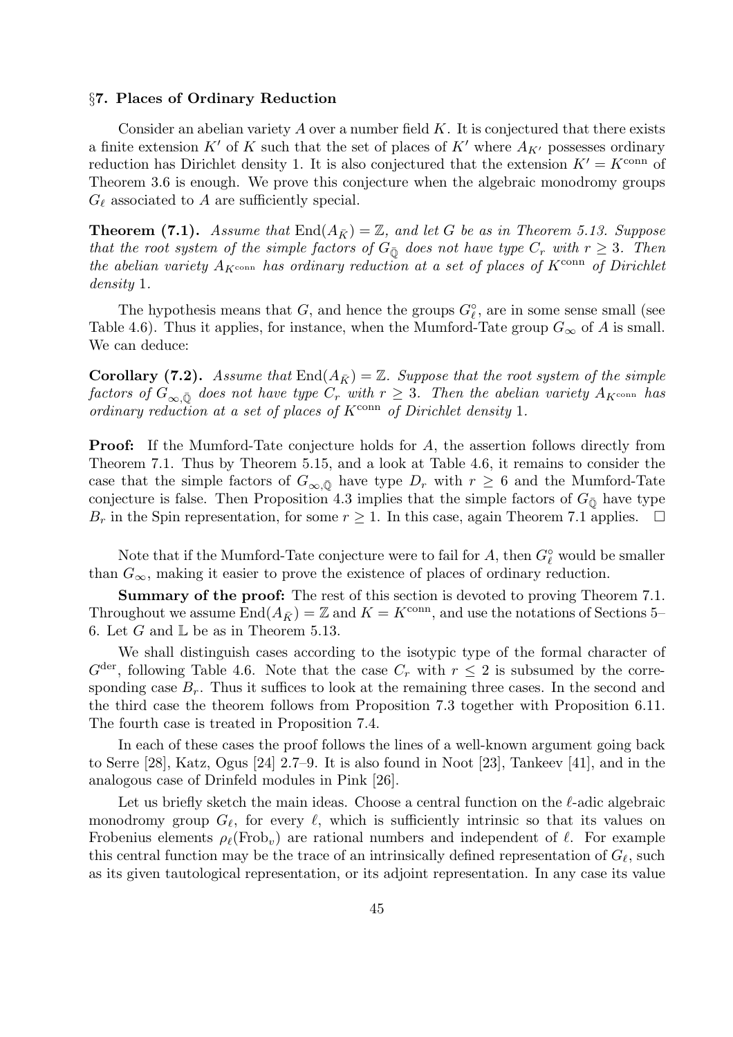## §7. Places of Ordinary Reduction

Consider an abelian variety $A$ over a number field $K$. It is conjectured that there exists a finite extension $K'$ of $K$ such that the set of places of $K'$ where $A_{K'}$ possesses ordinary reduction has Dirichlet density 1. It is also conjectured that the extension $K' = K^{\mathrm{conn}}$ of Theorem 3.6 is enough. We prove this conjecture when the algebraic monodromy groups $G_\ell$ associated to $A$ are sufficiently special.

**Theorem (7.1).** *Assume that $\mathrm{End}(A_{\bar{K}}) = \mathbb{Z}$, and let $G$ be as in Theorem 5.13. Suppose that the root system of the simple factors of $G_{\bar{\mathbb{Q}}}$ does not have type $C_r$ with $r \geq 3$. Then the abelian variety $A_{K^{\mathrm{conn}}}$ has ordinary reduction at a set of places of $K^{\mathrm{conn}}$ of Dirichlet density 1.*

The hypothesis means that $G$, and hence the groups $G_\ell^\circ$, are in some sense small (see Table 4.6). Thus it applies, for instance, when the Mumford-Tate group $G_\infty$ of $A$ is small. We can deduce:

**Corollary (7.2).** *Assume that $\mathrm{End}(A_{\bar{K}}) = \mathbb{Z}$. Suppose that the root system of the simple factors of $G_{\infty,\bar{\mathbb{Q}}}$ does not have type $C_r$ with $r \geq 3$. Then the abelian variety $A_{K^{\mathrm{conn}}}$ has ordinary reduction at a set of places of $K^{\mathrm{conn}}$ of Dirichlet density 1.*

**Proof:** If the Mumford-Tate conjecture holds for $A$, the assertion follows directly from Theorem 7.1. Thus by Theorem 5.15, and a look at Table 4.6, it remains to consider the case that the simple factors of $G_{\infty,\bar{\mathbb{Q}}}$ have type $D_r$ with $r \geq 6$ and the Mumford-Tate conjecture is false. Then Proposition 4.3 implies that the simple factors of $G_{\bar{\mathbb{Q}}}$ have type $B_r$ in the Spin representation, for some $r \geq 1$. In this case, again Theorem 7.1 applies. $\square$

Note that if the Mumford-Tate conjecture were to fail for $A$, then $G_\ell^\circ$ would be smaller than $G_\infty$, making it easier to prove the existence of places of ordinary reduction.

**Summary of the proof:** The rest of this section is devoted to proving Theorem 7.1. Throughout we assume $\mathrm{End}(A_{\bar{K}}) = \mathbb{Z}$ and $K = K^{\mathrm{conn}}$, and use the notations of Sections 5–6. Let $G$ and $\mathbb{L}$ be as in Theorem 5.13.

We shall distinguish cases according to the isotypic type of the formal character of $G^{\mathrm{der}}$, following Table 4.6. Note that the case $C_r$ with $r \leq 2$ is subsumed by the corresponding case $B_r$. Thus it suffices to look at the remaining three cases. In the second and the third case the theorem follows from Proposition 7.3 together with Proposition 6.11. The fourth case is treated in Proposition 7.4.

In each of these cases the proof follows the lines of a well-known argument going back to Serre [28], Katz, Ogus [24] 2.7–9. It is also found in Noot [23], Tankeev [41], and in the analogous case of Drinfeld modules in Pink [26].

Let us briefly sketch the main ideas. Choose a central function on the $\ell$-adic algebraic monodromy group $G_\ell$, for every $\ell$, which is sufficiently intrinsic so that its values on Frobenius elements $\rho_\ell(\mathrm{Frob}_v)$ are rational numbers and independent of $\ell$. For example this central function may be the trace of an intrinsically defined representation of $G_\ell$, such as its given tautological representation, or its adjoint representation. In any case its value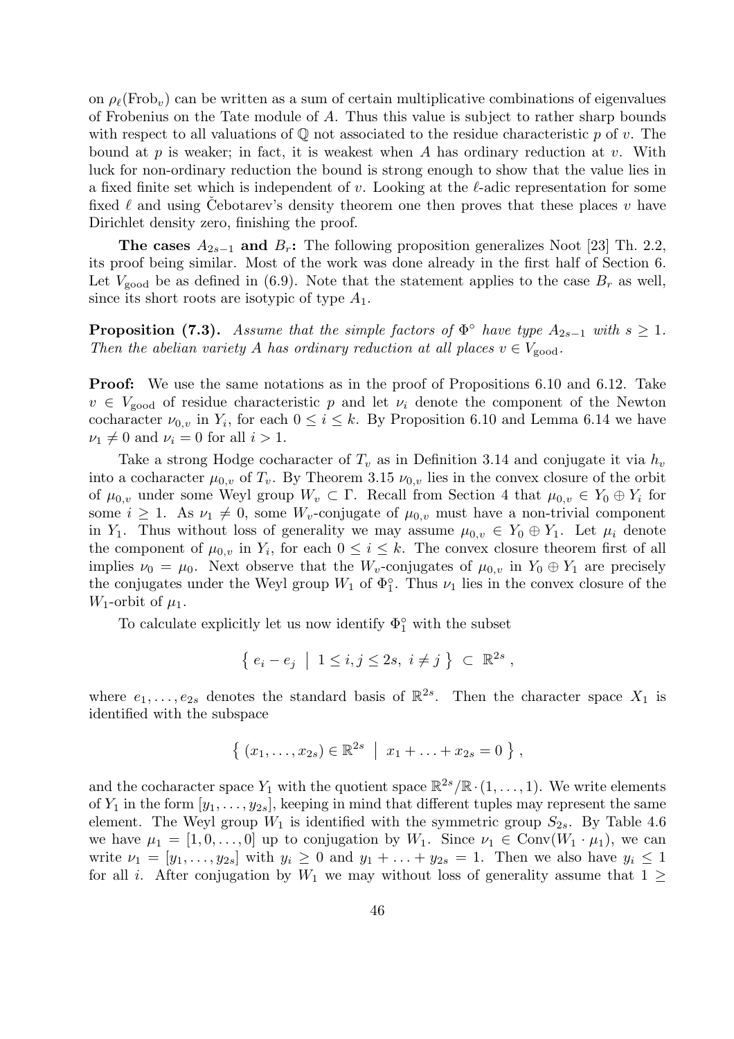on $\rho_\ell(\mathrm{Frob}_v)$ can be written as a sum of certain multiplicative combinations of eigenvalues of Frobenius on the Tate module of $A$. Thus this value is subject to rather sharp bounds with respect to all valuations of $\mathbb{Q}$ not associated to the residue characteristic $p$ of $v$. The bound at $p$ is weaker; in fact, it is weakest when $A$ has ordinary reduction at $v$. With luck for non-ordinary reduction the bound is strong enough to show that the value lies in a fixed finite set which is independent of $v$. Looking at the $\ell$-adic representation for some fixed $\ell$ and using Čebotarev's density theorem one then proves that these places $v$ have Dirichlet density zero, finishing the proof.

**The cases $A_{2s-1}$ and $B_r$:** The following proposition generalizes Noot [23] Th. 2.2, its proof being similar. Most of the work was done already in the first half of Section 6. Let $V_{\mathrm{good}}$ be as defined in (6.9). Note that the statement applies to the case $B_r$ as well, since its short roots are isotypic of type $A_1$.

**Proposition (7.3).** *Assume that the simple factors of $\Phi^\circ$ have type $A_{2s-1}$ with $s \geq 1$. Then the abelian variety $A$ has ordinary reduction at all places $v \in V_{\mathrm{good}}$.*

**Proof:** We use the same notations as in the proof of Propositions 6.10 and 6.12. Take $v \in V_{\mathrm{good}}$ of residue characteristic $p$ and let $\nu_i$ denote the component of the Newton cocharacter $\nu_{0,v}$ in $Y_i$, for each $0 \leq i \leq k$. By Proposition 6.10 and Lemma 6.14 we have $\nu_1 \neq 0$ and $\nu_i = 0$ for all $i > 1$.

Take a strong Hodge cocharacter of $T_v$ as in Definition 3.14 and conjugate it via $h_v$ into a cocharacter $\mu_{0,v}$ of $T_v$. By Theorem 3.15 $\nu_{0,v}$ lies in the convex closure of the orbit of $\mu_{0,v}$ under some Weyl group $W_v \subset \Gamma$. Recall from Section 4 that $\mu_{0,v} \in Y_0 \oplus Y_i$ for some $i \geq 1$. As $\nu_1 \neq 0$, some $W_v$-conjugate of $\mu_{0,v}$ must have a non-trivial component in $Y_1$. Thus without loss of generality we may assume $\mu_{0,v} \in Y_0 \oplus Y_1$. Let $\mu_i$ denote the component of $\mu_{0,v}$ in $Y_i$, for each $0 \leq i \leq k$. The convex closure theorem first of all implies $\nu_0 = \mu_0$. Next observe that the $W_v$-conjugates of $\mu_{0,v}$ in $Y_0 \oplus Y_1$ are precisely the conjugates under the Weyl group $W_1$ of $\Phi_1^\circ$. Thus $\nu_1$ lies in the convex closure of the $W_1$-orbit of $\mu_1$.

To calculate explicitly let us now identify $\Phi_1^\circ$ with the subset

$$\left\{ \, e_i - e_j \;\middle|\; 1 \leq i, j \leq 2s, \; i \neq j \, \right\} \subset \mathbb{R}^{2s} ,$$

where $e_1, \ldots, e_{2s}$ denotes the standard basis of $\mathbb{R}^{2s}$. Then the character space $X_1$ is identified with the subspace

$$\left\{ \, (x_1, \ldots, x_{2s}) \in \mathbb{R}^{2s} \;\middle|\; x_1 + \ldots + x_{2s} = 0 \, \right\} ,$$

and the cocharacter space $Y_1$ with the quotient space $\mathbb{R}^{2s}/\mathbb{R} \cdot (1, \ldots, 1)$. We write elements of $Y_1$ in the form $[y_1, \ldots, y_{2s}]$, keeping in mind that different tuples may represent the same element. The Weyl group $W_1$ is identified with the symmetric group $S_{2s}$. By Table 4.6 we have $\mu_1 = [1, 0, \ldots, 0]$ up to conjugation by $W_1$. Since $\nu_1 \in \mathrm{Conv}(W_1 \cdot \mu_1)$, we can write $\nu_1 = [y_1, \ldots, y_{2s}]$ with $y_i \geq 0$ and $y_1 + \ldots + y_{2s} = 1$. Then we also have $y_i \leq 1$ for all $i$. After conjugation by $W_1$ we may without loss of generality assume that $1 \geq$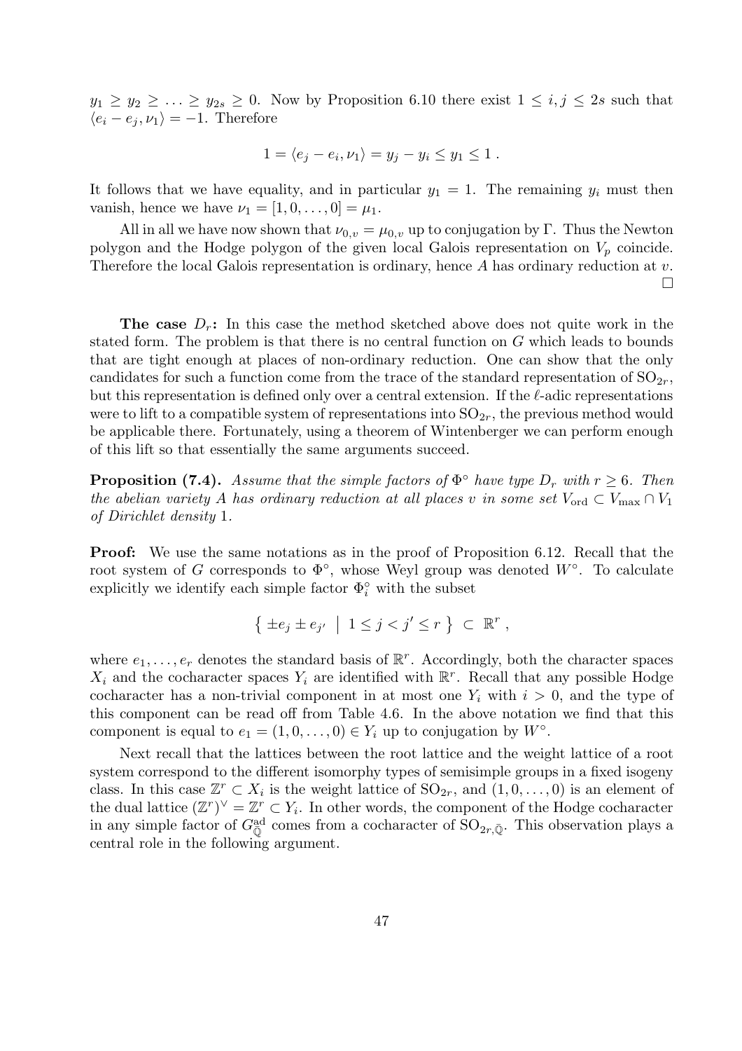$y_1 \geq y_2 \geq \ldots \geq y_{2s} \geq 0$. Now by Proposition 6.10 there exist $1 \leq i, j \leq 2s$ such that $\langle e_i - e_j, \nu_1 \rangle = -1$. Therefore

$$1 = \langle e_j - e_i, \nu_1 \rangle = y_j - y_i \leq y_1 \leq 1 \,.$$

It follows that we have equality, and in particular $y_1 = 1$. The remaining $y_i$ must then vanish, hence we have $\nu_1 = [1, 0, \ldots, 0] = \mu_1$.

All in all we have now shown that $\nu_{0,v} = \mu_{0,v}$ up to conjugation by $\Gamma$. Thus the Newton polygon and the Hodge polygon of the given local Galois representation on $V_p$ coincide. Therefore the local Galois representation is ordinary, hence $A$ has ordinary reduction at $v$. $\square$

**The case $D_r$:** In this case the method sketched above does not quite work in the stated form. The problem is that there is no central function on $G$ which leads to bounds that are tight enough at places of non-ordinary reduction. One can show that the only candidates for such a function come from the trace of the standard representation of $\mathrm{SO}_{2r}$, but this representation is defined only over a central extension. If the $\ell$-adic representations were to lift to a compatible system of representations into $\mathrm{SO}_{2r}$, the previous method would be applicable there. Fortunately, using a theorem of Wintenberger we can perform enough of this lift so that essentially the same arguments succeed.

**Proposition (7.4).** *Assume that the simple factors of $\Phi^\circ$ have type $D_r$ with $r \geq 6$. Then the abelian variety $A$ has ordinary reduction at all places $v$ in some set $V_{\mathrm{ord}} \subset V_{\max} \cap V_1$ of Dirichlet density* 1.

**Proof:** We use the same notations as in the proof of Proposition 6.12. Recall that the root system of $G$ corresponds to $\Phi^\circ$, whose Weyl group was denoted $W^\circ$. To calculate explicitly we identify each simple factor $\Phi_i^\circ$ with the subset

$$\left\{ \pm e_j \pm e_{j'} \;\middle|\; 1 \leq j < j' \leq r \right\} \subset \mathbb{R}^r ,$$

where $e_1, \ldots, e_r$ denotes the standard basis of $\mathbb{R}^r$. Accordingly, both the character spaces $X_i$ and the cocharacter spaces $Y_i$ are identified with $\mathbb{R}^r$. Recall that any possible Hodge cocharacter has a non-trivial component in at most one $Y_i$ with $i > 0$, and the type of this component can be read off from Table 4.6. In the above notation we find that this component is equal to $e_1 = (1, 0, \ldots, 0) \in Y_i$ up to conjugation by $W^\circ$.

Next recall that the lattices between the root lattice and the weight lattice of a root system correspond to the different isomorphy types of semisimple groups in a fixed isogeny class. In this case $\mathbb{Z}^r \subset X_i$ is the weight lattice of $\mathrm{SO}_{2r}$, and $(1, 0, \ldots, 0)$ is an element of the dual lattice $(\mathbb{Z}^r)^\vee = \mathbb{Z}^r \subset Y_i$. In other words, the component of the Hodge cocharacter in any simple factor of $G^{\mathrm{ad}}_{\bar{\mathbb{Q}}}$ comes from a cocharacter of $\mathrm{SO}_{2r,\bar{\mathbb{Q}}}$. This observation plays a central role in the following argument.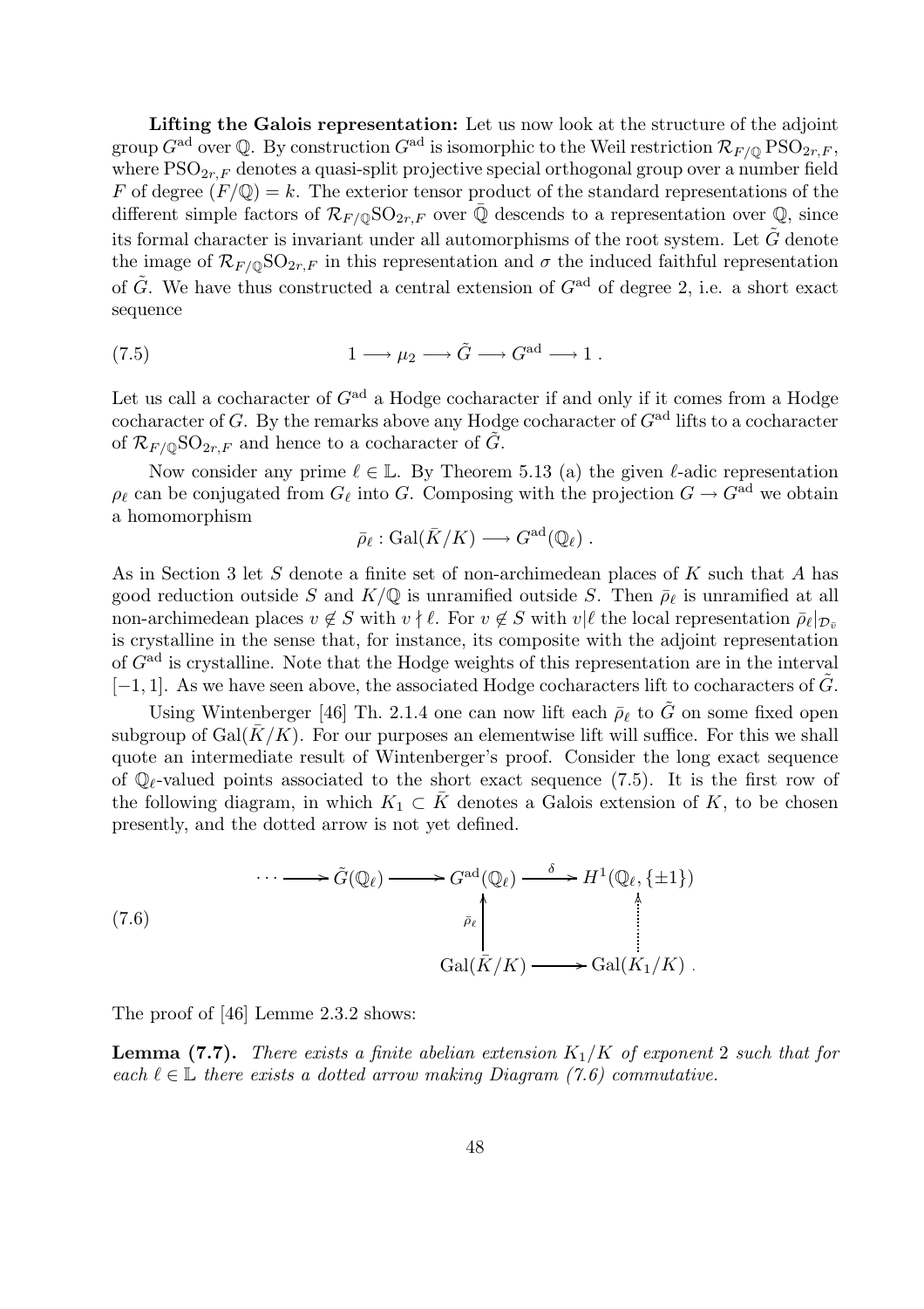**Lifting the Galois representation:** Let us now look at the structure of the adjoint group $G^{\mathrm{ad}}$ over $\mathbb{Q}$. By construction $G^{\mathrm{ad}}$ is isomorphic to the Weil restriction $\mathcal{R}_{F/\mathbb{Q}}\,\mathrm{PSO}_{2r,F}$, where $\mathrm{PSO}_{2r,F}$ denotes a quasi-split projective special orthogonal group over a number field $F$ of degree $(F/\mathbb{Q}) = k$. The exterior tensor product of the standard representations of the different simple factors of $\mathcal{R}_{F/\mathbb{Q}}\mathrm{SO}_{2r,F}$ over $\bar{\mathbb{Q}}$ descends to a representation over $\mathbb{Q}$, since its formal character is invariant under all automorphisms of the root system. Let $\tilde{G}$ denote the image of $\mathcal{R}_{F/\mathbb{Q}}\mathrm{SO}_{2r,F}$ in this representation and $\sigma$ the induced faithful representation of $\tilde{G}$. We have thus constructed a central extension of $G^{\mathrm{ad}}$ of degree 2, i.e. a short exact sequence

$$1 \longrightarrow \mu_2 \longrightarrow \tilde{G} \longrightarrow G^{\mathrm{ad}} \longrightarrow 1\ . \tag{7.5}$$

Let us call a cocharacter of $G^{\mathrm{ad}}$ a Hodge cocharacter if and only if it comes from a Hodge cocharacter of $G$. By the remarks above any Hodge cocharacter of $G^{\mathrm{ad}}$ lifts to a cocharacter of $\mathcal{R}_{F/\mathbb{Q}}\mathrm{SO}_{2r,F}$ and hence to a cocharacter of $\tilde{G}$.

Now consider any prime $\ell \in \mathbb{L}$. By Theorem 5.13 (a) the given $\ell$-adic representation $\rho_\ell$ can be conjugated from $G_\ell$ into $G$. Composing with the projection $G \to G^{\mathrm{ad}}$ we obtain a homomorphism

$$\bar{\rho}_\ell : \mathrm{Gal}(\bar{K}/K) \longrightarrow G^{\mathrm{ad}}(\mathbb{Q}_\ell)\ .$$

As in Section 3 let $S$ denote a finite set of non-archimedean places of $K$ such that $A$ has good reduction outside $S$ and $K/\mathbb{Q}$ is unramified outside $S$. Then $\bar{\rho}_\ell$ is unramified at all non-archimedean places $v \notin S$ with $v \nmid \ell$. For $v \notin S$ with $v|\ell$ the local representation $\bar{\rho}_\ell|_{\mathcal{D}_{\bar{v}}}$ is crystalline in the sense that, for instance, its composite with the adjoint representation of $G^{\mathrm{ad}}$ is crystalline. Note that the Hodge weights of this representation are in the interval $[-1, 1]$. As we have seen above, the associated Hodge cocharacters lift to cocharacters of $\tilde{G}$.

Using Wintenberger [46] Th. 2.1.4 one can now lift each $\bar{\rho}_\ell$ to $\tilde{G}$ on some fixed open subgroup of $\mathrm{Gal}(\bar{K}/K)$. For our purposes an elementwise lift will suffice. For this we shall quote an intermediate result of Wintenberger's proof. Consider the long exact sequence of $\mathbb{Q}_\ell$-valued points associated to the short exact sequence (7.5). It is the first row of the following diagram, in which $K_1 \subset \bar{K}$ denotes a Galois extension of $K$, to be chosen presently, and the dotted arrow is not yet defined.

$$\begin{array}{ccccc}
\cdots \longrightarrow \tilde{G}(\mathbb{Q}_\ell) & \longrightarrow & G^{\mathrm{ad}}(\mathbb{Q}_\ell) & \xrightarrow{\ \delta\ } & H^1(\mathbb{Q}_\ell, \{\pm 1\}) \\
 & & \Big\uparrow{\scriptstyle \bar{\rho}_\ell} & & \vdots\uparrow \\
 & & \mathrm{Gal}(\bar{K}/K) & \longrightarrow & \mathrm{Gal}(K_1/K)\ .
\end{array} \tag{7.6}$$

The proof of [46] Lemme 2.3.2 shows:

**Lemma (7.7).** *There exists a finite abelian extension $K_1/K$ of exponent 2 such that for each $\ell \in \mathbb{L}$ there exists a dotted arrow making Diagram (7.6) commutative.*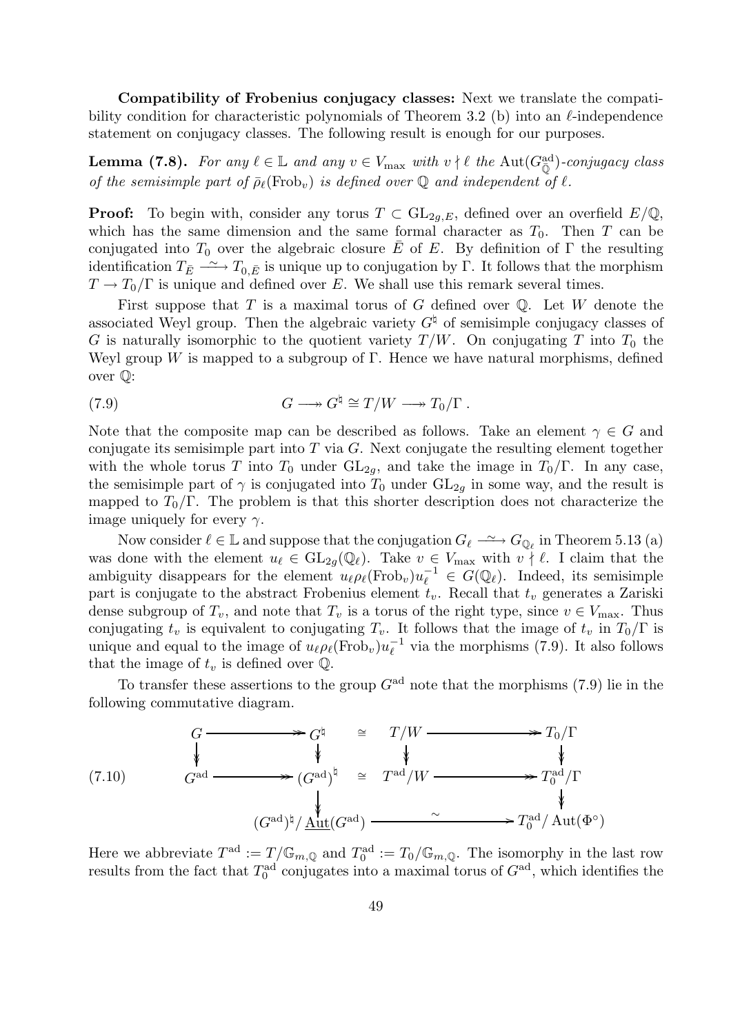**Compatibility of Frobenius conjugacy classes:** Next we translate the compatibility condition for characteristic polynomials of Theorem 3.2 (b) into an $\ell$-independence statement on conjugacy classes. The following result is enough for our purposes.

**Lemma (7.8).** *For any $\ell \in \mathbb{L}$ and any $v \in V_{\max}$ with $v \nmid \ell$ the $\mathrm{Aut}(G^{\mathrm{ad}}_{\bar{\mathbb{Q}}})$-conjugacy class of the semisimple part of $\bar{\rho}_\ell(\mathrm{Frob}_v)$ is defined over $\mathbb{Q}$ and independent of $\ell$.*

**Proof:** To begin with, consider any torus $T \subset \mathrm{GL}_{2g,E}$, defined over an overfield $E/\mathbb{Q}$, which has the same dimension and the same formal character as $T_0$. Then $T$ can be conjugated into $T_0$ over the algebraic closure $\bar{E}$ of $E$. By definition of $\Gamma$ the resulting identification $T_{\bar{E}} \xrightarrow{\sim} T_{0,\bar{E}}$ is unique up to conjugation by $\Gamma$. It follows that the morphism $T \to T_0/\Gamma$ is unique and defined over $E$. We shall use this remark several times.

First suppose that $T$ is a maximal torus of $G$ defined over $\mathbb{Q}$. Let $W$ denote the associated Weyl group. Then the algebraic variety $G^\natural$ of semisimple conjugacy classes of $G$ is naturally isomorphic to the quotient variety $T/W$. On conjugating $T$ into $T_0$ the Weyl group $W$ is mapped to a subgroup of $\Gamma$. Hence we have natural morphisms, defined over $\mathbb{Q}$:

$$G \twoheadrightarrow G^\natural \cong T/W \twoheadrightarrow T_0/\Gamma\,. \tag{7.9}$$

Note that the composite map can be described as follows. Take an element $\gamma \in G$ and conjugate its semisimple part into $T$ via $G$. Next conjugate the resulting element together with the whole torus $T$ into $T_0$ under $\mathrm{GL}_{2g}$, and take the image in $T_0/\Gamma$. In any case, the semisimple part of $\gamma$ is conjugated into $T_0$ under $\mathrm{GL}_{2g}$ in some way, and the result is mapped to $T_0/\Gamma$. The problem is that this shorter description does not characterize the image uniquely for every $\gamma$.

Now consider $\ell \in \mathbb{L}$ and suppose that the conjugation $G_\ell \xrightarrow{\sim} G_{\mathbb{Q}_\ell}$ in Theorem 5.13 (a) was done with the element $u_\ell \in \mathrm{GL}_{2g}(\mathbb{Q}_\ell)$. Take $v \in V_{\max}$ with $v \nmid \ell$. I claim that the ambiguity disappears for the element $u_\ell \rho_\ell(\mathrm{Frob}_v) u_\ell^{-1} \in G(\mathbb{Q}_\ell)$. Indeed, its semisimple part is conjugate to the abstract Frobenius element $t_v$. Recall that $t_v$ generates a Zariski dense subgroup of $T_v$, and note that $T_v$ is a torus of the right type, since $v \in V_{\max}$. Thus conjugating $t_v$ is equivalent to conjugating $T_v$. It follows that the image of $t_v$ in $T_0/\Gamma$ is unique and equal to the image of $u_\ell \rho_\ell(\mathrm{Frob}_v) u_\ell^{-1}$ via the morphisms (7.9). It also follows that the image of $t_v$ is defined over $\mathbb{Q}$.

To transfer these assertions to the group $G^{\mathrm{ad}}$ note that the morphisms (7.9) lie in the following commutative diagram.

$$\begin{array}{ccccccc}
G & \twoheadrightarrow & G^\natural & \cong & T/W & \twoheadrightarrow & T_0/\Gamma \\
\downarrow & & \downarrow & & \downarrow & & \downarrow \\
G^{\mathrm{ad}} & \twoheadrightarrow & (G^{\mathrm{ad}})^\natural & \cong & T^{\mathrm{ad}}/W & \twoheadrightarrow & T_0^{\mathrm{ad}}/\Gamma \\
 & & \downarrow & & & & \downarrow \\
 & & (G^{\mathrm{ad}})^\natural/\underline{\mathrm{Aut}}(G^{\mathrm{ad}}) & & \xrightarrow{\quad\sim\quad} & & T_0^{\mathrm{ad}}/\mathrm{Aut}(\Phi^\circ)
\end{array} \tag{7.10}$$

Here we abbreviate $T^{\mathrm{ad}} := T/\mathbb{G}_{m,\mathbb{Q}}$ and $T_0^{\mathrm{ad}} := T_0/\mathbb{G}_{m,\mathbb{Q}}$. The isomorphy in the last row results from the fact that $T_0^{\mathrm{ad}}$ conjugates into a maximal torus of $G^{\mathrm{ad}}$, which identifies the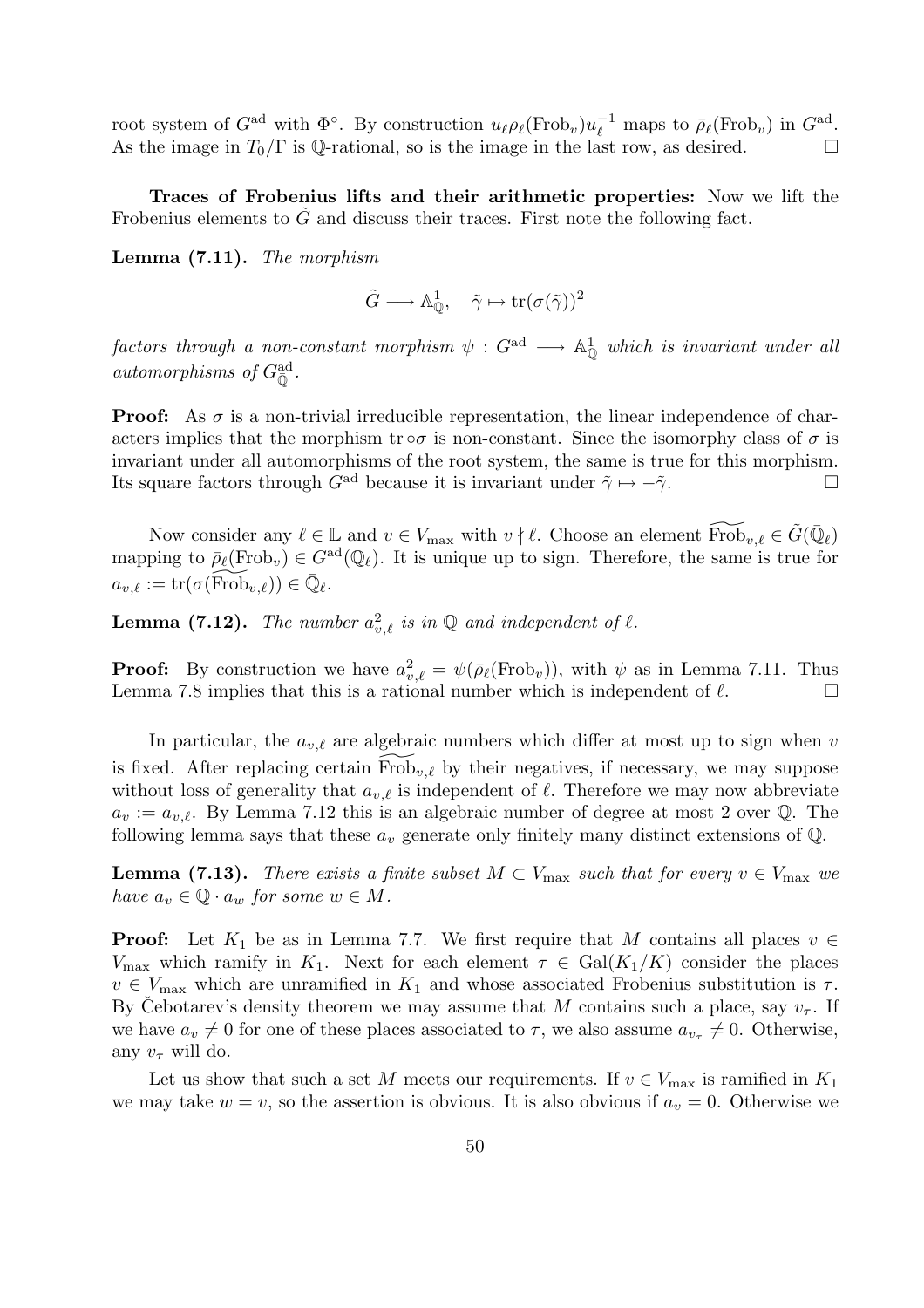root system of $G^{\mathrm{ad}}$ with $\Phi^\circ$. By construction $u_\ell \rho_\ell(\mathrm{Frob}_v) u_\ell^{-1}$ maps to $\bar\rho_\ell(\mathrm{Frob}_v)$ in $G^{\mathrm{ad}}$. As the image in $T_0/\Gamma$ is $\mathbb{Q}$-rational, so is the image in the last row, as desired. $\square$

**Traces of Frobenius lifts and their arithmetic properties:** Now we lift the Frobenius elements to $\tilde G$ and discuss their traces. First note the following fact.

**Lemma (7.11).** *The morphism*

$$\tilde G \longrightarrow \mathbb{A}^1_{\mathbb{Q}}, \quad \tilde\gamma \mapsto \operatorname{tr}(\sigma(\tilde\gamma))^2$$

*factors through a non-constant morphism $\psi : G^{\mathrm{ad}} \longrightarrow \mathbb{A}^1_{\mathbb{Q}}$ which is invariant under all automorphisms of $G^{\mathrm{ad}}_{\bar{\mathbb{Q}}}$.*

**Proof:** As $\sigma$ is a non-trivial irreducible representation, the linear independence of characters implies that the morphism $\operatorname{tr}\circ\sigma$ is non-constant. Since the isomorphy class of $\sigma$ is invariant under all automorphisms of the root system, the same is true for this morphism. Its square factors through $G^{\mathrm{ad}}$ because it is invariant under $\tilde\gamma \mapsto -\tilde\gamma$. $\square$

Now consider any $\ell \in \mathbb{L}$ and $v \in V_{\max}$ with $v \nmid \ell$. Choose an element $\widetilde{\mathrm{Frob}}_{v,\ell} \in \tilde G(\bar{\mathbb{Q}}_\ell)$ mapping to $\bar\rho_\ell(\mathrm{Frob}_v) \in G^{\mathrm{ad}}(\mathbb{Q}_\ell)$. It is unique up to sign. Therefore, the same is true for $a_{v,\ell} := \operatorname{tr}(\sigma(\widetilde{\mathrm{Frob}}_{v,\ell})) \in \bar{\mathbb{Q}}_\ell$.

**Lemma (7.12).** *The number $a_{v,\ell}^2$ is in $\mathbb{Q}$ and independent of $\ell$.*

**Proof:** By construction we have $a_{v,\ell}^2 = \psi(\bar\rho_\ell(\mathrm{Frob}_v))$, with $\psi$ as in Lemma 7.11. Thus Lemma 7.8 implies that this is a rational number which is independent of $\ell$. $\square$

In particular, the $a_{v,\ell}$ are algebraic numbers which differ at most up to sign when $v$ is fixed. After replacing certain $\widetilde{\mathrm{Frob}}_{v,\ell}$ by their negatives, if necessary, we may suppose without loss of generality that $a_{v,\ell}$ is independent of $\ell$. Therefore we may now abbreviate $a_v := a_{v,\ell}$. By Lemma 7.12 this is an algebraic number of degree at most 2 over $\mathbb{Q}$. The following lemma says that these $a_v$ generate only finitely many distinct extensions of $\mathbb{Q}$.

**Lemma (7.13).** *There exists a finite subset $M \subset V_{\max}$ such that for every $v \in V_{\max}$ we have $a_v \in \mathbb{Q}\cdot a_w$ for some $w \in M$.*

**Proof:** Let $K_1$ be as in Lemma 7.7. We first require that $M$ contains all places $v \in V_{\max}$ which ramify in $K_1$. Next for each element $\tau \in \mathrm{Gal}(K_1/K)$ consider the places $v \in V_{\max}$ which are unramified in $K_1$ and whose associated Frobenius substitution is $\tau$. By Čebotarev's density theorem we may assume that $M$ contains such a place, say $v_\tau$. If we have $a_v \neq 0$ for one of these places associated to $\tau$, we also assume $a_{v_\tau} \neq 0$. Otherwise, any $v_\tau$ will do.

Let us show that such a set $M$ meets our requirements. If $v \in V_{\max}$ is ramified in $K_1$ we may take $w = v$, so the assertion is obvious. It is also obvious if $a_v = 0$. Otherwise we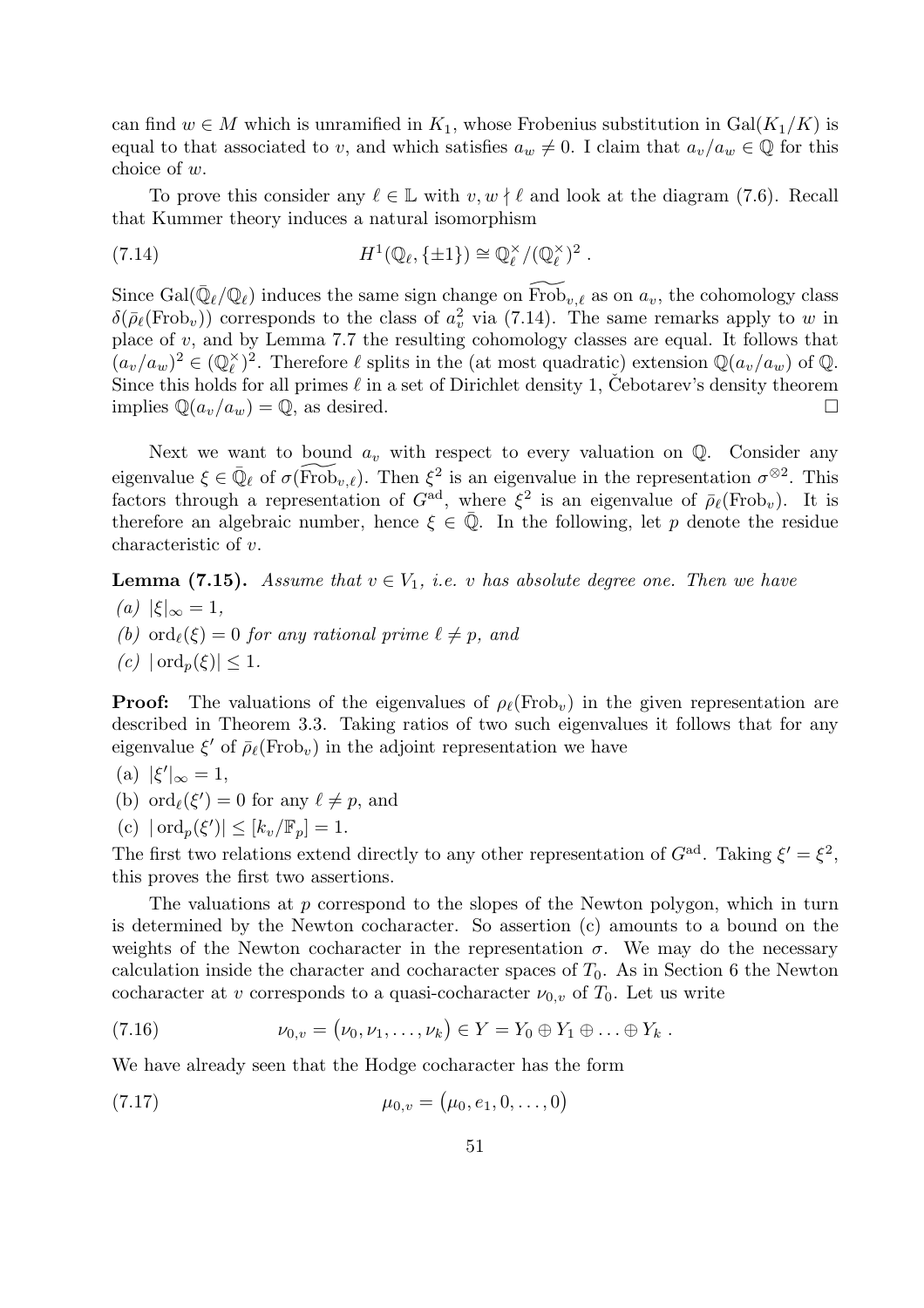can find $w \in M$ which is unramified in $K_1$, whose Frobenius substitution in $\mathrm{Gal}(K_1/K)$ is equal to that associated to $v$, and which satisfies $a_w \neq 0$. I claim that $a_v/a_w \in \mathbb{Q}$ for this choice of $w$.

To prove this consider any $\ell \in \mathbb{L}$ with $v, w \nmid \ell$ and look at the diagram (7.6). Recall that Kummer theory induces a natural isomorphism

$$H^1(\mathbb{Q}_\ell, \{\pm 1\}) \cong \mathbb{Q}_\ell^\times / (\mathbb{Q}_\ell^\times)^2 \ . \tag{7.14}$$

Since $\mathrm{Gal}(\bar{\mathbb{Q}}_\ell/\mathbb{Q}_\ell)$ induces the same sign change on $\widetilde{\mathrm{Frob}}_{v,\ell}$ as on $a_v$, the cohomology class $\delta(\bar{\rho}_\ell(\mathrm{Frob}_v))$ corresponds to the class of $a_v^2$ via (7.14). The same remarks apply to $w$ in place of $v$, and by Lemma 7.7 the resulting cohomology classes are equal. It follows that $(a_v/a_w)^2 \in (\mathbb{Q}_\ell^\times)^2$. Therefore $\ell$ splits in the (at most quadratic) extension $\mathbb{Q}(a_v/a_w)$ of $\mathbb{Q}$. Since this holds for all primes $\ell$ in a set of Dirichlet density 1, Čebotarev's density theorem implies $\mathbb{Q}(a_v/a_w) = \mathbb{Q}$, as desired. $\square$

Next we want to bound $a_v$ with respect to every valuation on $\mathbb{Q}$. Consider any eigenvalue $\xi \in \bar{\mathbb{Q}}_\ell$ of $\sigma(\widetilde{\mathrm{Frob}}_{v,\ell})$. Then $\xi^2$ is an eigenvalue in the representation $\sigma^{\otimes 2}$. This factors through a representation of $G^{\mathrm{ad}}$, where $\xi^2$ is an eigenvalue of $\bar{\rho}_\ell(\mathrm{Frob}_v)$. It is therefore an algebraic number, hence $\xi \in \bar{\mathbb{Q}}$. In the following, let $p$ denote the residue characteristic of $v$.

**Lemma (7.15).** *Assume that $v \in V_1$, i.e. $v$ has absolute degree one. Then we have*

*(a)* $|\xi|_\infty = 1$,

*(b)* $\mathrm{ord}_\ell(\xi) = 0$ *for any rational prime* $\ell \neq p$, *and*

*(c)* $|\mathrm{ord}_p(\xi)| \leq 1$.

**Proof:** The valuations of the eigenvalues of $\rho_\ell(\mathrm{Frob}_v)$ in the given representation are described in Theorem 3.3. Taking ratios of two such eigenvalues it follows that for any eigenvalue $\xi'$ of $\bar{\rho}_\ell(\mathrm{Frob}_v)$ in the adjoint representation we have

(a) $|\xi'|_\infty = 1$,

(b) $\mathrm{ord}_\ell(\xi') = 0$ for any $\ell \neq p$, and

(c) $|\mathrm{ord}_p(\xi')| \leq [k_v/\mathbb{F}_p] = 1$.

The first two relations extend directly to any other representation of $G^{\mathrm{ad}}$. Taking $\xi' = \xi^2$, this proves the first two assertions.

The valuations at $p$ correspond to the slopes of the Newton polygon, which in turn is determined by the Newton cocharacter. So assertion (c) amounts to a bound on the weights of the Newton cocharacter in the representation $\sigma$. We may do the necessary calculation inside the character and cocharacter spaces of $T_0$. As in Section 6 the Newton cocharacter at $v$ corresponds to a quasi-cocharacter $\nu_{0,v}$ of $T_0$. Let us write

$$\nu_{0,v} = \big(\nu_0, \nu_1, \ldots, \nu_k\big) \in Y = Y_0 \oplus Y_1 \oplus \ldots \oplus Y_k \ . \tag{7.16}$$

We have already seen that the Hodge cocharacter has the form

$$\mu_{0,v} = \big(\mu_0, e_1, 0, \ldots, 0\big) \tag{7.17}$$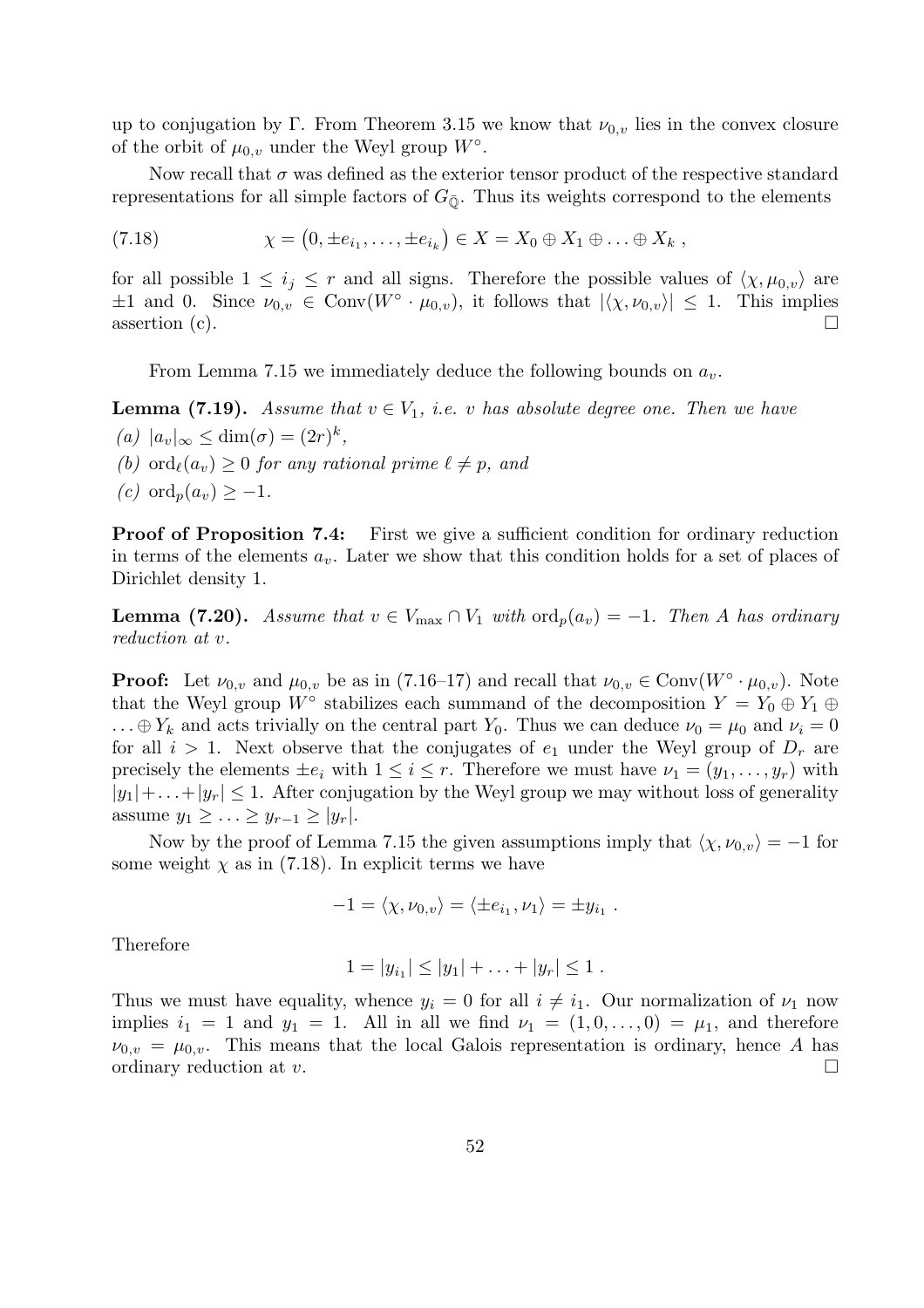up to conjugation by $\Gamma$. From Theorem 3.15 we know that $\nu_{0,v}$ lies in the convex closure of the orbit of $\mu_{0,v}$ under the Weyl group $W^\circ$.

Now recall that $\sigma$ was defined as the exterior tensor product of the respective standard representations for all simple factors of $G_{\bar{\mathbb{Q}}}$. Thus its weights correspond to the elements

$$\chi = \big(0, \pm e_{i_1}, \ldots, \pm e_{i_k}\big) \in X = X_0 \oplus X_1 \oplus \ldots \oplus X_k \,, \tag{7.18}$$

for all possible $1 \leq i_j \leq r$ and all signs. Therefore the possible values of $\langle \chi, \mu_{0,v} \rangle$ are $\pm 1$ and 0. Since $\nu_{0,v} \in \mathrm{Conv}(W^\circ \cdot \mu_{0,v})$, it follows that $|\langle \chi, \nu_{0,v} \rangle| \leq 1$. This implies assertion (c). $\square$

From Lemma 7.15 we immediately deduce the following bounds on $a_v$.

**Lemma (7.19).** *Assume that $v \in V_1$, i.e. $v$ has absolute degree one. Then we have*

*(a)* $|a_v|_\infty \leq \dim(\sigma) = (2r)^k$,

*(b)* $\mathrm{ord}_\ell(a_v) \geq 0$ *for any rational prime $\ell \neq p$, and*

*(c)* $\mathrm{ord}_p(a_v) \geq -1$.

**Proof of Proposition 7.4:** First we give a sufficient condition for ordinary reduction in terms of the elements $a_v$. Later we show that this condition holds for a set of places of Dirichlet density 1.

**Lemma (7.20).** *Assume that $v \in V_{\max} \cap V_1$ with $\mathrm{ord}_p(a_v) = -1$. Then $A$ has ordinary reduction at $v$.*

**Proof:** Let $\nu_{0,v}$ and $\mu_{0,v}$ be as in (7.16–17) and recall that $\nu_{0,v} \in \mathrm{Conv}(W^\circ \cdot \mu_{0,v})$. Note that the Weyl group $W^\circ$ stabilizes each summand of the decomposition $Y = Y_0 \oplus Y_1 \oplus \ldots \oplus Y_k$ and acts trivially on the central part $Y_0$. Thus we can deduce $\nu_0 = \mu_0$ and $\nu_i = 0$ for all $i > 1$. Next observe that the conjugates of $e_1$ under the Weyl group of $D_r$ are precisely the elements $\pm e_i$ with $1 \leq i \leq r$. Therefore we must have $\nu_1 = (y_1, \ldots, y_r)$ with $|y_1| + \ldots + |y_r| \leq 1$. After conjugation by the Weyl group we may without loss of generality assume $y_1 \geq \ldots \geq y_{r-1} \geq |y_r|$.

Now by the proof of Lemma 7.15 the given assumptions imply that $\langle \chi, \nu_{0,v} \rangle = -1$ for some weight $\chi$ as in (7.18). In explicit terms we have

$$-1 = \langle \chi, \nu_{0,v} \rangle = \langle \pm e_{i_1}, \nu_1 \rangle = \pm y_{i_1} \,.$$

Therefore

$$1 = |y_{i_1}| \leq |y_1| + \ldots + |y_r| \leq 1 \,.$$

Thus we must have equality, whence $y_i = 0$ for all $i \neq i_1$. Our normalization of $\nu_1$ now implies $i_1 = 1$ and $y_1 = 1$. All in all we find $\nu_1 = (1, 0, \ldots, 0) = \mu_1$, and therefore $\nu_{0,v} = \mu_{0,v}$. This means that the local Galois representation is ordinary, hence $A$ has ordinary reduction at $v$. $\square$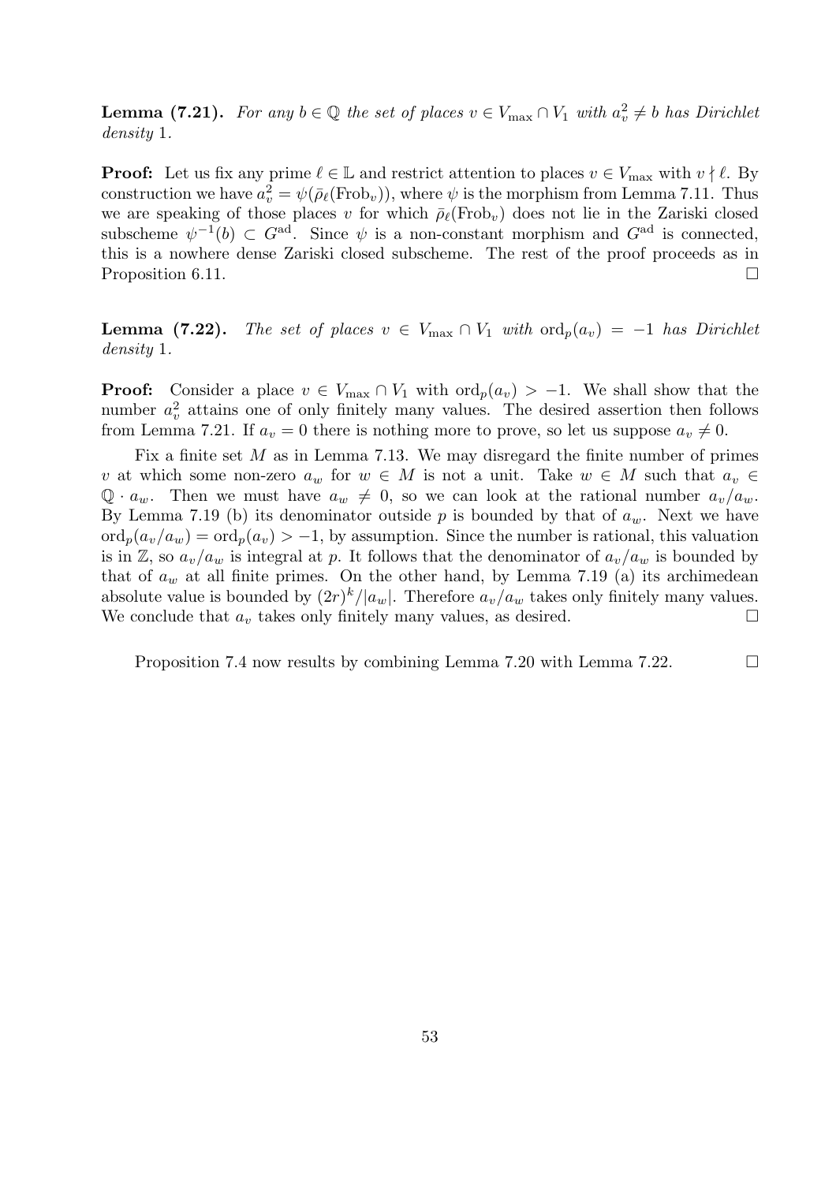**Lemma (7.21).** *For any $b \in \mathbb{Q}$ the set of places $v \in V_{\max} \cap V_1$ with $a_v^2 \neq b$ has Dirichlet density* 1*.*

**Proof:** Let us fix any prime $\ell \in \mathbb{L}$ and restrict attention to places $v \in V_{\max}$ with $v \nmid \ell$. By construction we have $a_v^2 = \psi(\bar{\rho}_\ell(\mathrm{Frob}_v))$, where $\psi$ is the morphism from Lemma 7.11. Thus we are speaking of those places $v$ for which $\bar{\rho}_\ell(\mathrm{Frob}_v)$ does not lie in the Zariski closed subscheme $\psi^{-1}(b) \subset G^{\mathrm{ad}}$. Since $\psi$ is a non-constant morphism and $G^{\mathrm{ad}}$ is connected, this is a nowhere dense Zariski closed subscheme. The rest of the proof proceeds as in Proposition 6.11. $\square$

**Lemma (7.22).** *The set of places $v \in V_{\max} \cap V_1$ with $\mathrm{ord}_p(a_v) = -1$ has Dirichlet density* 1*.*

**Proof:** Consider a place $v \in V_{\max} \cap V_1$ with $\mathrm{ord}_p(a_v) > -1$. We shall show that the number $a_v^2$ attains one of only finitely many values. The desired assertion then follows from Lemma 7.21. If $a_v = 0$ there is nothing more to prove, so let us suppose $a_v \neq 0$.

Fix a finite set $M$ as in Lemma 7.13. We may disregard the finite number of primes $v$ at which some non-zero $a_w$ for $w \in M$ is not a unit. Take $w \in M$ such that $a_v \in \mathbb{Q} \cdot a_w$. Then we must have $a_w \neq 0$, so we can look at the rational number $a_v/a_w$. By Lemma 7.19 (b) its denominator outside $p$ is bounded by that of $a_w$. Next we have $\mathrm{ord}_p(a_v/a_w) = \mathrm{ord}_p(a_v) > -1$, by assumption. Since the number is rational, this valuation is in $\mathbb{Z}$, so $a_v/a_w$ is integral at $p$. It follows that the denominator of $a_v/a_w$ is bounded by that of $a_w$ at all finite primes. On the other hand, by Lemma 7.19 (a) its archimedean absolute value is bounded by $(2r)^k/|a_w|$. Therefore $a_v/a_w$ takes only finitely many values. We conclude that $a_v$ takes only finitely many values, as desired. $\square$

Proposition 7.4 now results by combining Lemma 7.20 with Lemma 7.22. $\square$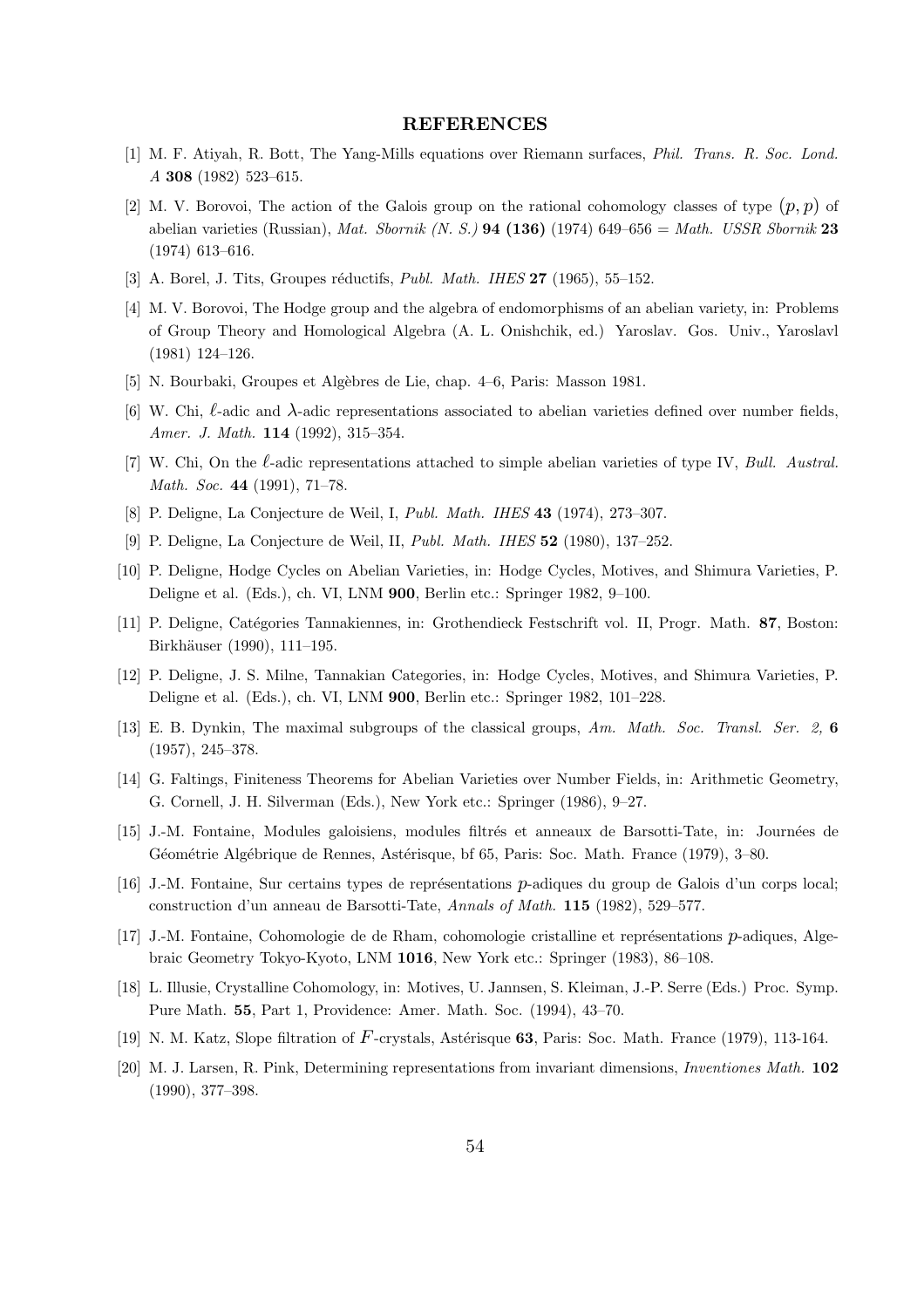## REFERENCES

[1] M. F. Atiyah, R. Bott, The Yang-Mills equations over Riemann surfaces, *Phil. Trans. R. Soc. Lond. A* **308** (1982) 523–615.

[2] M. V. Borovoi, The action of the Galois group on the rational cohomology classes of type $(p, p)$ of abelian varieties (Russian), *Mat. Sbornik (N. S.)* **94 (136)** (1974) 649–656 = *Math. USSR Sbornik* **23** (1974) 613–616.

[3] A. Borel, J. Tits, Groupes réductifs, *Publ. Math. IHES* **27** (1965), 55–152.

[4] M. V. Borovoi, The Hodge group and the algebra of endomorphisms of an abelian variety, in: Problems of Group Theory and Homological Algebra (A. L. Onishchik, ed.) Yaroslav. Gos. Univ., Yaroslavl (1981) 124–126.

[5] N. Bourbaki, Groupes et Algèbres de Lie, chap. 4–6, Paris: Masson 1981.

[6] W. Chi, $\ell$-adic and $\lambda$-adic representations associated to abelian varieties defined over number fields, *Amer. J. Math.* **114** (1992), 315–354.

[7] W. Chi, On the $\ell$-adic representations attached to simple abelian varieties of type IV, *Bull. Austral. Math. Soc.* **44** (1991), 71–78.

[8] P. Deligne, La Conjecture de Weil, I, *Publ. Math. IHES* **43** (1974), 273–307.

[9] P. Deligne, La Conjecture de Weil, II, *Publ. Math. IHES* **52** (1980), 137–252.

[10] P. Deligne, Hodge Cycles on Abelian Varieties, in: Hodge Cycles, Motives, and Shimura Varieties, P. Deligne et al. (Eds.), ch. VI, LNM **900**, Berlin etc.: Springer 1982, 9–100.

[11] P. Deligne, Catégories Tannakiennes, in: Grothendieck Festschrift vol. II, Progr. Math. **87**, Boston: Birkhäuser (1990), 111–195.

[12] P. Deligne, J. S. Milne, Tannakian Categories, in: Hodge Cycles, Motives, and Shimura Varieties, P. Deligne et al. (Eds.), ch. VI, LNM **900**, Berlin etc.: Springer 1982, 101–228.

[13] E. B. Dynkin, The maximal subgroups of the classical groups, *Am. Math. Soc. Transl. Ser. 2,* **6** (1957), 245–378.

[14] G. Faltings, Finiteness Theorems for Abelian Varieties over Number Fields, in: Arithmetic Geometry, G. Cornell, J. H. Silverman (Eds.), New York etc.: Springer (1986), 9–27.

[15] J.-M. Fontaine, Modules galoisiens, modules filtrés et anneaux de Barsotti-Tate, in: Journées de Géométrie Algébrique de Rennes, Astérisque, bf 65, Paris: Soc. Math. France (1979), 3–80.

[16] J.-M. Fontaine, Sur certains types de représentations $p$-adiques du group de Galois d'un corps local; construction d'un anneau de Barsotti-Tate, *Annals of Math.* **115** (1982), 529–577.

[17] J.-M. Fontaine, Cohomologie de de Rham, cohomologie cristalline et représentations $p$-adiques, Algebraic Geometry Tokyo-Kyoto, LNM **1016**, New York etc.: Springer (1983), 86–108.

[18] L. Illusie, Crystalline Cohomology, in: Motives, U. Jannsen, S. Kleiman, J.-P. Serre (Eds.) Proc. Symp. Pure Math. **55**, Part 1, Providence: Amer. Math. Soc. (1994), 43–70.

[19] N. M. Katz, Slope filtration of $F$-crystals, Astérisque **63**, Paris: Soc. Math. France (1979), 113-164.

[20] M. J. Larsen, R. Pink, Determining representations from invariant dimensions, *Inventiones Math.* **102** (1990), 377–398.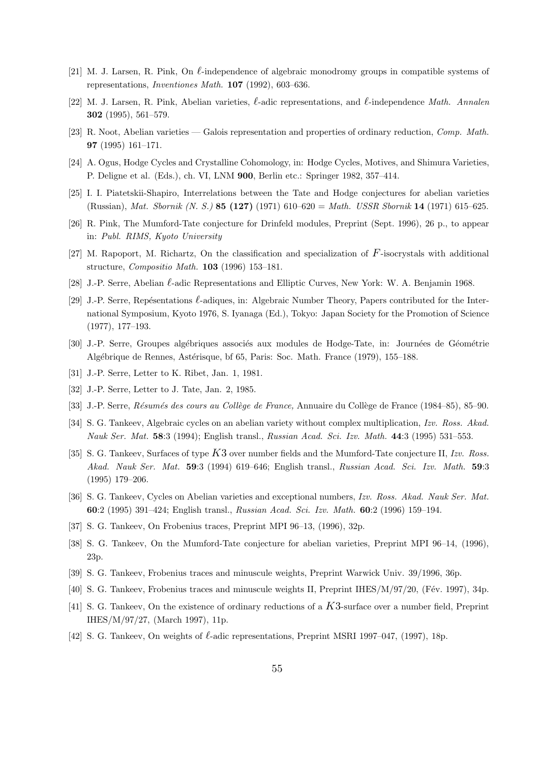[21] M. J. Larsen, R. Pink, On $\ell$-independence of algebraic monodromy groups in compatible systems of representations, *Inventiones Math.* **107** (1992), 603–636.

[22] M. J. Larsen, R. Pink, Abelian varieties, $\ell$-adic representations, and $\ell$-independence *Math. Annalen* **302** (1995), 561–579.

[23] R. Noot, Abelian varieties — Galois representation and properties of ordinary reduction, *Comp. Math.* **97** (1995) 161–171.

[24] A. Ogus, Hodge Cycles and Crystalline Cohomology, in: Hodge Cycles, Motives, and Shimura Varieties, P. Deligne et al. (Eds.), ch. VI, LNM **900**, Berlin etc.: Springer 1982, 357–414.

[25] I. I. Piatetskii-Shapiro, Interrelations between the Tate and Hodge conjectures for abelian varieties (Russian), *Mat. Sbornik (N. S.)* **85 (127)** (1971) 610–620 = *Math. USSR Sbornik* **14** (1971) 615–625.

[26] R. Pink, The Mumford-Tate conjecture for Drinfeld modules, Preprint (Sept. 1996), 26 p., to appear in: *Publ. RIMS, Kyoto University*

[27] M. Rapoport, M. Richartz, On the classification and specialization of $F$-isocrystals with additional structure, *Compositio Math.* **103** (1996) 153–181.

[28] J.-P. Serre, Abelian $\ell$-adic Representations and Elliptic Curves, New York: W. A. Benjamin 1968.

[29] J.-P. Serre, Repésentations $\ell$-adiques, in: Algebraic Number Theory, Papers contributed for the International Symposium, Kyoto 1976, S. Iyanaga (Ed.), Tokyo: Japan Society for the Promotion of Science (1977), 177–193.

[30] J.-P. Serre, Groupes algébriques associés aux modules de Hodge-Tate, in: Journées de Géométrie Algébrique de Rennes, Astérisque, bf 65, Paris: Soc. Math. France (1979), 155–188.

[31] J.-P. Serre, Letter to K. Ribet, Jan. 1, 1981.

[32] J.-P. Serre, Letter to J. Tate, Jan. 2, 1985.

[33] J.-P. Serre, *Résumés des cours au Collège de France,* Annuaire du Collège de France (1984–85), 85–90.

[34] S. G. Tankeev, Algebraic cycles on an abelian variety without complex multiplication, *Izv. Ross. Akad. Nauk Ser. Mat.* **58**:3 (1994); English transl., *Russian Acad. Sci. Izv. Math.* **44**:3 (1995) 531–553.

[35] S. G. Tankeev, Surfaces of type $K3$ over number fields and the Mumford-Tate conjecture II, *Izv. Ross. Akad. Nauk Ser. Mat.* **59**:3 (1994) 619–646; English transl., *Russian Acad. Sci. Izv. Math.* **59**:3 (1995) 179–206.

[36] S. G. Tankeev, Cycles on Abelian varieties and exceptional numbers, *Izv. Ross. Akad. Nauk Ser. Mat.* **60**:2 (1995) 391–424; English transl., *Russian Acad. Sci. Izv. Math.* **60**:2 (1996) 159–194.

[37] S. G. Tankeev, On Frobenius traces, Preprint MPI 96–13, (1996), 32p.

[38] S. G. Tankeev, On the Mumford-Tate conjecture for abelian varieties, Preprint MPI 96–14, (1996), 23p.

[39] S. G. Tankeev, Frobenius traces and minuscule weights, Preprint Warwick Univ. 39/1996, 36p.

[40] S. G. Tankeev, Frobenius traces and minuscule weights II, Preprint IHES/M/97/20, (Fév. 1997), 34p.

[41] S. G. Tankeev, On the existence of ordinary reductions of a $K3$-surface over a number field, Preprint IHES/M/97/27, (March 1997), 11p.

[42] S. G. Tankeev, On weights of $\ell$-adic representations, Preprint MSRI 1997–047, (1997), 18p.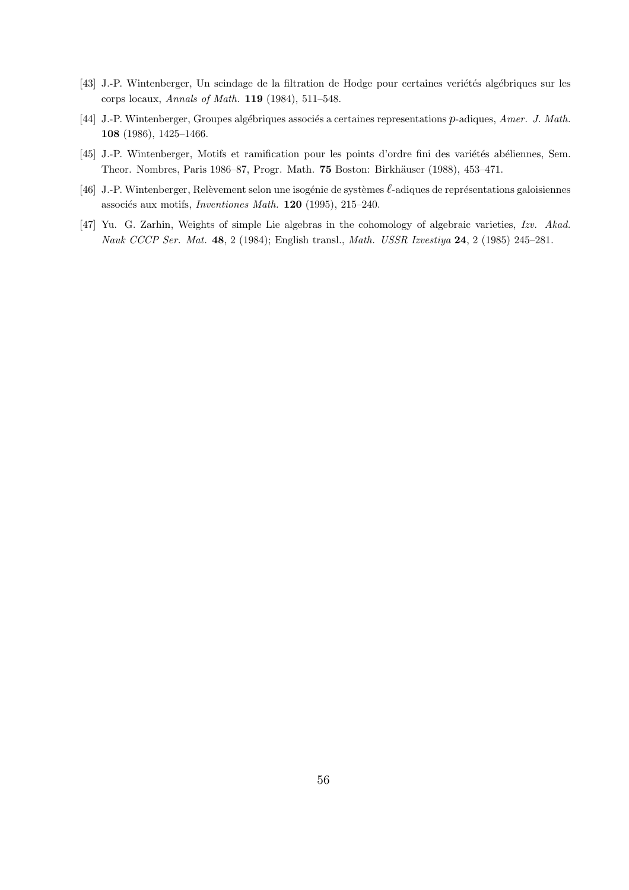[43] J.-P. Wintenberger, Un scindage de la filtration de Hodge pour certaines veriétés algébriques sur les corps locaux, *Annals of Math.* **119** (1984), 511–548.

[44] J.-P. Wintenberger, Groupes algébriques associés a certaines representations $p$-adiques, *Amer. J. Math.* **108** (1986), 1425–1466.

[45] J.-P. Wintenberger, Motifs et ramification pour les points d'ordre fini des variétés abéliennes, Sem. Theor. Nombres, Paris 1986–87, Progr. Math. **75** Boston: Birkhäuser (1988), 453–471.

[46] J.-P. Wintenberger, Relèvement selon une isogénie de systèmes $\ell$-adiques de représentations galoisiennes associés aux motifs, *Inventiones Math.* **120** (1995), 215–240.

[47] Yu. G. Zarhin, Weights of simple Lie algebras in the cohomology of algebraic varieties, *Izv. Akad. Nauk CCCP Ser. Mat.* **48**, 2 (1984); English transl., *Math. USSR Izvestiya* **24**, 2 (1985) 245–281.